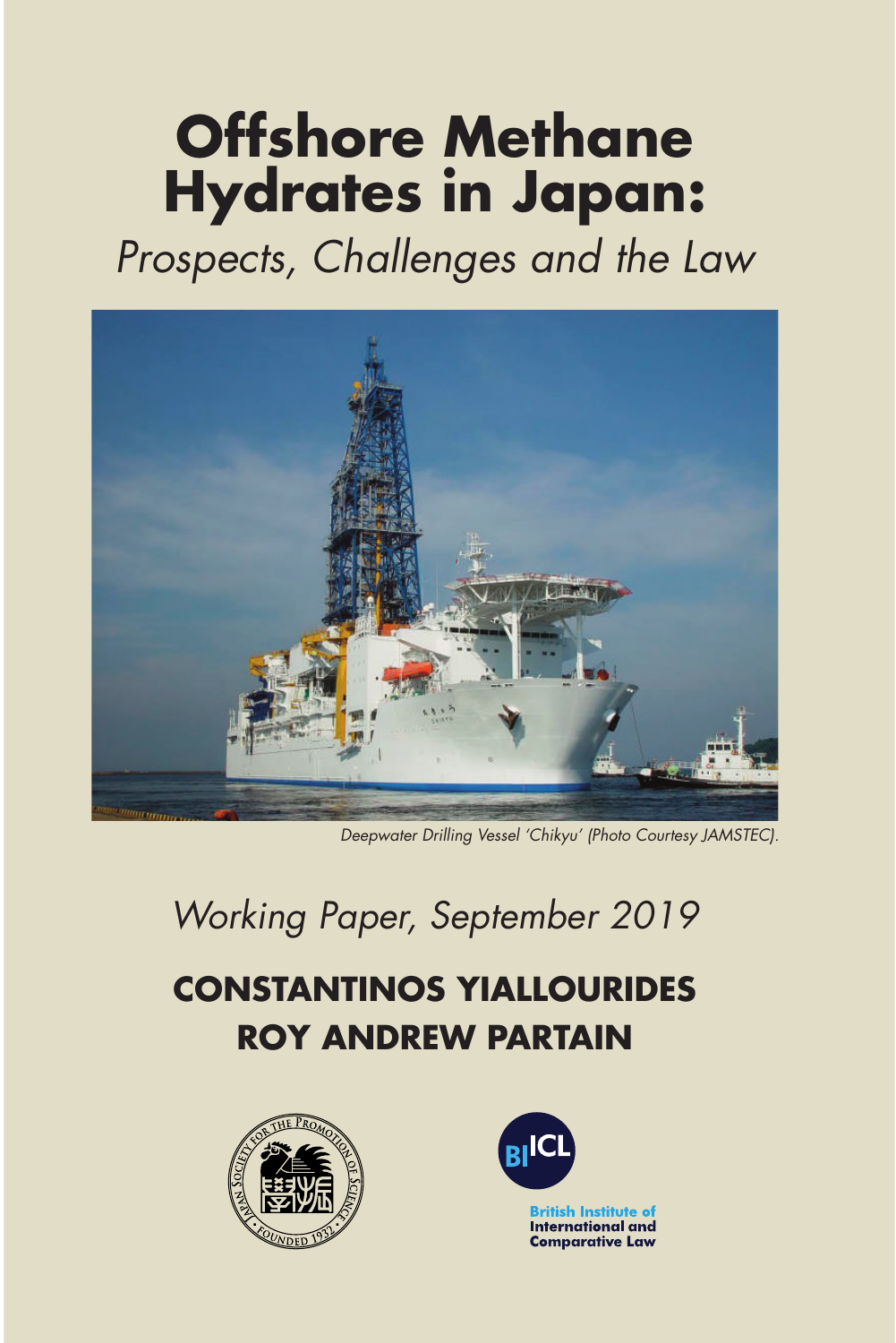# Offshore Methane Hydrates in Japan:

## *Prospects, Challenges and the Law*

*Deepwater Drilling Vessel 'Chikyu' (Photo Courtesy JAMSTEC).*

*Working Paper, September 2019*

**CONSTANTINOS YIALLOURIDES**

**ROY ANDREW PARTAIN**

British Institute of International and Comparative Law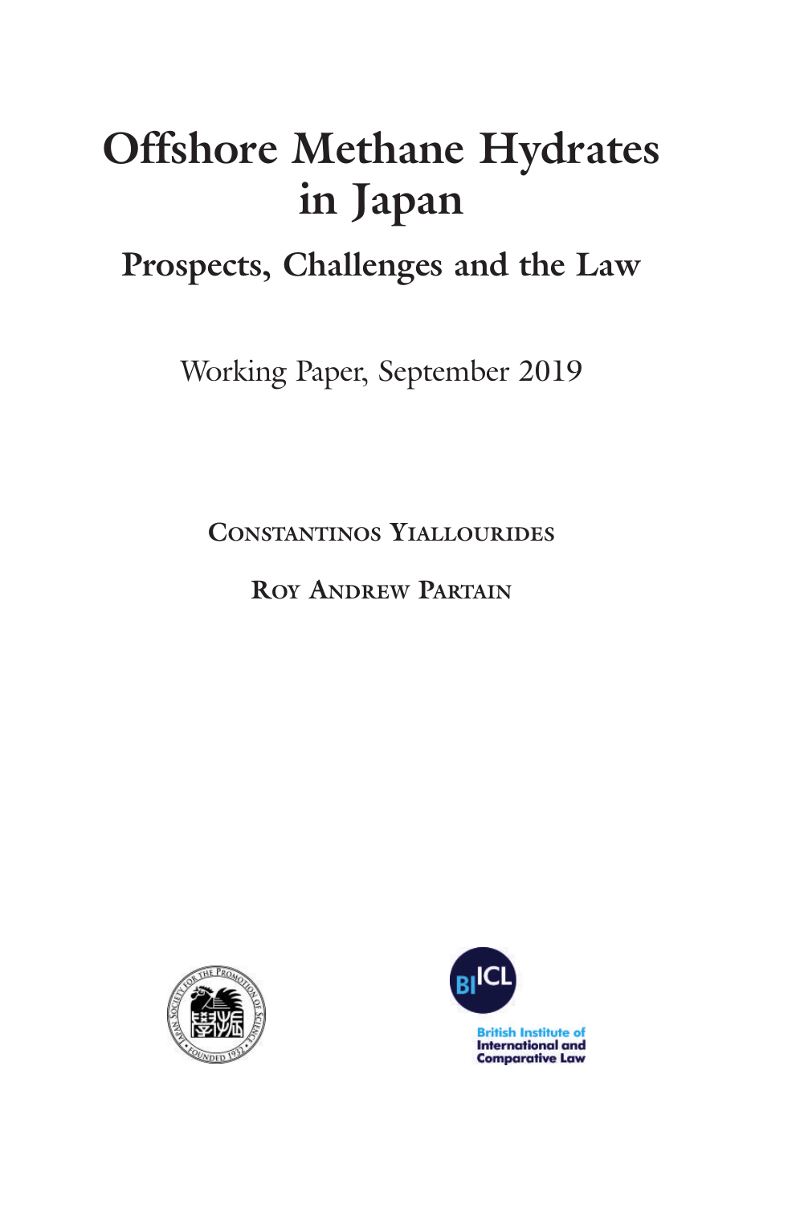# Offshore Methane Hydrates in Japan

## Prospects, Challenges and the Law

Working Paper, September 2019

**CONSTANTINOS YIALLOURIDES**

**ROY ANDREW PARTAIN**

British Institute of International and Comparative Law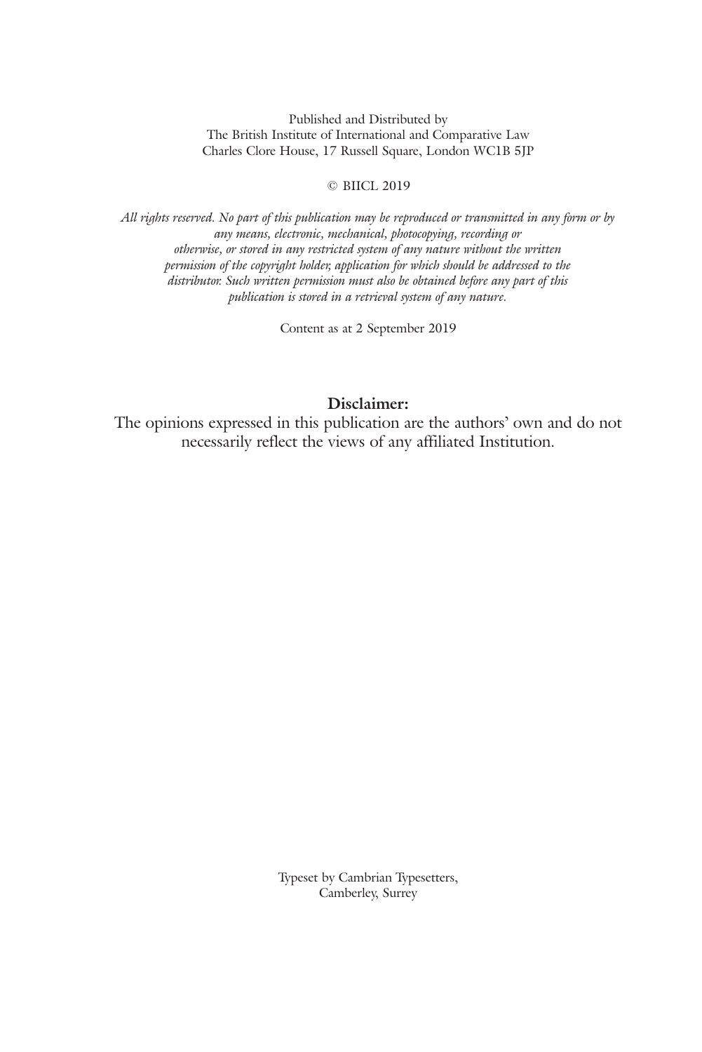Published and Distributed by
The British Institute of International and Comparative Law
Charles Clore House, 17 Russell Square, London WC1B 5JP

© BIICL 2019

*All rights reserved. No part of this publication may be reproduced or transmitted in any form or by any means, electronic, mechanical, photocopying, recording or otherwise, or stored in any restricted system of any nature without the written permission of the copyright holder, application for which should be addressed to the distributor. Such written permission must also be obtained before any part of this publication is stored in a retrieval system of any nature.*

Content as at 2 September 2019

**Disclaimer:**
The opinions expressed in this publication are the authors' own and do not necessarily reflect the views of any affiliated Institution.

Typeset by Cambrian Typesetters,
Camberley, Surrey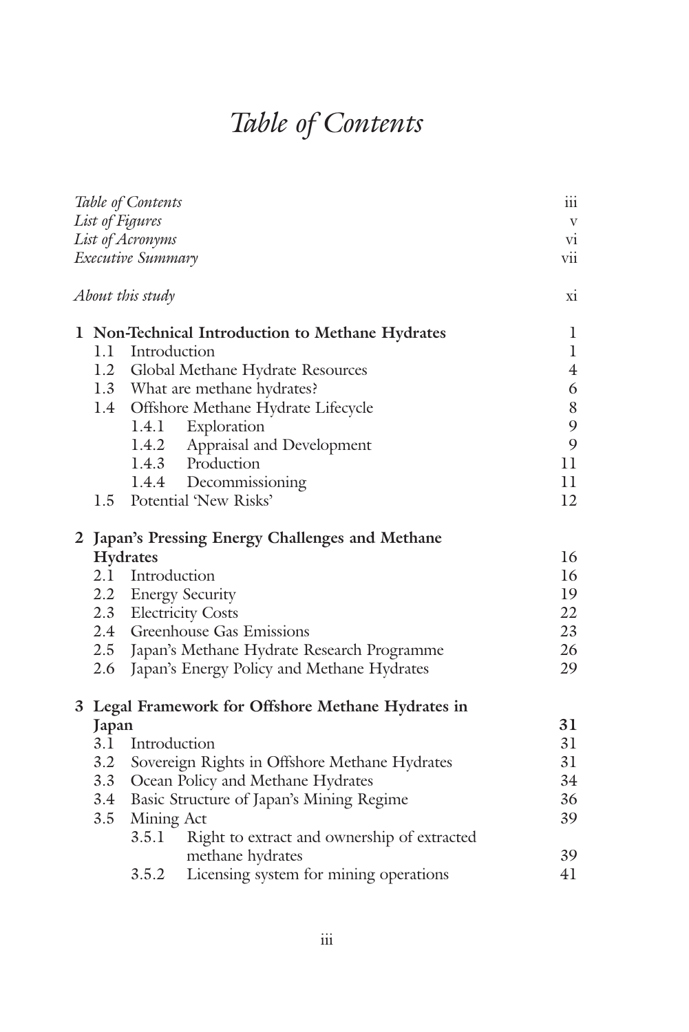# *Table of Contents*

| | |
|---|---|
| *Table of Contents* | iii |
| *List of Figures* | v |
| *List of Acronyms* | vi |
| *Executive Summary* | vii |
| *About this study* | xi |
| **1 Non-Technical Introduction to Methane Hydrates** | 1 |
| 1.1 Introduction | 1 |
| 1.2 Global Methane Hydrate Resources | 4 |
| 1.3 What are methane hydrates? | 6 |
| 1.4 Offshore Methane Hydrate Lifecycle | 8 |
| 1.4.1 Exploration | 9 |
| 1.4.2 Appraisal and Development | 9 |
| 1.4.3 Production | 11 |
| 1.4.4 Decommissioning | 11 |
| 1.5 Potential 'New Risks' | 12 |
| **2 Japan's Pressing Energy Challenges and Methane Hydrates** | 16 |
| 2.1 Introduction | 16 |
| 2.2 Energy Security | 19 |
| 2.3 Electricity Costs | 22 |
| 2.4 Greenhouse Gas Emissions | 23 |
| 2.5 Japan's Methane Hydrate Research Programme | 26 |
| 2.6 Japan's Energy Policy and Methane Hydrates | 29 |
| **3 Legal Framework for Offshore Methane Hydrates in Japan** | **31** |
| 3.1 Introduction | 31 |
| 3.2 Sovereign Rights in Offshore Methane Hydrates | 31 |
| 3.3 Ocean Policy and Methane Hydrates | 34 |
| 3.4 Basic Structure of Japan's Mining Regime | 36 |
| 3.5 Mining Act | 39 |
| 3.5.1 Right to extract and ownership of extracted methane hydrates | 39 |
| 3.5.2 Licensing system for mining operations | 41 |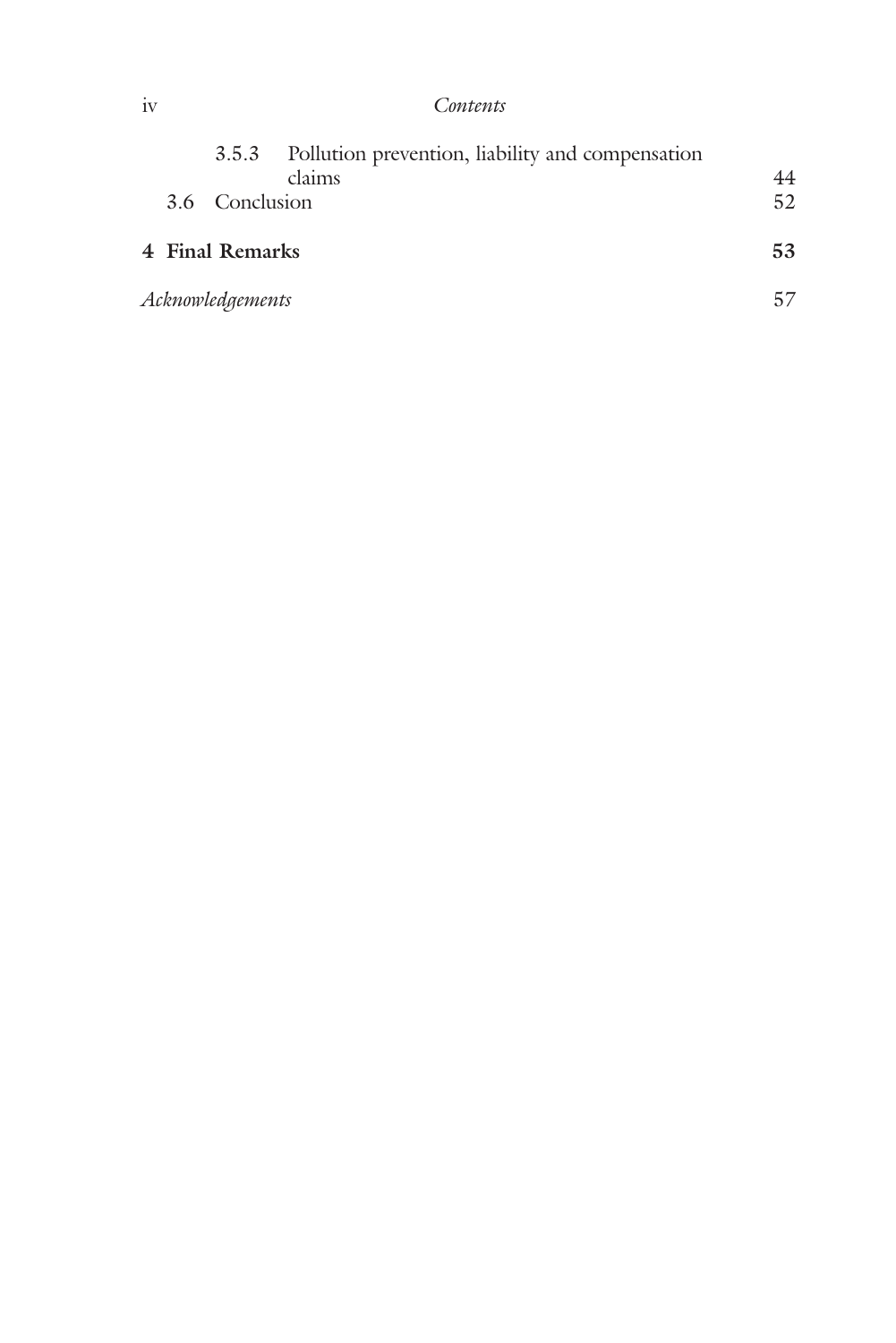3.5.3 Pollution prevention, liability and compensation claims 44

3.6 Conclusion 52

**4 Final Remarks 53**

*Acknowledgements* 57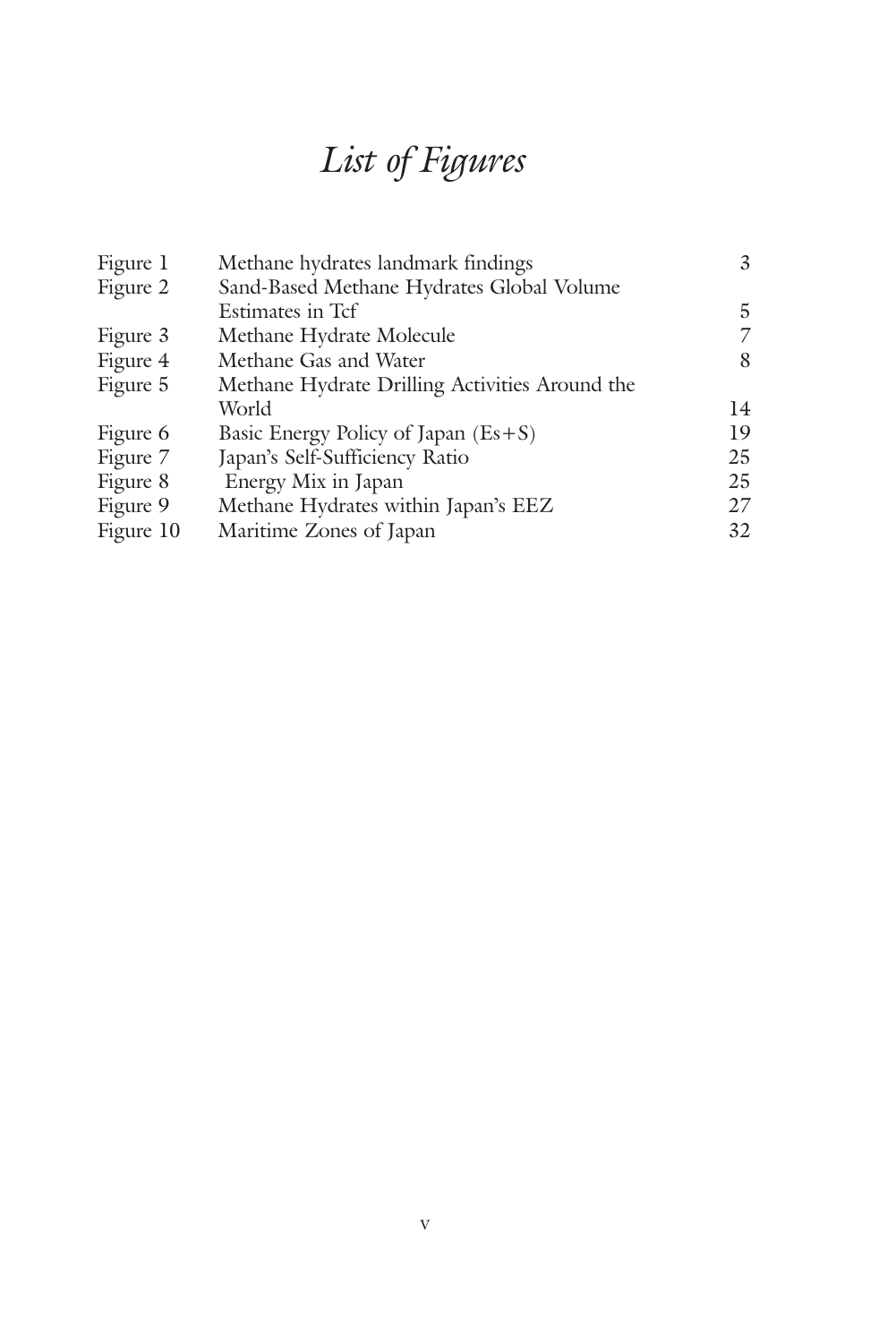# *List of Figures*

| | | |
|---|---|---|
| Figure 1 | Methane hydrates landmark findings | 3 |
| Figure 2 | Sand-Based Methane Hydrates Global Volume Estimates in Tcf | 5 |
| Figure 3 | Methane Hydrate Molecule | 7 |
| Figure 4 | Methane Gas and Water | 8 |
| Figure 5 | Methane Hydrate Drilling Activities Around the World | 14 |
| Figure 6 | Basic Energy Policy of Japan (Es+S) | 19 |
| Figure 7 | Japan's Self-Sufficiency Ratio | 25 |
| Figure 8 | Energy Mix in Japan | 25 |
| Figure 9 | Methane Hydrates within Japan's EEZ | 27 |
| Figure 10 | Maritime Zones of Japan | 32 |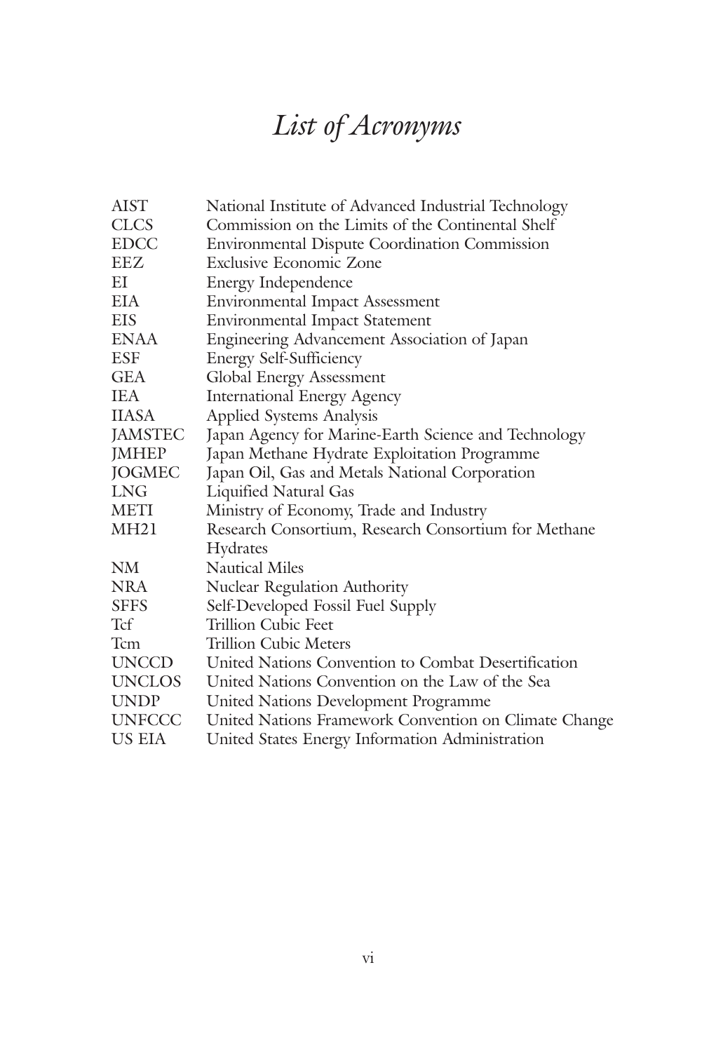# *List of Acronyms*

| | |
|---|---|
| AIST | National Institute of Advanced Industrial Technology |
| CLCS | Commission on the Limits of the Continental Shelf |
| EDCC | Environmental Dispute Coordination Commission |
| EEZ | Exclusive Economic Zone |
| EI | Energy Independence |
| EIA | Environmental Impact Assessment |
| EIS | Environmental Impact Statement |
| ENAA | Engineering Advancement Association of Japan |
| ESF | Energy Self-Sufficiency |
| GEA | Global Energy Assessment |
| IEA | International Energy Agency |
| IIASA | Applied Systems Analysis |
| JAMSTEC | Japan Agency for Marine-Earth Science and Technology |
| JMHEP | Japan Methane Hydrate Exploitation Programme |
| JOGMEC | Japan Oil, Gas and Metals National Corporation |
| LNG | Liquified Natural Gas |
| METI | Ministry of Economy, Trade and Industry |
| MH21 | Research Consortium, Research Consortium for Methane Hydrates |
| NM | Nautical Miles |
| NRA | Nuclear Regulation Authority |
| SFFS | Self-Developed Fossil Fuel Supply |
| Tcf | Trillion Cubic Feet |
| Tcm | Trillion Cubic Meters |
| UNCCD | United Nations Convention to Combat Desertification |
| UNCLOS | United Nations Convention on the Law of the Sea |
| UNDP | United Nations Development Programme |
| UNFCCC | United Nations Framework Convention on Climate Change |
| US EIA | United States Energy Information Administration |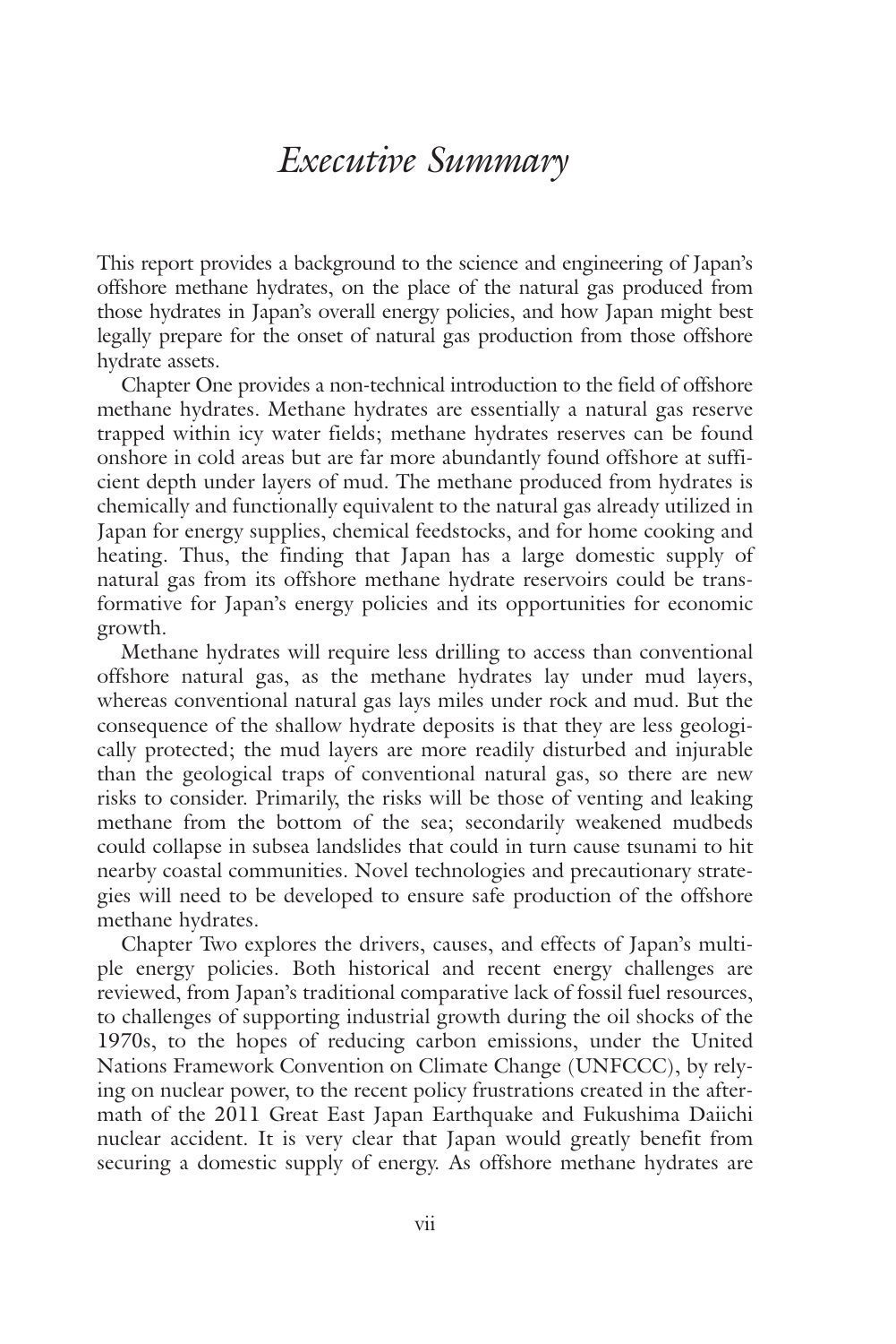# *Executive Summary*

This report provides a background to the science and engineering of Japan's offshore methane hydrates, on the place of the natural gas produced from those hydrates in Japan's overall energy policies, and how Japan might best legally prepare for the onset of natural gas production from those offshore hydrate assets.

Chapter One provides a non-technical introduction to the field of offshore methane hydrates. Methane hydrates are essentially a natural gas reserve trapped within icy water fields; methane hydrates reserves can be found onshore in cold areas but are far more abundantly found offshore at sufficient depth under layers of mud. The methane produced from hydrates is chemically and functionally equivalent to the natural gas already utilized in Japan for energy supplies, chemical feedstocks, and for home cooking and heating. Thus, the finding that Japan has a large domestic supply of natural gas from its offshore methane hydrate reservoirs could be transformative for Japan's energy policies and its opportunities for economic growth.

Methane hydrates will require less drilling to access than conventional offshore natural gas, as the methane hydrates lay under mud layers, whereas conventional natural gas lays miles under rock and mud. But the consequence of the shallow hydrate deposits is that they are less geologically protected; the mud layers are more readily disturbed and injurable than the geological traps of conventional natural gas, so there are new risks to consider. Primarily, the risks will be those of venting and leaking methane from the bottom of the sea; secondarily weakened mudbeds could collapse in subsea landslides that could in turn cause tsunami to hit nearby coastal communities. Novel technologies and precautionary strategies will need to be developed to ensure safe production of the offshore methane hydrates.

Chapter Two explores the drivers, causes, and effects of Japan's multiple energy policies. Both historical and recent energy challenges are reviewed, from Japan's traditional comparative lack of fossil fuel resources, to challenges of supporting industrial growth during the oil shocks of the 1970s, to the hopes of reducing carbon emissions, under the United Nations Framework Convention on Climate Change (UNFCCC), by relying on nuclear power, to the recent policy frustrations created in the aftermath of the 2011 Great East Japan Earthquake and Fukushima Daiichi nuclear accident. It is very clear that Japan would greatly benefit from securing a domestic supply of energy. As offshore methane hydrates are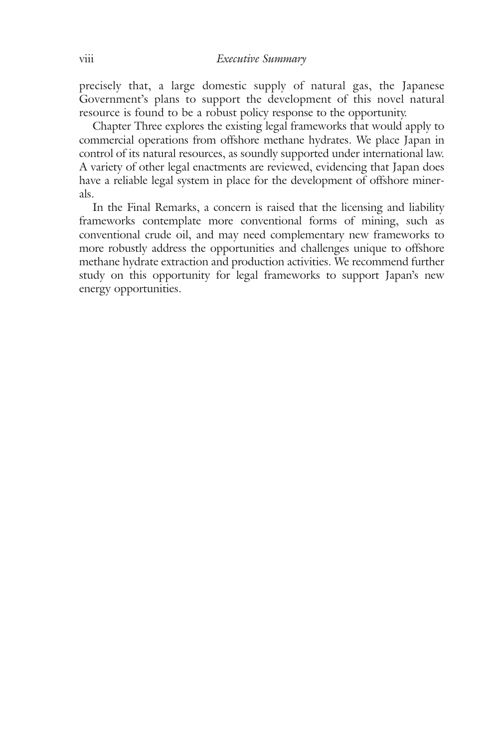precisely that, a large domestic supply of natural gas, the Japanese Government's plans to support the development of this novel natural resource is found to be a robust policy response to the opportunity.

Chapter Three explores the existing legal frameworks that would apply to commercial operations from offshore methane hydrates. We place Japan in control of its natural resources, as soundly supported under international law. A variety of other legal enactments are reviewed, evidencing that Japan does have a reliable legal system in place for the development of offshore minerals.

In the Final Remarks, a concern is raised that the licensing and liability frameworks contemplate more conventional forms of mining, such as conventional crude oil, and may need complementary new frameworks to more robustly address the opportunities and challenges unique to offshore methane hydrate extraction and production activities. We recommend further study on this opportunity for legal frameworks to support Japan's new energy opportunities.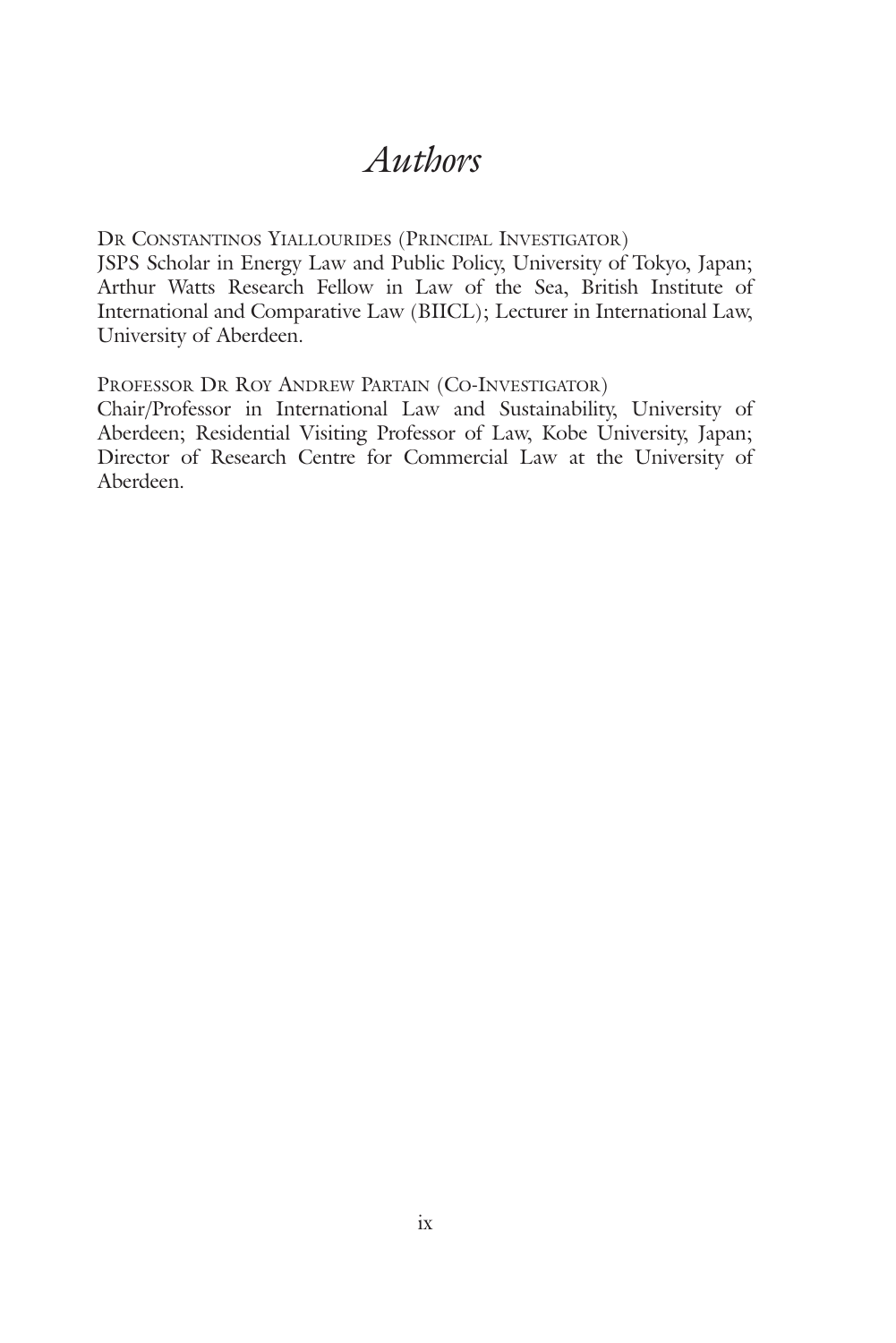# *Authors*

DR CONSTANTINOS YIALLOURIDES (PRINCIPAL INVESTIGATOR)
JSPS Scholar in Energy Law and Public Policy, University of Tokyo, Japan; Arthur Watts Research Fellow in Law of the Sea, British Institute of International and Comparative Law (BIICL); Lecturer in International Law, University of Aberdeen.

PROFESSOR DR ROY ANDREW PARTAIN (CO-INVESTIGATOR)
Chair/Professor in International Law and Sustainability, University of Aberdeen; Residential Visiting Professor of Law, Kobe University, Japan; Director of Research Centre for Commercial Law at the University of Aberdeen.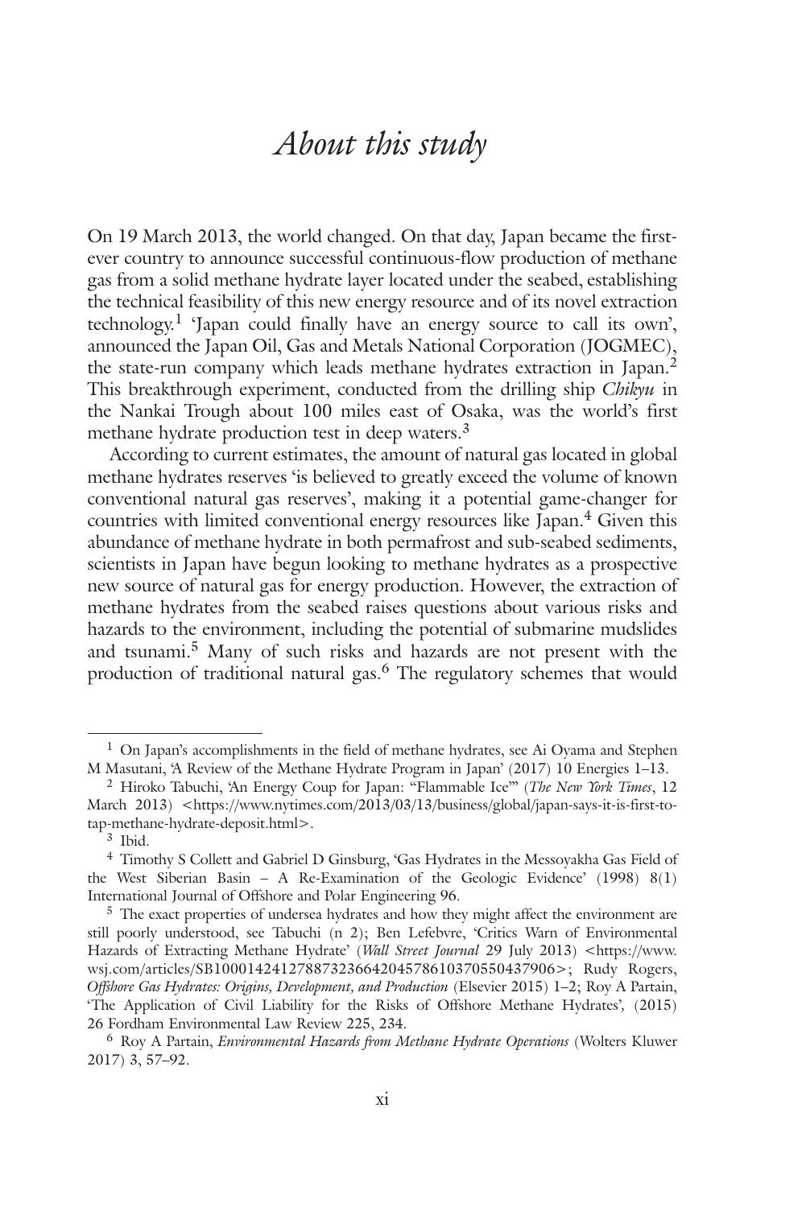# *About this study*

On 19 March 2013, the world changed. On that day, Japan became the first-ever country to announce successful continuous-flow production of methane gas from a solid methane hydrate layer located under the seabed, establishing the technical feasibility of this new energy resource and of its novel extraction technology.[1] 'Japan could finally have an energy source to call its own', announced the Japan Oil, Gas and Metals National Corporation (JOGMEC), the state-run company which leads methane hydrates extraction in Japan.[2] This breakthrough experiment, conducted from the drilling ship *Chikyu* in the Nankai Trough about 100 miles east of Osaka, was the world's first methane hydrate production test in deep waters.[3]

According to current estimates, the amount of natural gas located in global methane hydrates reserves 'is believed to greatly exceed the volume of known conventional natural gas reserves', making it a potential game-changer for countries with limited conventional energy resources like Japan.[4] Given this abundance of methane hydrate in both permafrost and sub-seabed sediments, scientists in Japan have begun looking to methane hydrates as a prospective new source of natural gas for energy production. However, the extraction of methane hydrates from the seabed raises questions about various risks and hazards to the environment, including the potential of submarine mudslides and tsunami.[5] Many of such risks and hazards are not present with the production of traditional natural gas.[6] The regulatory schemes that would

---

[1] On Japan's accomplishments in the field of methane hydrates, see Ai Oyama and Stephen M Masutani, 'A Review of the Methane Hydrate Program in Japan' (2017) 10 Energies 1–13.

[2] Hiroko Tabuchi, 'An Energy Coup for Japan: "Flammable Ice"' (*The New York Times*, 12 March 2013) <https://www.nytimes.com/2013/03/13/business/global/japan-says-it-is-first-to-tap-methane-hydrate-deposit.html>.

[3] Ibid.

[4] Timothy S Collett and Gabriel D Ginsburg, 'Gas Hydrates in the Messoyakha Gas Field of the West Siberian Basin – A Re-Examination of the Geologic Evidence' (1998) 8(1) International Journal of Offshore and Polar Engineering 96.

[5] The exact properties of undersea hydrates and how they might affect the environment are still poorly understood, see Tabuchi (n 2); Ben Lefebvre, 'Critics Warn of Environmental Hazards of Extracting Methane Hydrate' (*Wall Street Journal* 29 July 2013) <https://www.wsj.com/articles/SB10001424127887323664204578610370550437906>; Rudy Rogers, *Offshore Gas Hydrates: Origins, Development, and Production* (Elsevier 2015) 1–2; Roy A Partain, 'The Application of Civil Liability for the Risks of Offshore Methane Hydrates', (2015) 26 Fordham Environmental Law Review 225, 234.

[6] Roy A Partain, *Environmental Hazards from Methane Hydrate Operations* (Wolters Kluwer 2017) 3, 57–92.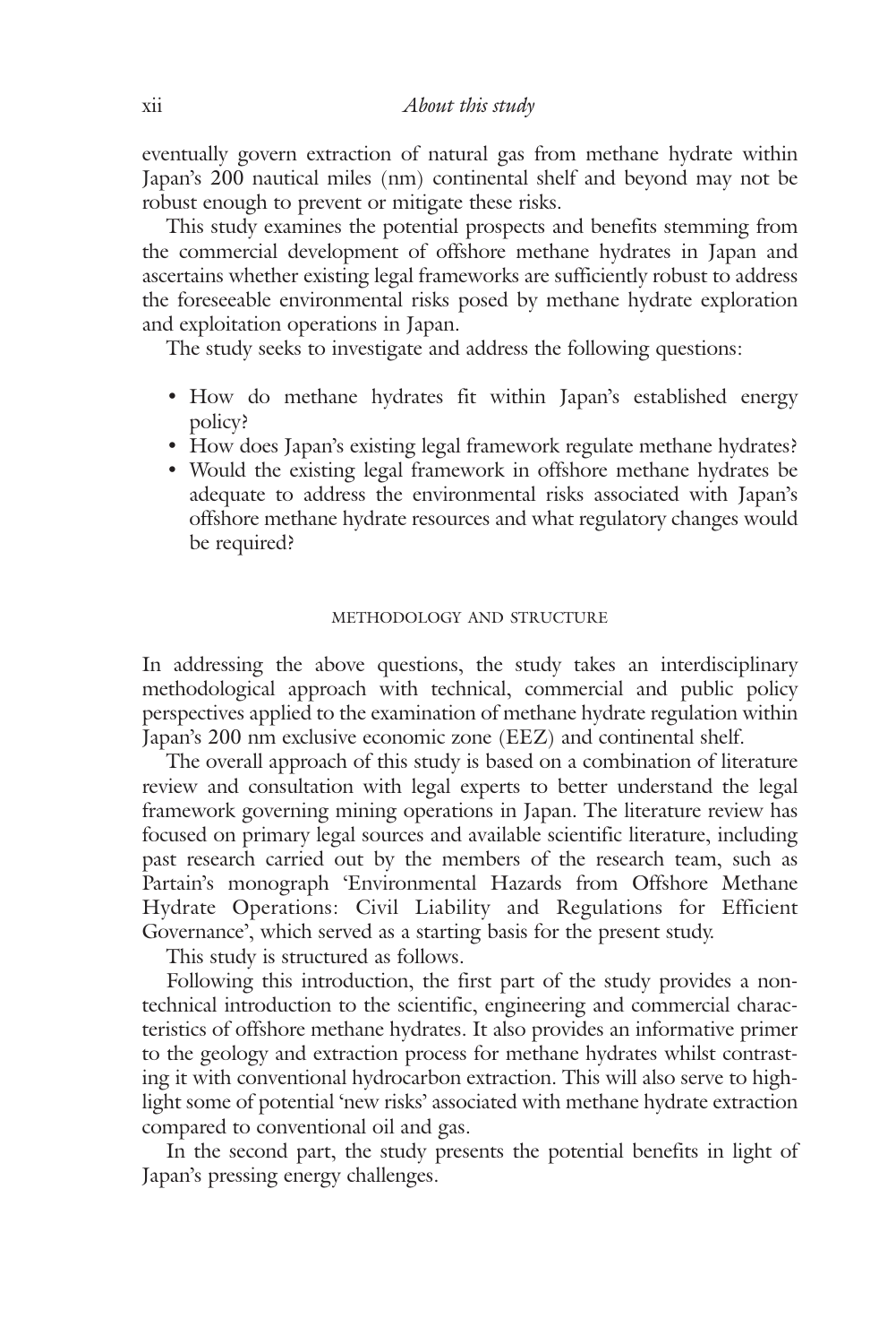eventually govern extraction of natural gas from methane hydrate within Japan's 200 nautical miles (nm) continental shelf and beyond may not be robust enough to prevent or mitigate these risks.

This study examines the potential prospects and benefits stemming from the commercial development of offshore methane hydrates in Japan and ascertains whether existing legal frameworks are sufficiently robust to address the foreseeable environmental risks posed by methane hydrate exploration and exploitation operations in Japan.

The study seeks to investigate and address the following questions:

- How do methane hydrates fit within Japan's established energy policy?
- How does Japan's existing legal framework regulate methane hydrates?
- Would the existing legal framework in offshore methane hydrates be adequate to address the environmental risks associated with Japan's offshore methane hydrate resources and what regulatory changes would be required?

## METHODOLOGY AND STRUCTURE

In addressing the above questions, the study takes an interdisciplinary methodological approach with technical, commercial and public policy perspectives applied to the examination of methane hydrate regulation within Japan's 200 nm exclusive economic zone (EEZ) and continental shelf.

The overall approach of this study is based on a combination of literature review and consultation with legal experts to better understand the legal framework governing mining operations in Japan. The literature review has focused on primary legal sources and available scientific literature, including past research carried out by the members of the research team, such as Partain's monograph 'Environmental Hazards from Offshore Methane Hydrate Operations: Civil Liability and Regulations for Efficient Governance', which served as a starting basis for the present study.

This study is structured as follows.

Following this introduction, the first part of the study provides a non-technical introduction to the scientific, engineering and commercial characteristics of offshore methane hydrates. It also provides an informative primer to the geology and extraction process for methane hydrates whilst contrasting it with conventional hydrocarbon extraction. This will also serve to highlight some of potential 'new risks' associated with methane hydrate extraction compared to conventional oil and gas.

In the second part, the study presents the potential benefits in light of Japan's pressing energy challenges.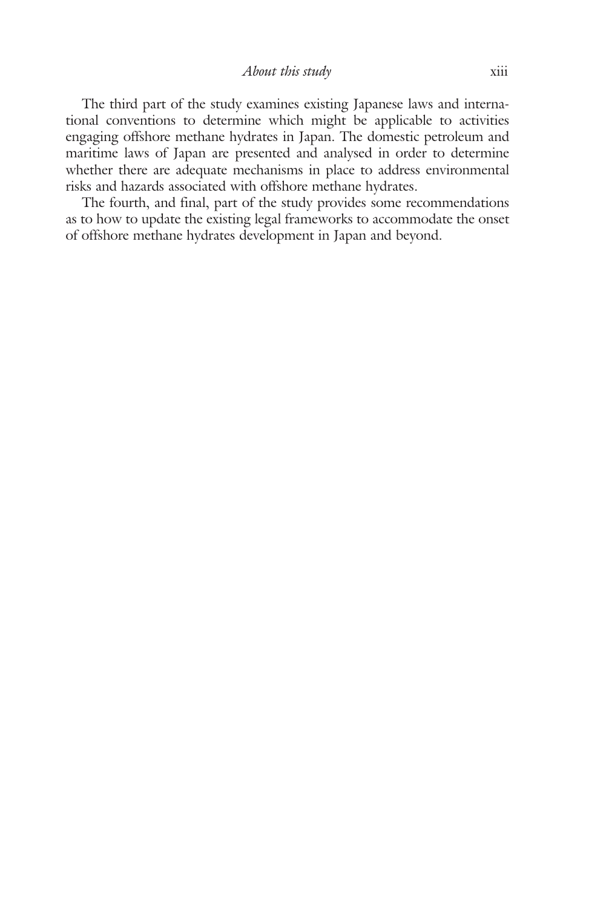The third part of the study examines existing Japanese laws and international conventions to determine which might be applicable to activities engaging offshore methane hydrates in Japan. The domestic petroleum and maritime laws of Japan are presented and analysed in order to determine whether there are adequate mechanisms in place to address environmental risks and hazards associated with offshore methane hydrates.

The fourth, and final, part of the study provides some recommendations as to how to update the existing legal frameworks to accommodate the onset of offshore methane hydrates development in Japan and beyond.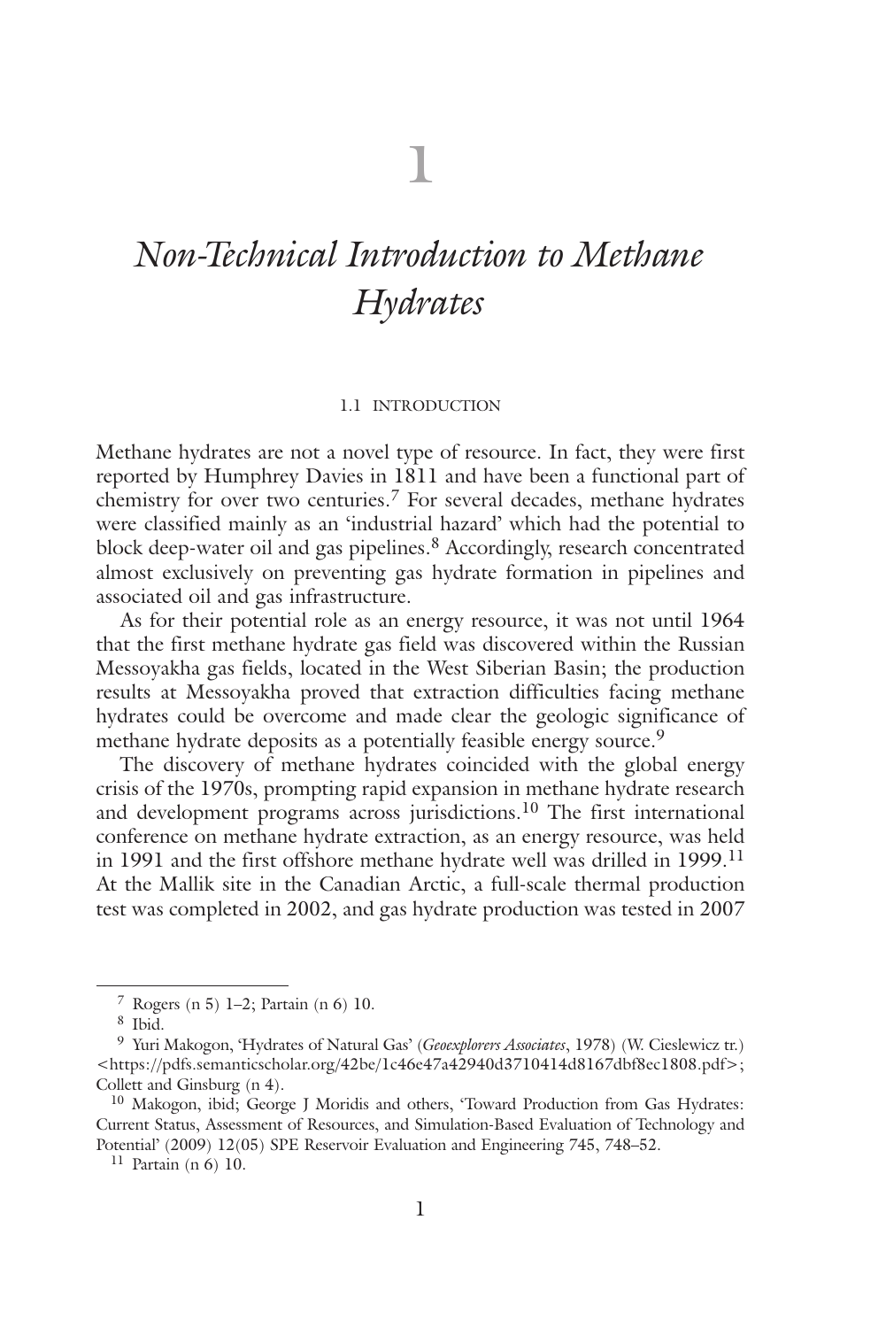# 1

# *Non-Technical Introduction to Methane Hydrates*

## 1.1 INTRODUCTION

Methane hydrates are not a novel type of resource. In fact, they were first reported by Humphrey Davies in 1811 and have been a functional part of chemistry for over two centuries.[7] For several decades, methane hydrates were classified mainly as an 'industrial hazard' which had the potential to block deep-water oil and gas pipelines.[8] Accordingly, research concentrated almost exclusively on preventing gas hydrate formation in pipelines and associated oil and gas infrastructure.

As for their potential role as an energy resource, it was not until 1964 that the first methane hydrate gas field was discovered within the Russian Messoyakha gas fields, located in the West Siberian Basin; the production results at Messoyakha proved that extraction difficulties facing methane hydrates could be overcome and made clear the geologic significance of methane hydrate deposits as a potentially feasible energy source.[9]

The discovery of methane hydrates coincided with the global energy crisis of the 1970s, prompting rapid expansion in methane hydrate research and development programs across jurisdictions.[10] The first international conference on methane hydrate extraction, as an energy resource, was held in 1991 and the first offshore methane hydrate well was drilled in 1999.[11] At the Mallik site in the Canadian Arctic, a full-scale thermal production test was completed in 2002, and gas hydrate production was tested in 2007

---

[7] Rogers (n 5) 1–2; Partain (n 6) 10.

[8] Ibid.

[9] Yuri Makogon, 'Hydrates of Natural Gas' (*Geoexplorers Associates*, 1978) (W. Cieslewicz tr.) <https://pdfs.semanticscholar.org/42be/1c46e47a42940d3710414d8167dbf8ec1808.pdf>; Collett and Ginsburg (n 4).

[10] Makogon, ibid; George J Moridis and others, 'Toward Production from Gas Hydrates: Current Status, Assessment of Resources, and Simulation-Based Evaluation of Technology and Potential' (2009) 12(05) SPE Reservoir Evaluation and Engineering 745, 748–52.

[11] Partain (n 6) 10.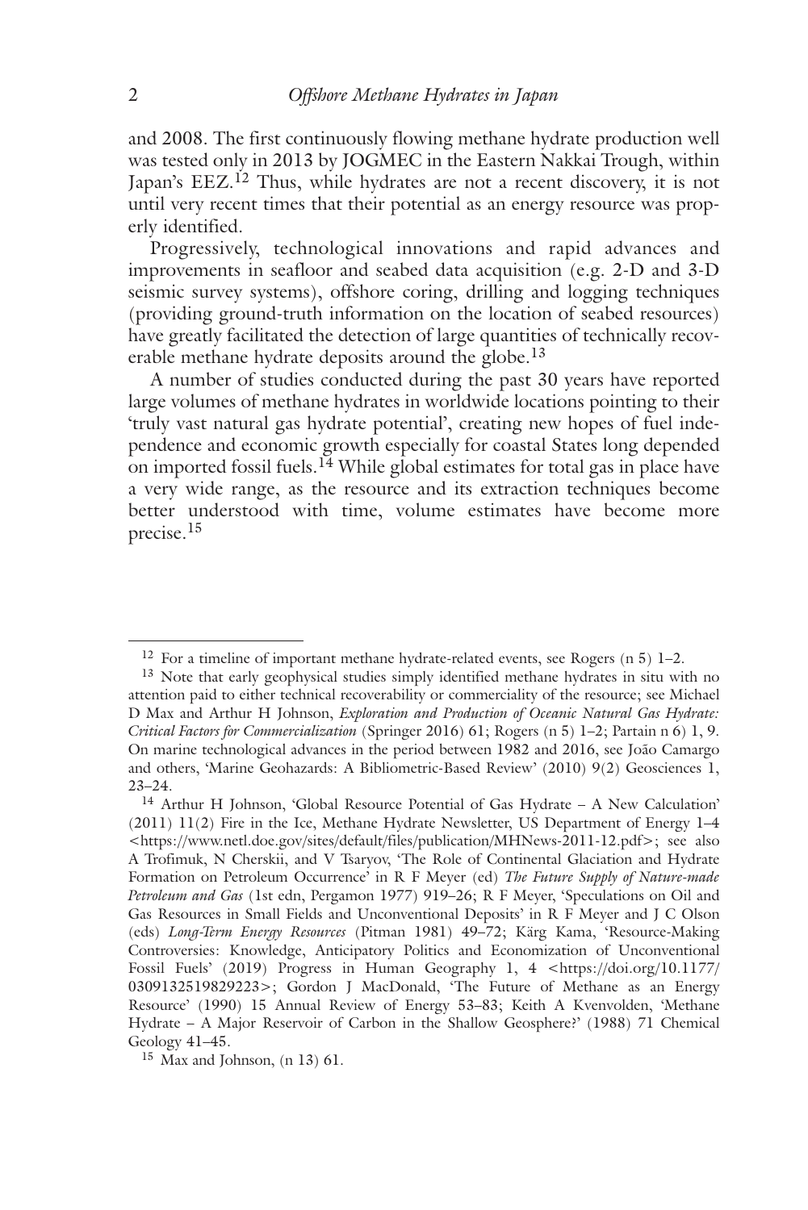and 2008. The first continuously flowing methane hydrate production well was tested only in 2013 by JOGMEC in the Eastern Nakkai Trough, within Japan's EEZ.[12] Thus, while hydrates are not a recent discovery, it is not until very recent times that their potential as an energy resource was properly identified.

Progressively, technological innovations and rapid advances and improvements in seafloor and seabed data acquisition (e.g. 2-D and 3-D seismic survey systems), offshore coring, drilling and logging techniques (providing ground-truth information on the location of seabed resources) have greatly facilitated the detection of large quantities of technically recoverable methane hydrate deposits around the globe.[13]

A number of studies conducted during the past 30 years have reported large volumes of methane hydrates in worldwide locations pointing to their 'truly vast natural gas hydrate potential', creating new hopes of fuel independence and economic growth especially for coastal States long depended on imported fossil fuels.[14] While global estimates for total gas in place have a very wide range, as the resource and its extraction techniques become better understood with time, volume estimates have become more precise.[15]

---

[12] For a timeline of important methane hydrate-related events, see Rogers (n 5) 1–2.

[13] Note that early geophysical studies simply identified methane hydrates in situ with no attention paid to either technical recoverability or commerciality of the resource; see Michael D Max and Arthur H Johnson, *Exploration and Production of Oceanic Natural Gas Hydrate: Critical Factors for Commercialization* (Springer 2016) 61; Rogers (n 5) 1–2; Partain n 6) 1, 9. On marine technological advances in the period between 1982 and 2016, see João Camargo and others, 'Marine Geohazards: A Bibliometric-Based Review' (2010) 9(2) Geosciences 1, 23–24.

[14] Arthur H Johnson, 'Global Resource Potential of Gas Hydrate – A New Calculation' (2011) 11(2) Fire in the Ice, Methane Hydrate Newsletter, US Department of Energy 1–4 <https://www.netl.doe.gov/sites/default/files/publication/MHNews-2011-12.pdf>; see also A Trofimuk, N Cherskii, and V Tsaryov, 'The Role of Continental Glaciation and Hydrate Formation on Petroleum Occurrence' in R F Meyer (ed) *The Future Supply of Nature-made Petroleum and Gas* (1st edn, Pergamon 1977) 919–26; R F Meyer, 'Speculations on Oil and Gas Resources in Small Fields and Unconventional Deposits' in R F Meyer and J C Olson (eds) *Long-Term Energy Resources* (Pitman 1981) 49–72; Kärg Kama, 'Resource-Making Controversies: Knowledge, Anticipatory Politics and Economization of Unconventional Fossil Fuels' (2019) Progress in Human Geography 1, 4 <https://doi.org/10.1177/0309132519829223>; Gordon J MacDonald, 'The Future of Methane as an Energy Resource' (1990) 15 Annual Review of Energy 53–83; Keith A Kvenvolden, 'Methane Hydrate – A Major Reservoir of Carbon in the Shallow Geosphere?' (1988) 71 Chemical Geology 41–45.

[15] Max and Johnson, (n 13) 61.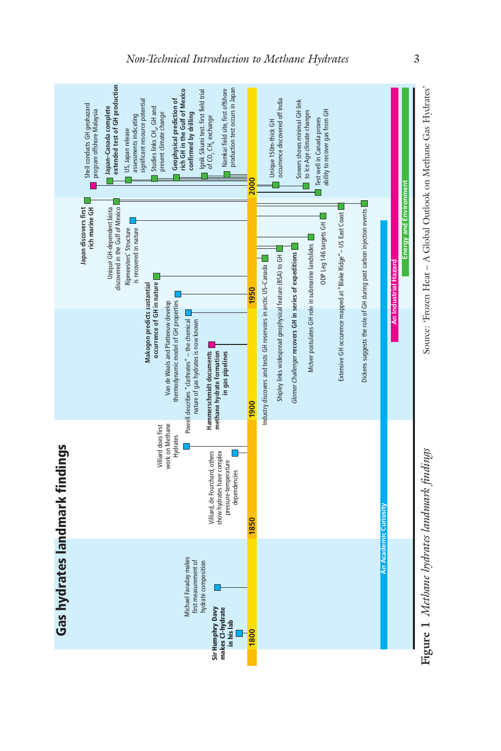## Gas hydrates landmark findings

- 1800 — **Sir Humphry Davy makes Cl-hydrate in his lab**
- Michael Faraday makes first measurement of hydrate composition
- 1850
- Villiard, de Fourchard, others show hydrates have complex pressure-temperature dependencies
- Villiard does first work on Methane Hydrates
- 1900
- **Hammerschmidt documents methane hydrate formation in gas pipelines**
- Powell describes "clathrates" – the chemical nature of gas hydrates is now known
- Van de Waals and Platteeuw develop thermodynamic model of GH properties
- **Makogon predicts sustantial occurrence of GH in nature**
- 1950
- Industry discovers and tests GH reservoirs in arctic US–Canada
- Shipley links widespread geophysical feature (BSA) to GH
- *Glomar Challenger* **recovers GH in series of expeditions**
- McIver postulates GH role in submarine landslides
- Ripmeesters' Structure is recovered in nature
- Unique GH-dependent biota discovered in the Gulf of Mexico
- **Japan discovers first rich marine GH**
- ODP Leg 146 targets GH
- Extensive GH occurence mapped at "Blake Ridge" – US East Coast
- Dickens suggests the role of GH during past carbon injection events
- 2000
- Shell conducts GH geohazard program offshore Malaysia
- **Japan–Canada complete extended test of GH production**
- US, Japan release assessments indicating significant resource potential
- Studies links $CH_4$, GH and present climate change
- **Geophysical prediction of rich GH in the Gulf of Mexico confirmed by drilling**
- Ignik Sikumi test, first field trial of $CO_2$ $CH_4$ exchange
- Namkai field site, first offshore production test occurs in Japan
- Unique 150m-thick GH occurrence discovered off India
- Sowers shows minimal GH link to Ice Age climate changes
- Test well in Canada proves ability to recover gas from GH

An Academic Curiosity — An Industrial Hazard — Energy and Environment

Source: 'Frozen Heat – A Global Outlook on Methane Gas Hydrates'

**Figure 1** *Methane hydrates landmark findings*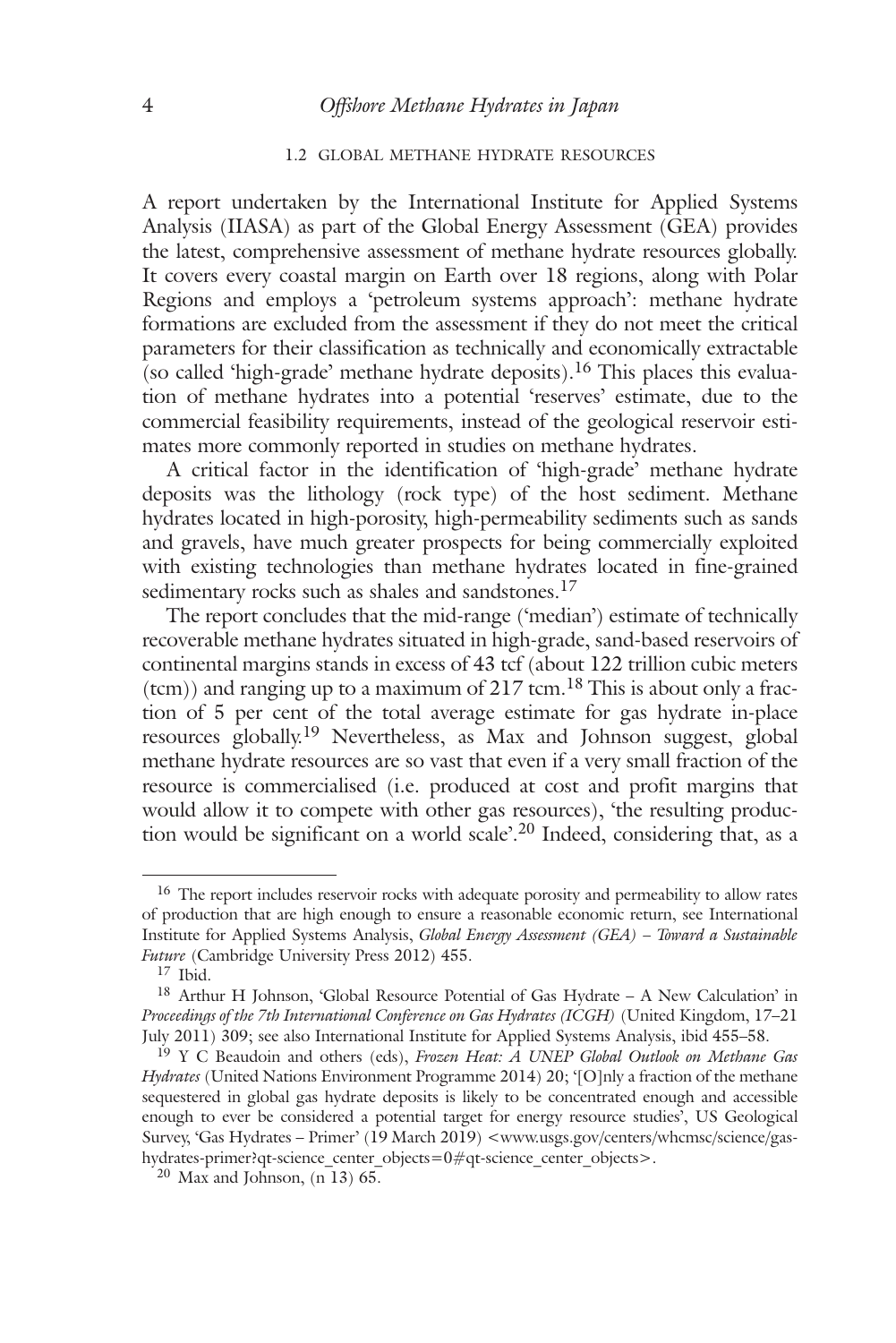### 1.2 GLOBAL METHANE HYDRATE RESOURCES

A report undertaken by the International Institute for Applied Systems Analysis (IIASA) as part of the Global Energy Assessment (GEA) provides the latest, comprehensive assessment of methane hydrate resources globally. It covers every coastal margin on Earth over 18 regions, along with Polar Regions and employs a 'petroleum systems approach': methane hydrate formations are excluded from the assessment if they do not meet the critical parameters for their classification as technically and economically extractable (so called 'high-grade' methane hydrate deposits).[16] This places this evaluation of methane hydrates into a potential 'reserves' estimate, due to the commercial feasibility requirements, instead of the geological reservoir estimates more commonly reported in studies on methane hydrates.

A critical factor in the identification of 'high-grade' methane hydrate deposits was the lithology (rock type) of the host sediment. Methane hydrates located in high-porosity, high-permeability sediments such as sands and gravels, have much greater prospects for being commercially exploited with existing technologies than methane hydrates located in fine-grained sedimentary rocks such as shales and sandstones.[17]

The report concludes that the mid-range ('median') estimate of technically recoverable methane hydrates situated in high-grade, sand-based reservoirs of continental margins stands in excess of 43 tcf (about 122 trillion cubic meters (tcm)) and ranging up to a maximum of 217 tcm.[18] This is about only a fraction of 5 per cent of the total average estimate for gas hydrate in-place resources globally.[19] Nevertheless, as Max and Johnson suggest, global methane hydrate resources are so vast that even if a very small fraction of the resource is commercialised (i.e. produced at cost and profit margins that would allow it to compete with other gas resources), 'the resulting production would be significant on a world scale'.[20] Indeed, considering that, as a

---

[16] The report includes reservoir rocks with adequate porosity and permeability to allow rates of production that are high enough to ensure a reasonable economic return, see International Institute for Applied Systems Analysis, *Global Energy Assessment (GEA) – Toward a Sustainable Future* (Cambridge University Press 2012) 455.

[17] Ibid.

[18] Arthur H Johnson, 'Global Resource Potential of Gas Hydrate – A New Calculation' in *Proceedings of the 7th International Conference on Gas Hydrates (ICGH)* (United Kingdom, 17–21 July 2011) 309; see also International Institute for Applied Systems Analysis, ibid 455–58.

[19] Y C Beaudoin and others (eds), *Frozen Heat: A UNEP Global Outlook on Methane Gas Hydrates* (United Nations Environment Programme 2014) 20; '[O]nly a fraction of the methane sequestered in global gas hydrate deposits is likely to be concentrated enough and accessible enough to ever be considered a potential target for energy resource studies', US Geological Survey, 'Gas Hydrates – Primer' (19 March 2019) <www.usgs.gov/centers/whcmsc/science/gas-hydrates-primer?qt-science_center_objects=0#qt-science_center_objects>.

[20] Max and Johnson, (n 13) 65.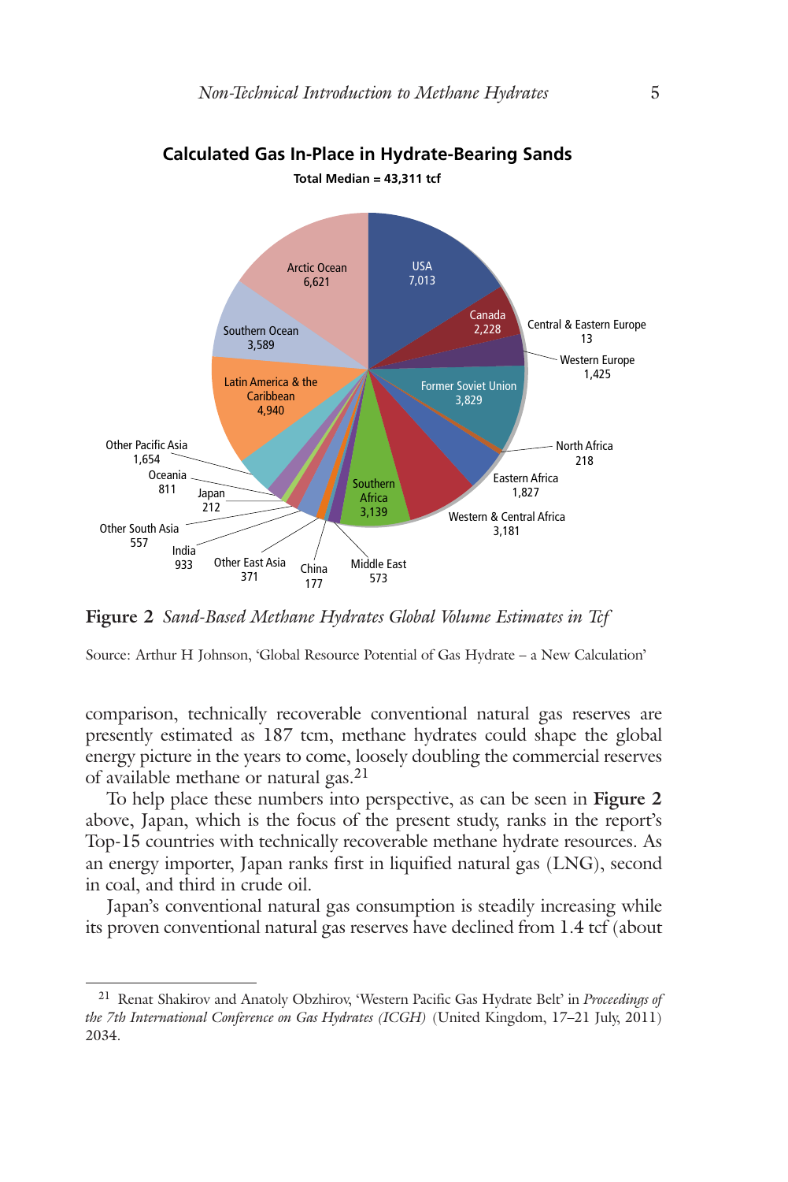**Calculated Gas In-Place in Hydrate-Bearing Sands**

**Total Median = 43,311 tcf**

| Region | tcf |
|---|---|
| USA | 7,013 |
| Canada | 2,228 |
| Central & Eastern Europe | 13 |
| Western Europe | 1,425 |
| Former Soviet Union | 3,829 |
| North Africa | 218 |
| Eastern Africa | 1,827 |
| Western & Central Africa | 3,181 |
| Southern Africa | 3,139 |
| Middle East | 573 |
| China | 177 |
| Other East Asia | 371 |
| India | 933 |
| Other South Asia | 557 |
| Japan | 212 |
| Oceania | 811 |
| Other Pacific Asia | 1,654 |
| Latin America & the Caribbean | 4,940 |
| Southern Ocean | 3,589 |
| Arctic Ocean | 6,621 |

**Figure 2** *Sand-Based Methane Hydrates Global Volume Estimates in Tcf*

Source: Arthur H Johnson, 'Global Resource Potential of Gas Hydrate – a New Calculation'

comparison, technically recoverable conventional natural gas reserves are presently estimated as 187 tcm, methane hydrates could shape the global energy picture in the years to come, loosely doubling the commercial reserves of available methane or natural gas.[21]

To help place these numbers into perspective, as can be seen in **Figure 2** above, Japan, which is the focus of the present study, ranks in the report's Top-15 countries with technically recoverable methane hydrate resources. As an energy importer, Japan ranks first in liquified natural gas (LNG), second in coal, and third in crude oil.

Japan's conventional natural gas consumption is steadily increasing while its proven conventional natural gas reserves have declined from 1.4 tcf (about

---

[21] Renat Shakirov and Anatoly Obzhirov, 'Western Pacific Gas Hydrate Belt' in *Proceedings of the 7th International Conference on Gas Hydrates (ICGH)* (United Kingdom, 17–21 July, 2011) 2034.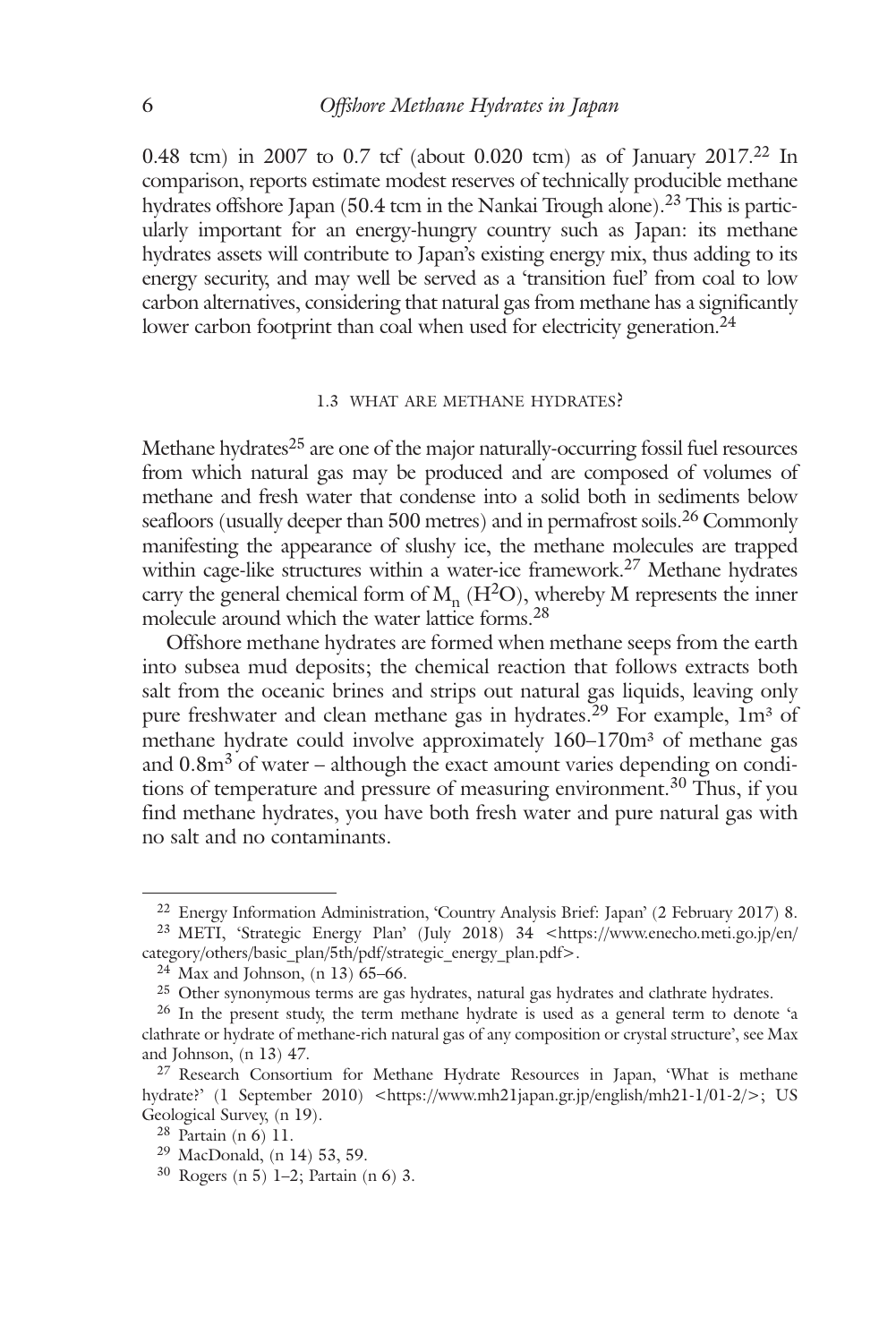0.48 tcm) in 2007 to 0.7 tcf (about 0.020 tcm) as of January 2017.[22] In comparison, reports estimate modest reserves of technically producible methane hydrates offshore Japan (50.4 tcm in the Nankai Trough alone).[23] This is particularly important for an energy-hungry country such as Japan: its methane hydrates assets will contribute to Japan's existing energy mix, thus adding to its energy security, and may well be served as a 'transition fuel' from coal to low carbon alternatives, considering that natural gas from methane has a significantly lower carbon footprint than coal when used for electricity generation.[24]

## 1.3 WHAT ARE METHANE HYDRATES?

Methane hydrates[25] are one of the major naturally-occurring fossil fuel resources from which natural gas may be produced and are composed of volumes of methane and fresh water that condense into a solid both in sediments below seafloors (usually deeper than 500 metres) and in permafrost soils.[26] Commonly manifesting the appearance of slushy ice, the methane molecules are trapped within cage-like structures within a water-ice framework.[27] Methane hydrates carry the general chemical form of $M_n$ ($H^2O$), whereby M represents the inner molecule around which the water lattice forms.[28]

Offshore methane hydrates are formed when methane seeps from the earth into subsea mud deposits; the chemical reaction that follows extracts both salt from the oceanic brines and strips out natural gas liquids, leaving only pure freshwater and clean methane gas in hydrates.[29] For example, $1m^3$ of methane hydrate could involve approximately $160$–$170m^3$ of methane gas and $0.8m^3$ of water – although the exact amount varies depending on conditions of temperature and pressure of measuring environment.[30] Thus, if you find methane hydrates, you have both fresh water and pure natural gas with no salt and no contaminants.

---

[22] Energy Information Administration, 'Country Analysis Brief: Japan' (2 February 2017) 8.

[23] METI, 'Strategic Energy Plan' (July 2018) 34 <https://www.enecho.meti.go.jp/en/category/others/basic_plan/5th/pdf/strategic_energy_plan.pdf>.

[24] Max and Johnson, (n 13) 65–66.

[25] Other synonymous terms are gas hydrates, natural gas hydrates and clathrate hydrates.

[26] In the present study, the term methane hydrate is used as a general term to denote 'a clathrate or hydrate of methane-rich natural gas of any composition or crystal structure', see Max and Johnson, (n 13) 47.

[27] Research Consortium for Methane Hydrate Resources in Japan, 'What is methane hydrate?' (1 September 2010) <https://www.mh21japan.gr.jp/english/mh21-1/01-2/>; US Geological Survey, (n 19).

[28] Partain (n 6) 11.

[29] MacDonald, (n 14) 53, 59.

[30] Rogers (n 5) 1–2; Partain (n 6) 3.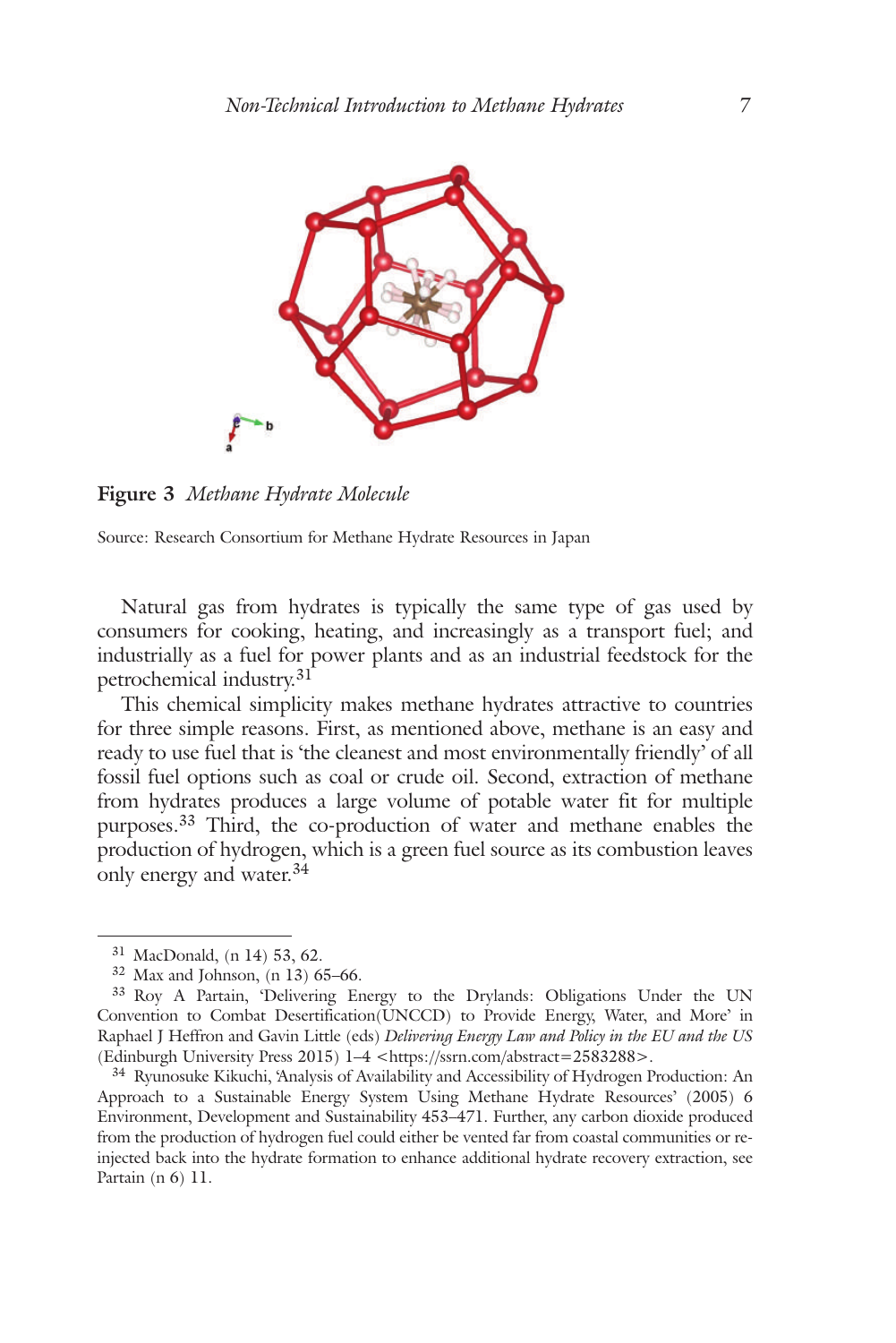**Figure 3** *Methane Hydrate Molecule*

Source: Research Consortium for Methane Hydrate Resources in Japan

Natural gas from hydrates is typically the same type of gas used by consumers for cooking, heating, and increasingly as a transport fuel; and industrially as a fuel for power plants and as an industrial feedstock for the petrochemical industry.[31]

This chemical simplicity makes methane hydrates attractive to countries for three simple reasons. First, as mentioned above, methane is an easy and ready to use fuel that is 'the cleanest and most environmentally friendly' of all fossil fuel options such as coal or crude oil. Second, extraction of methane from hydrates produces a large volume of potable water fit for multiple purposes.[33] Third, the co-production of water and methane enables the production of hydrogen, which is a green fuel source as its combustion leaves only energy and water.[34]

---

[31] MacDonald, (n 14) 53, 62.

[32] Max and Johnson, (n 13) 65–66.

[33] Roy A Partain, 'Delivering Energy to the Drylands: Obligations Under the UN Convention to Combat Desertification(UNCCD) to Provide Energy, Water, and More' in Raphael J Heffron and Gavin Little (eds) *Delivering Energy Law and Policy in the EU and the US* (Edinburgh University Press 2015) 1–4 <https://ssrn.com/abstract=2583288>.

[34] Ryunosuke Kikuchi, 'Analysis of Availability and Accessibility of Hydrogen Production: An Approach to a Sustainable Energy System Using Methane Hydrate Resources' (2005) 6 Environment, Development and Sustainability 453–471. Further, any carbon dioxide produced from the production of hydrogen fuel could either be vented far from coastal communities or re-injected back into the hydrate formation to enhance additional hydrate recovery extraction, see Partain (n 6) 11.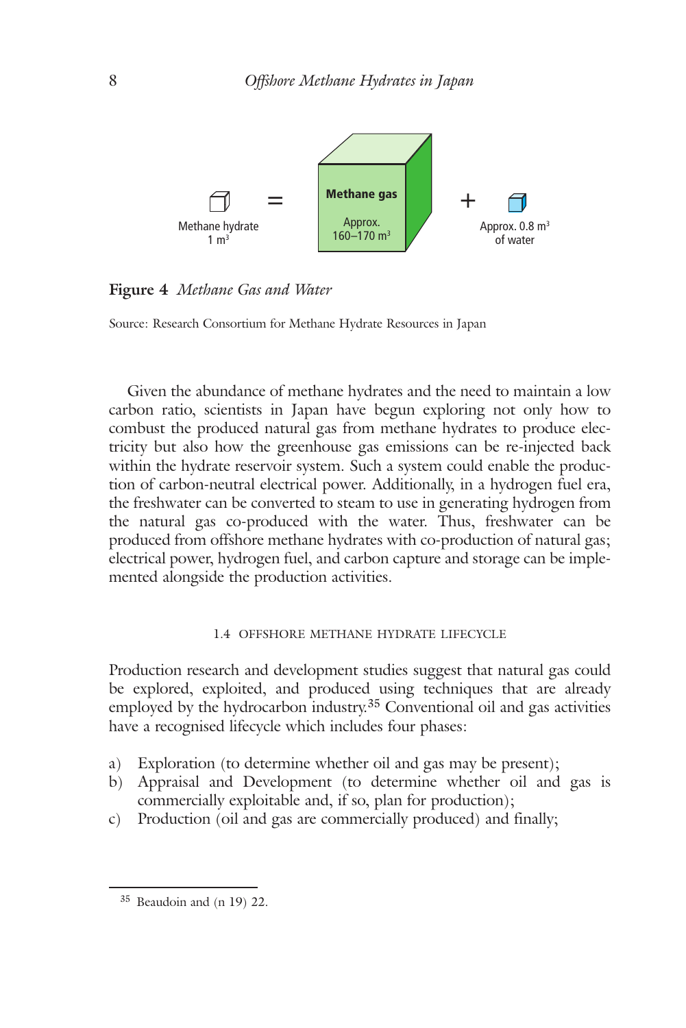Methane hydrate 1 m$^3$ = Methane gas Approx. 160–170 m$^3$ + Approx. 0.8 m$^3$ of water

**Figure 4** *Methane Gas and Water*

Source: Research Consortium for Methane Hydrate Resources in Japan

Given the abundance of methane hydrates and the need to maintain a low carbon ratio, scientists in Japan have begun exploring not only how to combust the produced natural gas from methane hydrates to produce electricity but also how the greenhouse gas emissions can be re-injected back within the hydrate reservoir system. Such a system could enable the production of carbon-neutral electrical power. Additionally, in a hydrogen fuel era, the freshwater can be converted to steam to use in generating hydrogen from the natural gas co-produced with the water. Thus, freshwater can be produced from offshore methane hydrates with co-production of natural gas; electrical power, hydrogen fuel, and carbon capture and storage can be implemented alongside the production activities.

### 1.4 OFFSHORE METHANE HYDRATE LIFECYCLE

Production research and development studies suggest that natural gas could be explored, exploited, and produced using techniques that are already employed by the hydrocarbon industry.[35] Conventional oil and gas activities have a recognised lifecycle which includes four phases:

a) Exploration (to determine whether oil and gas may be present);
b) Appraisal and Development (to determine whether oil and gas is commercially exploitable and, if so, plan for production);
c) Production (oil and gas are commercially produced) and finally;

[35] Beaudoin and (n 19) 22.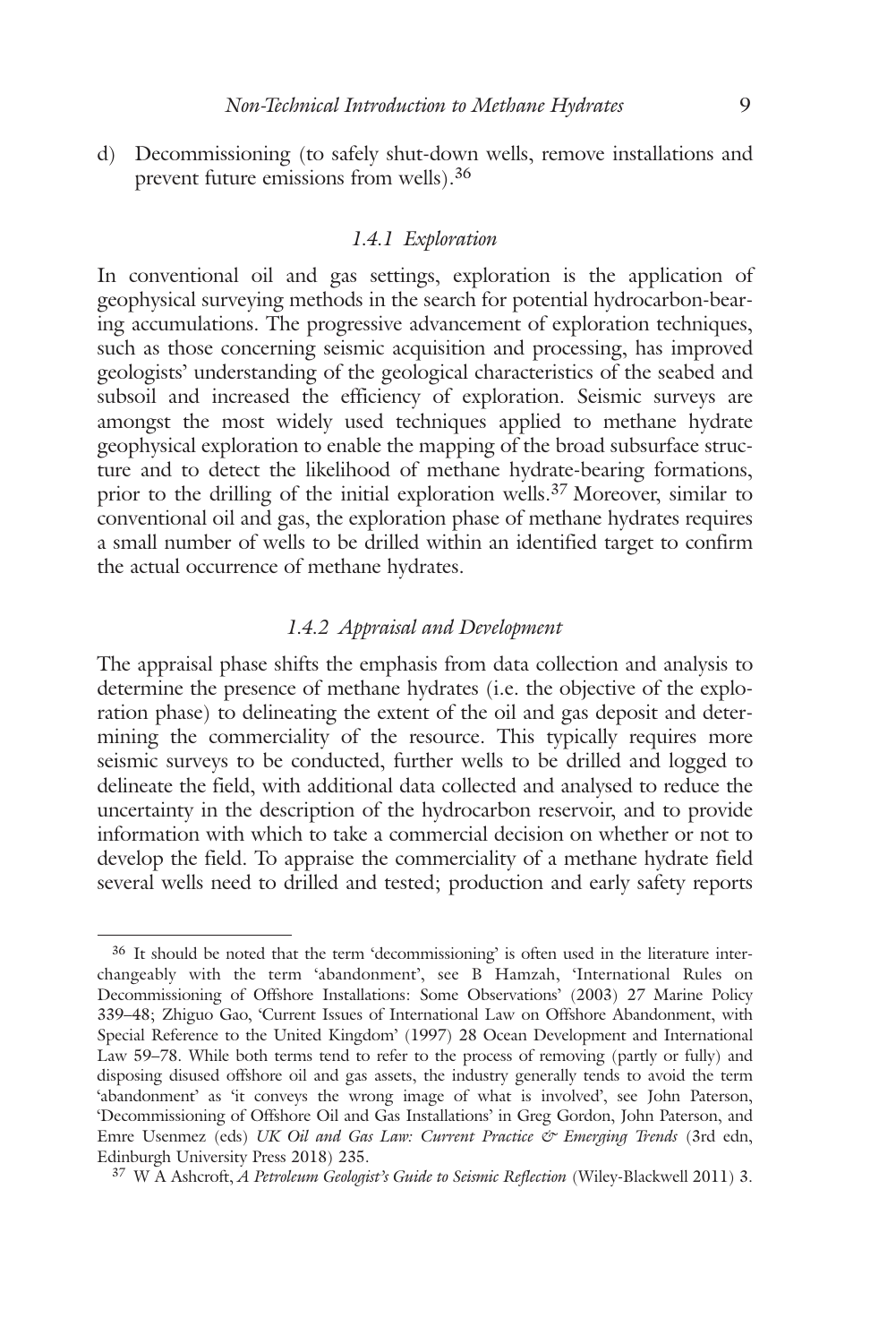d) Decommissioning (to safely shut-down wells, remove installations and prevent future emissions from wells).[36]

### 1.4.1 Exploration

In conventional oil and gas settings, exploration is the application of geophysical surveying methods in the search for potential hydrocarbon-bearing accumulations. The progressive advancement of exploration techniques, such as those concerning seismic acquisition and processing, has improved geologists' understanding of the geological characteristics of the seabed and subsoil and increased the efficiency of exploration. Seismic surveys are amongst the most widely used techniques applied to methane hydrate geophysical exploration to enable the mapping of the broad subsurface structure and to detect the likelihood of methane hydrate-bearing formations, prior to the drilling of the initial exploration wells.[37] Moreover, similar to conventional oil and gas, the exploration phase of methane hydrates requires a small number of wells to be drilled within an identified target to confirm the actual occurrence of methane hydrates.

### 1.4.2 Appraisal and Development

The appraisal phase shifts the emphasis from data collection and analysis to determine the presence of methane hydrates (i.e. the objective of the exploration phase) to delineating the extent of the oil and gas deposit and determining the commerciality of the resource. This typically requires more seismic surveys to be conducted, further wells to be drilled and logged to delineate the field, with additional data collected and analysed to reduce the uncertainty in the description of the hydrocarbon reservoir, and to provide information with which to take a commercial decision on whether or not to develop the field. To appraise the commerciality of a methane hydrate field several wells need to drilled and tested; production and early safety reports

---

[36] It should be noted that the term 'decommissioning' is often used in the literature interchangeably with the term 'abandonment', see B Hamzah, 'International Rules on Decommissioning of Offshore Installations: Some Observations' (2003) 27 Marine Policy 339–48; Zhiguo Gao, 'Current Issues of International Law on Offshore Abandonment, with Special Reference to the United Kingdom' (1997) 28 Ocean Development and International Law 59–78. While both terms tend to refer to the process of removing (partly or fully) and disposing disused offshore oil and gas assets, the industry generally tends to avoid the term 'abandonment' as 'it conveys the wrong image of what is involved', see John Paterson, 'Decommissioning of Offshore Oil and Gas Installations' in Greg Gordon, John Paterson, and Emre Usenmez (eds) *UK Oil and Gas Law: Current Practice & Emerging Trends* (3rd edn, Edinburgh University Press 2018) 235.

[37] W A Ashcroft, *A Petroleum Geologist's Guide to Seismic Reflection* (Wiley-Blackwell 2011) 3.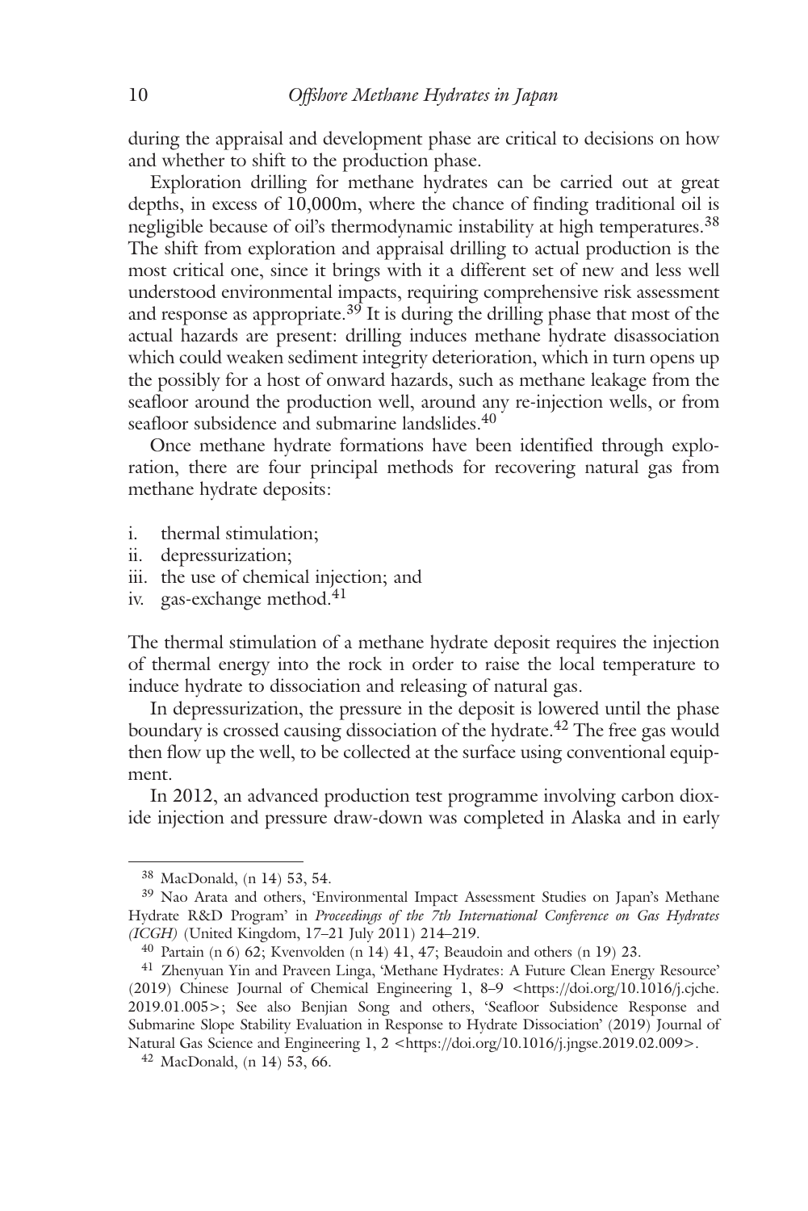during the appraisal and development phase are critical to decisions on how and whether to shift to the production phase.

Exploration drilling for methane hydrates can be carried out at great depths, in excess of 10,000m, where the chance of finding traditional oil is negligible because of oil's thermodynamic instability at high temperatures.[38] The shift from exploration and appraisal drilling to actual production is the most critical one, since it brings with it a different set of new and less well understood environmental impacts, requiring comprehensive risk assessment and response as appropriate.[39] It is during the drilling phase that most of the actual hazards are present: drilling induces methane hydrate disassociation which could weaken sediment integrity deterioration, which in turn opens up the possibly for a host of onward hazards, such as methane leakage from the seafloor around the production well, around any re-injection wells, or from seafloor subsidence and submarine landslides.[40]

Once methane hydrate formations have been identified through exploration, there are four principal methods for recovering natural gas from methane hydrate deposits:

i. thermal stimulation;
ii. depressurization;
iii. the use of chemical injection; and
iv. gas-exchange method.[41]

The thermal stimulation of a methane hydrate deposit requires the injection of thermal energy into the rock in order to raise the local temperature to induce hydrate to dissociation and releasing of natural gas.

In depressurization, the pressure in the deposit is lowered until the phase boundary is crossed causing dissociation of the hydrate.[42] The free gas would then flow up the well, to be collected at the surface using conventional equipment.

In 2012, an advanced production test programme involving carbon dioxide injection and pressure draw-down was completed in Alaska and in early

---

[38] MacDonald, (n 14) 53, 54.

[39] Nao Arata and others, 'Environmental Impact Assessment Studies on Japan's Methane Hydrate R&D Program' in *Proceedings of the 7th International Conference on Gas Hydrates (ICGH)* (United Kingdom, 17–21 July 2011) 214–219.

[40] Partain (n 6) 62; Kvenvolden (n 14) 41, 47; Beaudoin and others (n 19) 23.

[41] Zhenyuan Yin and Praveen Linga, 'Methane Hydrates: A Future Clean Energy Resource' (2019) Chinese Journal of Chemical Engineering 1, 8–9 <https://doi.org/10.1016/j.cjche.2019.01.005>; See also Benjian Song and others, 'Seafloor Subsidence Response and Submarine Slope Stability Evaluation in Response to Hydrate Dissociation' (2019) Journal of Natural Gas Science and Engineering 1, 2 <https://doi.org/10.1016/j.jngse.2019.02.009>.

[42] MacDonald, (n 14) 53, 66.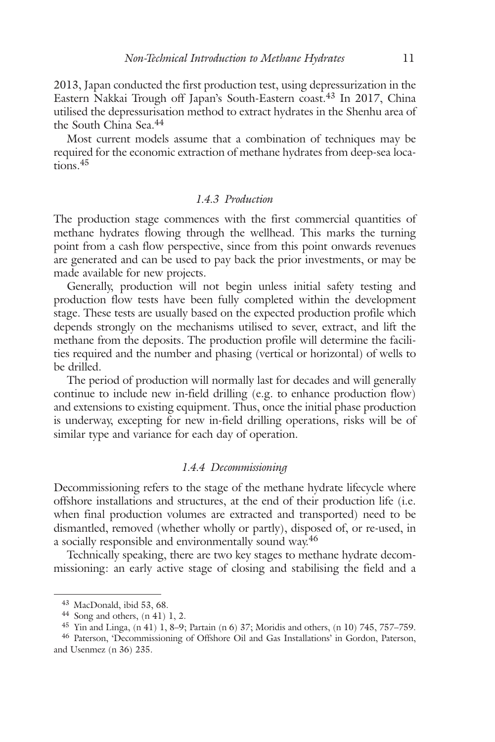2013, Japan conducted the first production test, using depressurization in the Eastern Nakkai Trough off Japan's South-Eastern coast.[43] In 2017, China utilised the depressurisation method to extract hydrates in the Shenhu area of the South China Sea.[44]

Most current models assume that a combination of techniques may be required for the economic extraction of methane hydrates from deep-sea locations.[45]

### *1.4.3 Production*

The production stage commences with the first commercial quantities of methane hydrates flowing through the wellhead. This marks the turning point from a cash flow perspective, since from this point onwards revenues are generated and can be used to pay back the prior investments, or may be made available for new projects.

Generally, production will not begin unless initial safety testing and production flow tests have been fully completed within the development stage. These tests are usually based on the expected production profile which depends strongly on the mechanisms utilised to sever, extract, and lift the methane from the deposits. The production profile will determine the facilities required and the number and phasing (vertical or horizontal) of wells to be drilled.

The period of production will normally last for decades and will generally continue to include new in-field drilling (e.g. to enhance production flow) and extensions to existing equipment. Thus, once the initial phase production is underway, excepting for new in-field drilling operations, risks will be of similar type and variance for each day of operation.

### *1.4.4 Decommissioning*

Decommissioning refers to the stage of the methane hydrate lifecycle where offshore installations and structures, at the end of their production life (i.e. when final production volumes are extracted and transported) need to be dismantled, removed (whether wholly or partly), disposed of, or re-used, in a socially responsible and environmentally sound way.[46]

Technically speaking, there are two key stages to methane hydrate decommissioning: an early active stage of closing and stabilising the field and a

---

[43] MacDonald, ibid 53, 68.

[44] Song and others, (n 41) 1, 2.

[45] Yin and Linga, (n 41) 1, 8–9; Partain (n 6) 37; Moridis and others, (n 10) 745, 757–759.

[46] Paterson, 'Decommissioning of Offshore Oil and Gas Installations' in Gordon, Paterson, and Usenmez (n 36) 235.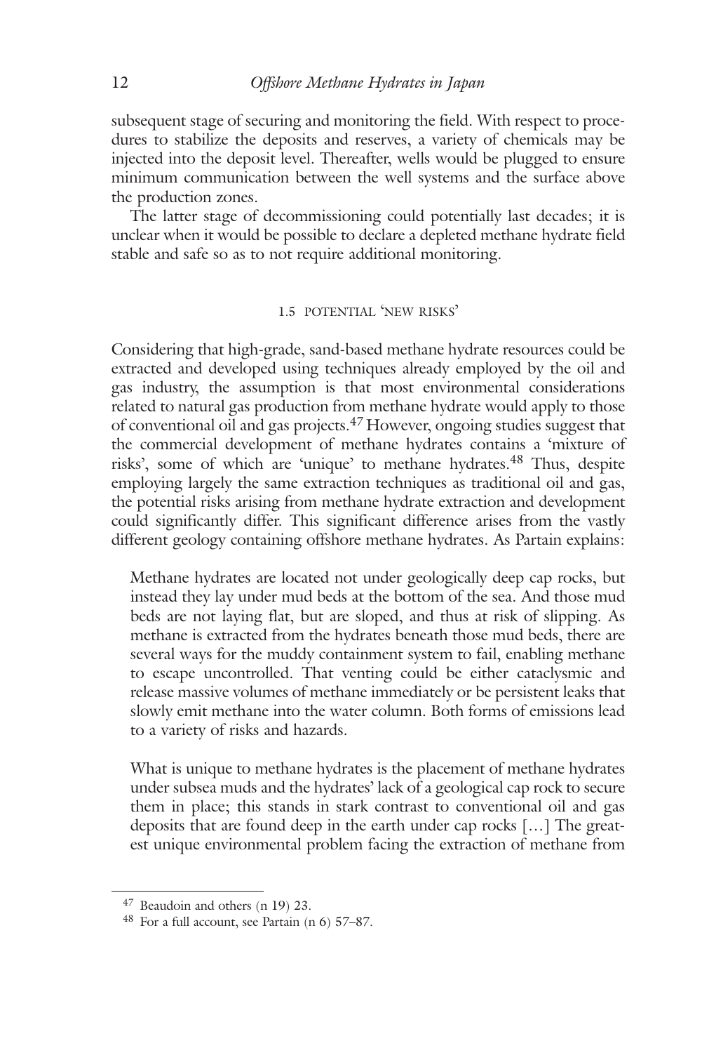subsequent stage of securing and monitoring the field. With respect to procedures to stabilize the deposits and reserves, a variety of chemicals may be injected into the deposit level. Thereafter, wells would be plugged to ensure minimum communication between the well systems and the surface above the production zones.

The latter stage of decommissioning could potentially last decades; it is unclear when it would be possible to declare a depleted methane hydrate field stable and safe so as to not require additional monitoring.

### 1.5 POTENTIAL 'NEW RISKS'

Considering that high-grade, sand-based methane hydrate resources could be extracted and developed using techniques already employed by the oil and gas industry, the assumption is that most environmental considerations related to natural gas production from methane hydrate would apply to those of conventional oil and gas projects.[47] However, ongoing studies suggest that the commercial development of methane hydrates contains a 'mixture of risks', some of which are 'unique' to methane hydrates.[48] Thus, despite employing largely the same extraction techniques as traditional oil and gas, the potential risks arising from methane hydrate extraction and development could significantly differ. This significant difference arises from the vastly different geology containing offshore methane hydrates. As Partain explains:

> Methane hydrates are located not under geologically deep cap rocks, but instead they lay under mud beds at the bottom of the sea. And those mud beds are not laying flat, but are sloped, and thus at risk of slipping. As methane is extracted from the hydrates beneath those mud beds, there are several ways for the muddy containment system to fail, enabling methane to escape uncontrolled. That venting could be either cataclysmic and release massive volumes of methane immediately or be persistent leaks that slowly emit methane into the water column. Both forms of emissions lead to a variety of risks and hazards.
>
> What is unique to methane hydrates is the placement of methane hydrates under subsea muds and the hydrates' lack of a geological cap rock to secure them in place; this stands in stark contrast to conventional oil and gas deposits that are found deep in the earth under cap rocks […] The greatest unique environmental problem facing the extraction of methane from

---

[47] Beaudoin and others (n 19) 23.

[48] For a full account, see Partain (n 6) 57–87.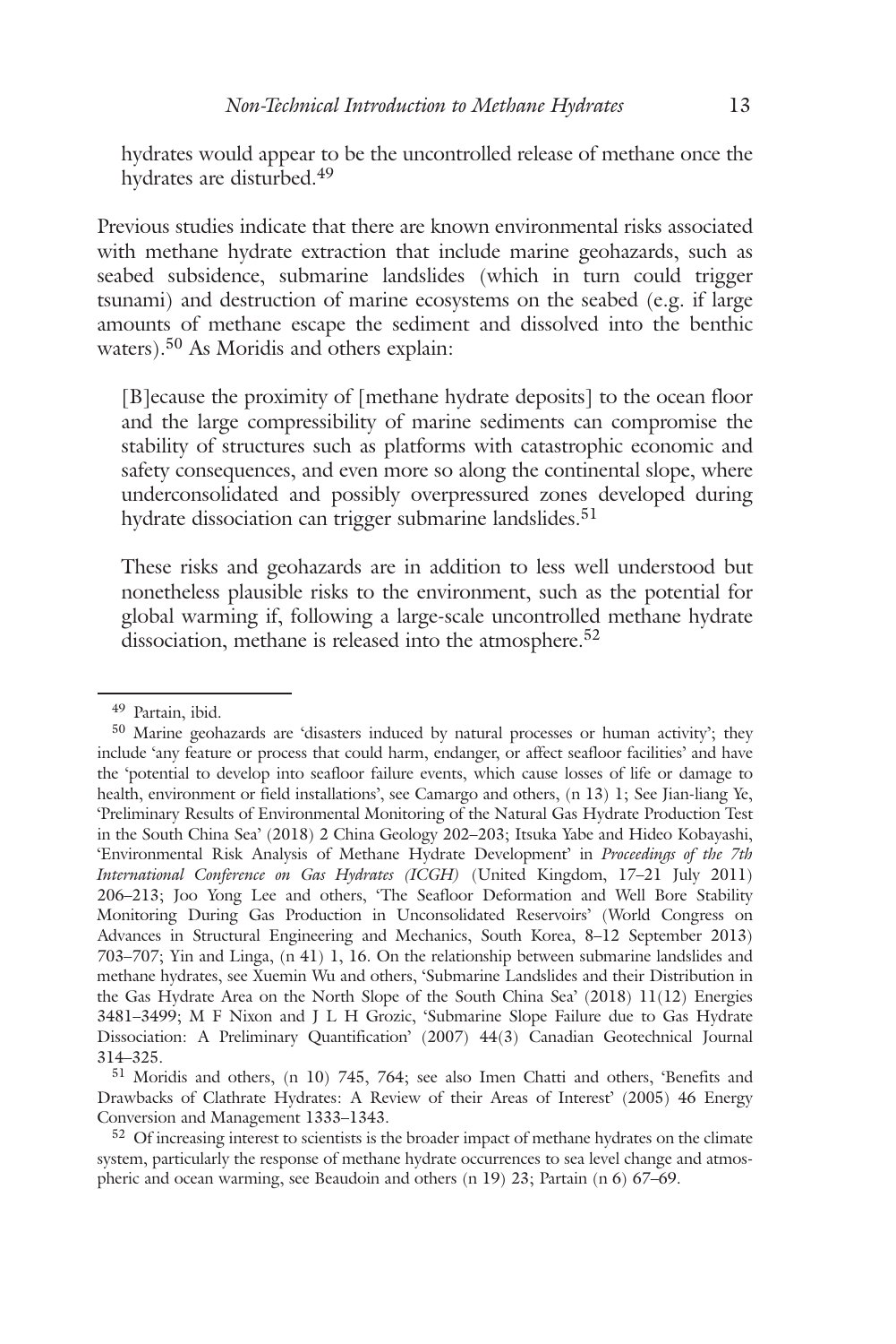hydrates would appear to be the uncontrolled release of methane once the hydrates are disturbed.[49]

Previous studies indicate that there are known environmental risks associated with methane hydrate extraction that include marine geohazards, such as seabed subsidence, submarine landslides (which in turn could trigger tsunami) and destruction of marine ecosystems on the seabed (e.g. if large amounts of methane escape the sediment and dissolved into the benthic waters).[50] As Moridis and others explain:

> [B]ecause the proximity of [methane hydrate deposits] to the ocean floor and the large compressibility of marine sediments can compromise the stability of structures such as platforms with catastrophic economic and safety consequences, and even more so along the continental slope, where underconsolidated and possibly overpressured zones developed during hydrate dissociation can trigger submarine landslides.[51]
>
> These risks and geohazards are in addition to less well understood but nonetheless plausible risks to the environment, such as the potential for global warming if, following a large-scale uncontrolled methane hydrate dissociation, methane is released into the atmosphere.[52]

---

[49] Partain, ibid.

[50] Marine geohazards are 'disasters induced by natural processes or human activity'; they include 'any feature or process that could harm, endanger, or affect seafloor facilities' and have the 'potential to develop into seafloor failure events, which cause losses of life or damage to health, environment or field installations', see Camargo and others, (n 13) 1; See Jian-liang Ye, 'Preliminary Results of Environmental Monitoring of the Natural Gas Hydrate Production Test in the South China Sea' (2018) 2 China Geology 202–203; Itsuka Yabe and Hideo Kobayashi, 'Environmental Risk Analysis of Methane Hydrate Development' in *Proceedings of the 7th International Conference on Gas Hydrates (ICGH)* (United Kingdom, 17–21 July 2011) 206–213; Joo Yong Lee and others, 'The Seafloor Deformation and Well Bore Stability Monitoring During Gas Production in Unconsolidated Reservoirs' (World Congress on Advances in Structural Engineering and Mechanics, South Korea, 8–12 September 2013) 703–707; Yin and Linga, (n 41) 1, 16. On the relationship between submarine landslides and methane hydrates, see Xuemin Wu and others, 'Submarine Landslides and their Distribution in the Gas Hydrate Area on the North Slope of the South China Sea' (2018) 11(12) Energies 3481–3499; M F Nixon and J L H Grozic, 'Submarine Slope Failure due to Gas Hydrate Dissociation: A Preliminary Quantification' (2007) 44(3) Canadian Geotechnical Journal 314–325.

[51] Moridis and others, (n 10) 745, 764; see also Imen Chatti and others, 'Benefits and Drawbacks of Clathrate Hydrates: A Review of their Areas of Interest' (2005) 46 Energy Conversion and Management 1333–1343.

[52] Of increasing interest to scientists is the broader impact of methane hydrates on the climate system, particularly the response of methane hydrate occurrences to sea level change and atmospheric and ocean warming, see Beaudoin and others (n 19) 23; Partain (n 6) 67–69.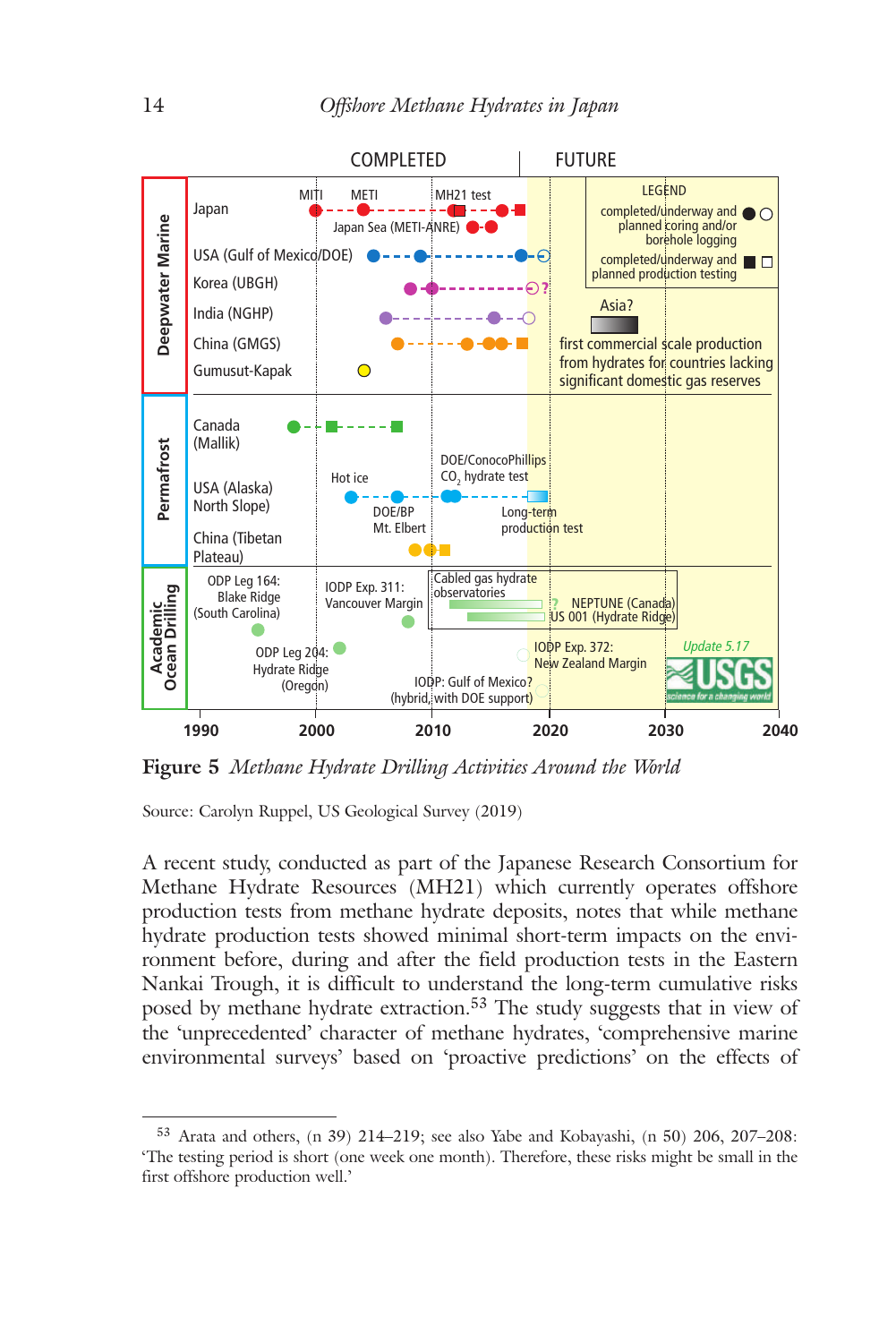**Figure 5** *Methane Hydrate Drilling Activities Around the World*

Source: Carolyn Ruppel, US Geological Survey (2019)

A recent study, conducted as part of the Japanese Research Consortium for Methane Hydrate Resources (MH21) which currently operates offshore production tests from methane hydrate deposits, notes that while methane hydrate production tests showed minimal short-term impacts on the environment before, during and after the field production tests in the Eastern Nankai Trough, it is difficult to understand the long-term cumulative risks posed by methane hydrate extraction.[53] The study suggests that in view of the 'unprecedented' character of methane hydrates, 'comprehensive marine environmental surveys' based on 'proactive predictions' on the effects of

---

[53] Arata and others, (n 39) 214–219; see also Yabe and Kobayashi, (n 50) 206, 207–208: 'The testing period is short (one week one month). Therefore, these risks might be small in the first offshore production well.'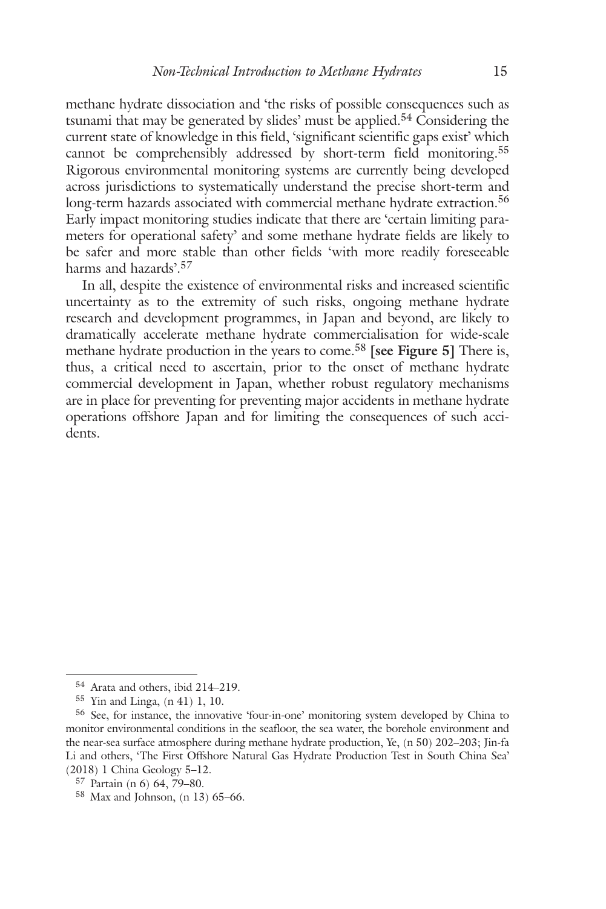methane hydrate dissociation and 'the risks of possible consequences such as tsunami that may be generated by slides' must be applied.[54] Considering the current state of knowledge in this field, 'significant scientific gaps exist' which cannot be comprehensibly addressed by short-term field monitoring.[55] Rigorous environmental monitoring systems are currently being developed across jurisdictions to systematically understand the precise short-term and long-term hazards associated with commercial methane hydrate extraction.[56] Early impact monitoring studies indicate that there are 'certain limiting parameters for operational safety' and some methane hydrate fields are likely to be safer and more stable than other fields 'with more readily foreseeable harms and hazards'.[57]

In all, despite the existence of environmental risks and increased scientific uncertainty as to the extremity of such risks, ongoing methane hydrate research and development programmes, in Japan and beyond, are likely to dramatically accelerate methane hydrate commercialisation for wide-scale methane hydrate production in the years to come.[58] **[see Figure 5]** There is, thus, a critical need to ascertain, prior to the onset of methane hydrate commercial development in Japan, whether robust regulatory mechanisms are in place for preventing for preventing major accidents in methane hydrate operations offshore Japan and for limiting the consequences of such accidents.

---

[54] Arata and others, ibid 214–219.

[55] Yin and Linga, (n 41) 1, 10.

[56] See, for instance, the innovative 'four-in-one' monitoring system developed by China to monitor environmental conditions in the seafloor, the sea water, the borehole environment and the near-sea surface atmosphere during methane hydrate production, Ye, (n 50) 202–203; Jin-fa Li and others, 'The First Offshore Natural Gas Hydrate Production Test in South China Sea' (2018) 1 China Geology 5–12.

[57] Partain (n 6) 64, 79–80.

[58] Max and Johnson, (n 13) 65–66.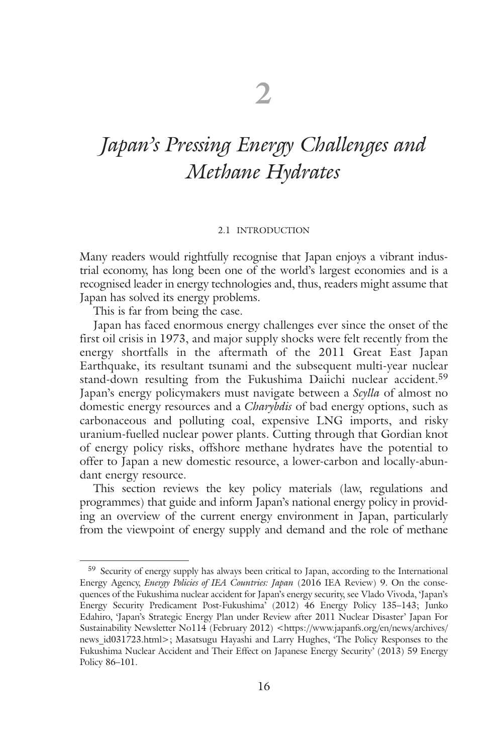# 2

# *Japan's Pressing Energy Challenges and Methane Hydrates*

## 2.1 Introduction

Many readers would rightfully recognise that Japan enjoys a vibrant industrial economy, has long been one of the world's largest economies and is a recognised leader in energy technologies and, thus, readers might assume that Japan has solved its energy problems.

This is far from being the case.

Japan has faced enormous energy challenges ever since the onset of the first oil crisis in 1973, and major supply shocks were felt recently from the energy shortfalls in the aftermath of the 2011 Great East Japan Earthquake, its resultant tsunami and the subsequent multi-year nuclear stand-down resulting from the Fukushima Daiichi nuclear accident.[59] Japan's energy policymakers must navigate between a *Scylla* of almost no domestic energy resources and a *Charybdis* of bad energy options, such as carbonaceous and polluting coal, expensive LNG imports, and risky uranium-fuelled nuclear power plants. Cutting through that Gordian knot of energy policy risks, offshore methane hydrates have the potential to offer to Japan a new domestic resource, a lower-carbon and locally-abundant energy resource.

This section reviews the key policy materials (law, regulations and programmes) that guide and inform Japan's national energy policy in providing an overview of the current energy environment in Japan, particularly from the viewpoint of energy supply and demand and the role of methane

---

[59] Security of energy supply has always been critical to Japan, according to the International Energy Agency, *Energy Policies of IEA Countries: Japan* (2016 IEA Review) 9. On the consequences of the Fukushima nuclear accident for Japan's energy security, see Vlado Vivoda, 'Japan's Energy Security Predicament Post-Fukushima' (2012) 46 Energy Policy 135–143; Junko Edahiro, 'Japan's Strategic Energy Plan under Review after 2011 Nuclear Disaster' Japan For Sustainability Newsletter No114 (February 2012) <https://www.japanfs.org/en/news/archives/news_id031723.html>; Masatsugu Hayashi and Larry Hughes, 'The Policy Responses to the Fukushima Nuclear Accident and Their Effect on Japanese Energy Security' (2013) 59 Energy Policy 86–101.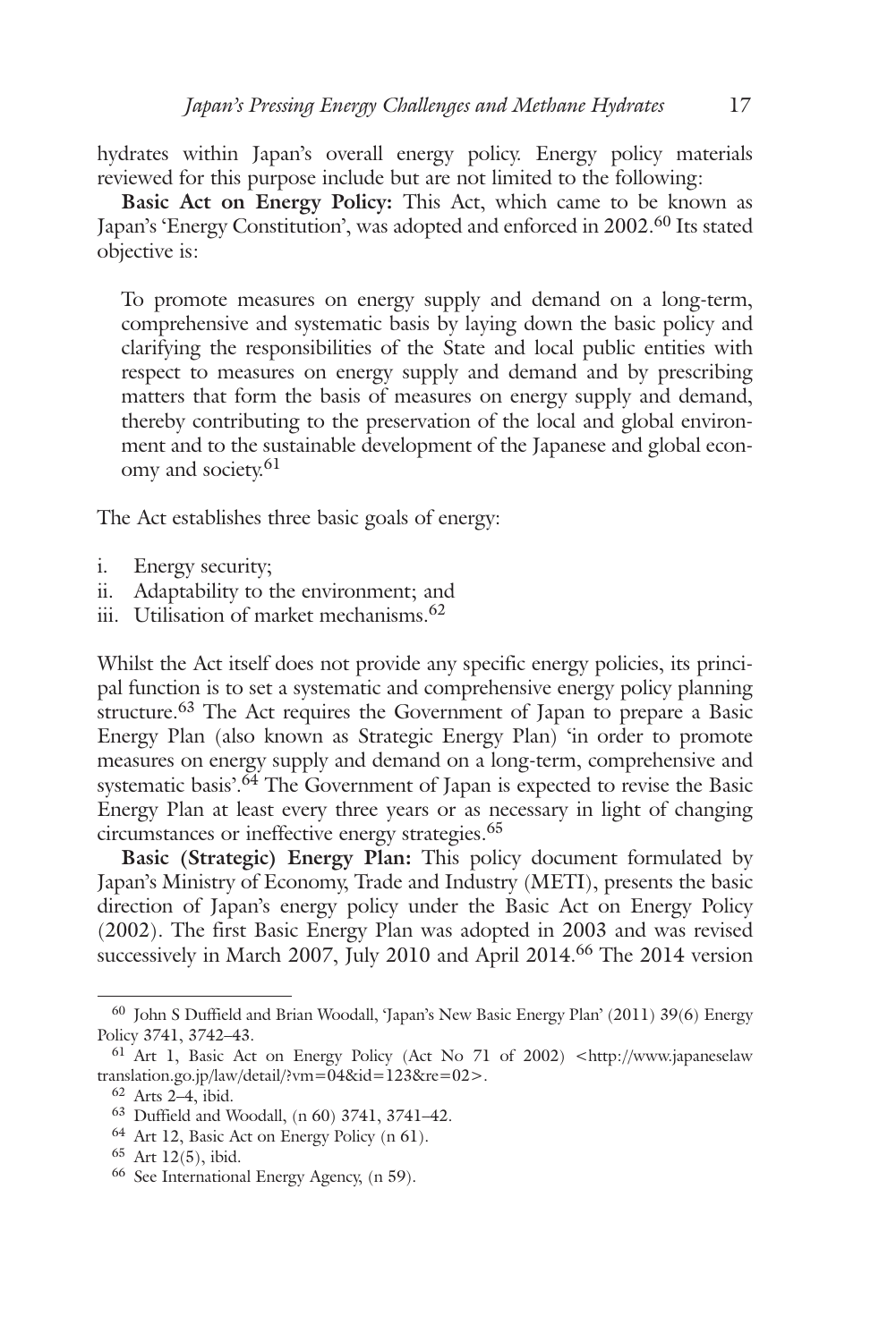hydrates within Japan's overall energy policy. Energy policy materials reviewed for this purpose include but are not limited to the following:

**Basic Act on Energy Policy:** This Act, which came to be known as Japan's 'Energy Constitution', was adopted and enforced in 2002.[60] Its stated objective is:

> To promote measures on energy supply and demand on a long-term, comprehensive and systematic basis by laying down the basic policy and clarifying the responsibilities of the State and local public entities with respect to measures on energy supply and demand and by prescribing matters that form the basis of measures on energy supply and demand, thereby contributing to the preservation of the local and global environment and to the sustainable development of the Japanese and global economy and society.[61]

The Act establishes three basic goals of energy:

i. Energy security;
ii. Adaptability to the environment; and
iii. Utilisation of market mechanisms.[62]

Whilst the Act itself does not provide any specific energy policies, its principal function is to set a systematic and comprehensive energy policy planning structure.[63] The Act requires the Government of Japan to prepare a Basic Energy Plan (also known as Strategic Energy Plan) 'in order to promote measures on energy supply and demand on a long-term, comprehensive and systematic basis'.[64] The Government of Japan is expected to revise the Basic Energy Plan at least every three years or as necessary in light of changing circumstances or ineffective energy strategies.[65]

**Basic (Strategic) Energy Plan:** This policy document formulated by Japan's Ministry of Economy, Trade and Industry (METI), presents the basic direction of Japan's energy policy under the Basic Act on Energy Policy (2002). The first Basic Energy Plan was adopted in 2003 and was revised successively in March 2007, July 2010 and April 2014.[66] The 2014 version

---

[60] John S Duffield and Brian Woodall, 'Japan's New Basic Energy Plan' (2011) 39(6) Energy Policy 3741, 3742–43.

[61] Art 1, Basic Act on Energy Policy (Act No 71 of 2002) <http://www.japaneselawtranslation.go.jp/law/detail/?vm=04&id=123&re=02>.

[62] Arts 2–4, ibid.

[63] Duffield and Woodall, (n 60) 3741, 3741–42.

[64] Art 12, Basic Act on Energy Policy (n 61).

[65] Art 12(5), ibid.

[66] See International Energy Agency, (n 59).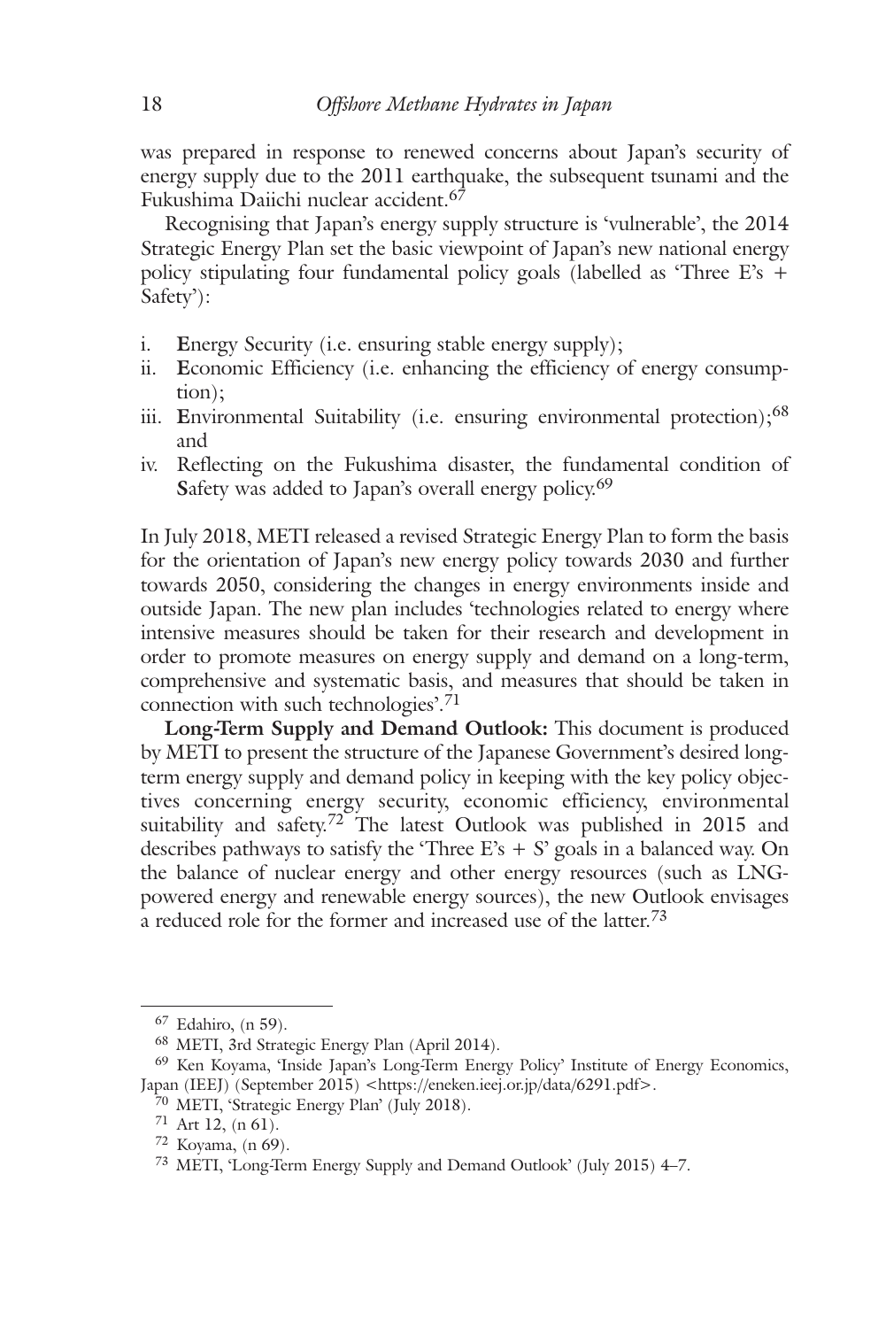was prepared in response to renewed concerns about Japan's security of energy supply due to the 2011 earthquake, the subsequent tsunami and the Fukushima Daiichi nuclear accident.[67]

Recognising that Japan's energy supply structure is 'vulnerable', the 2014 Strategic Energy Plan set the basic viewpoint of Japan's new national energy policy stipulating four fundamental policy goals (labelled as 'Three E's + Safety'):

i. **E**nergy Security (i.e. ensuring stable energy supply);
ii. **E**conomic Efficiency (i.e. enhancing the efficiency of energy consumption);
iii. **E**nvironmental Suitability (i.e. ensuring environmental protection);[68] and
iv. Reflecting on the Fukushima disaster, the fundamental condition of **S**afety was added to Japan's overall energy policy.[69]

In July 2018, METI released a revised Strategic Energy Plan to form the basis for the orientation of Japan's new energy policy towards 2030 and further towards 2050, considering the changes in energy environments inside and outside Japan. The new plan includes 'technologies related to energy where intensive measures should be taken for their research and development in order to promote measures on energy supply and demand on a long-term, comprehensive and systematic basis, and measures that should be taken in connection with such technologies'.[71]

**Long-Term Supply and Demand Outlook:** This document is produced by METI to present the structure of the Japanese Government's desired long-term energy supply and demand policy in keeping with the key policy objectives concerning energy security, economic efficiency, environmental suitability and safety.[72] The latest Outlook was published in 2015 and describes pathways to satisfy the 'Three E's + S' goals in a balanced way. On the balance of nuclear energy and other energy resources (such as LNG-powered energy and renewable energy sources), the new Outlook envisages a reduced role for the former and increased use of the latter.[73]

---

[67] Edahiro, (n 59).

[68] METI, 3rd Strategic Energy Plan (April 2014).

[69] Ken Koyama, 'Inside Japan's Long-Term Energy Policy' Institute of Energy Economics, Japan (IEEJ) (September 2015) <https://eneken.ieej.or.jp/data/6291.pdf>.

[70] METI, 'Strategic Energy Plan' (July 2018).

[71] Art 12, (n 61).

[72] Koyama, (n 69).

[73] METI, 'Long-Term Energy Supply and Demand Outlook' (July 2015) 4–7.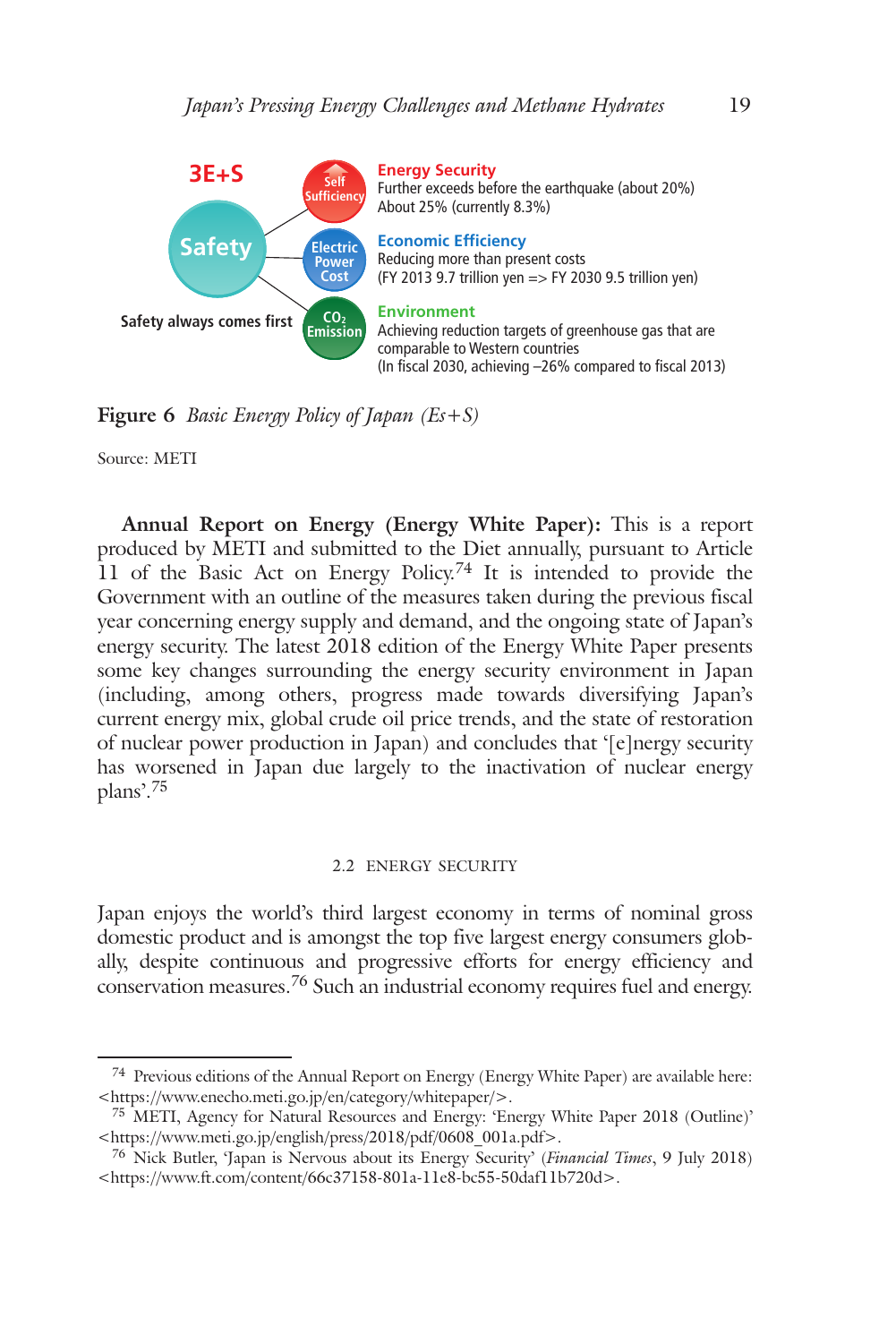3E+S

**Safety**

Safety always comes first

**Self Sufficiency** — **Energy Security**
Further exceeds before the earthquake (about 20%)
About 25% (currently 8.3%)

**Electric Power Cost** — **Economic Efficiency**
Reducing more than present costs
(FY 2013 9.7 trillion yen => FY 2030 9.5 trillion yen)

**$CO_2$ Emission** — **Environment**
Achieving reduction targets of greenhouse gas that are comparable to Western countries
(In fiscal 2030, achieving –26% compared to fiscal 2013)

**Figure 6** *Basic Energy Policy of Japan (Es+S)*

Source: METI

**Annual Report on Energy (Energy White Paper):** This is a report produced by METI and submitted to the Diet annually, pursuant to Article 11 of the Basic Act on Energy Policy.[74] It is intended to provide the Government with an outline of the measures taken during the previous fiscal year concerning energy supply and demand, and the ongoing state of Japan's energy security. The latest 2018 edition of the Energy White Paper presents some key changes surrounding the energy security environment in Japan (including, among others, progress made towards diversifying Japan's current energy mix, global crude oil price trends, and the state of restoration of nuclear power production in Japan) and concludes that '[e]nergy security has worsened in Japan due largely to the inactivation of nuclear energy plans'.[75]

## 2.2 Energy Security

Japan enjoys the world's third largest economy in terms of nominal gross domestic product and is amongst the top five largest energy consumers globally, despite continuous and progressive efforts for energy efficiency and conservation measures.[76] Such an industrial economy requires fuel and energy.

---

[74] Previous editions of the Annual Report on Energy (Energy White Paper) are available here: <https://www.enecho.meti.go.jp/en/category/whitepaper/>.

[75] METI, Agency for Natural Resources and Energy: 'Energy White Paper 2018 (Outline)' <https://www.meti.go.jp/english/press/2018/pdf/0608_001a.pdf>.

[76] Nick Butler, 'Japan is Nervous about its Energy Security' (*Financial Times*, 9 July 2018) <https://www.ft.com/content/66c37158-801a-11e8-bc55-50daf11b720d>.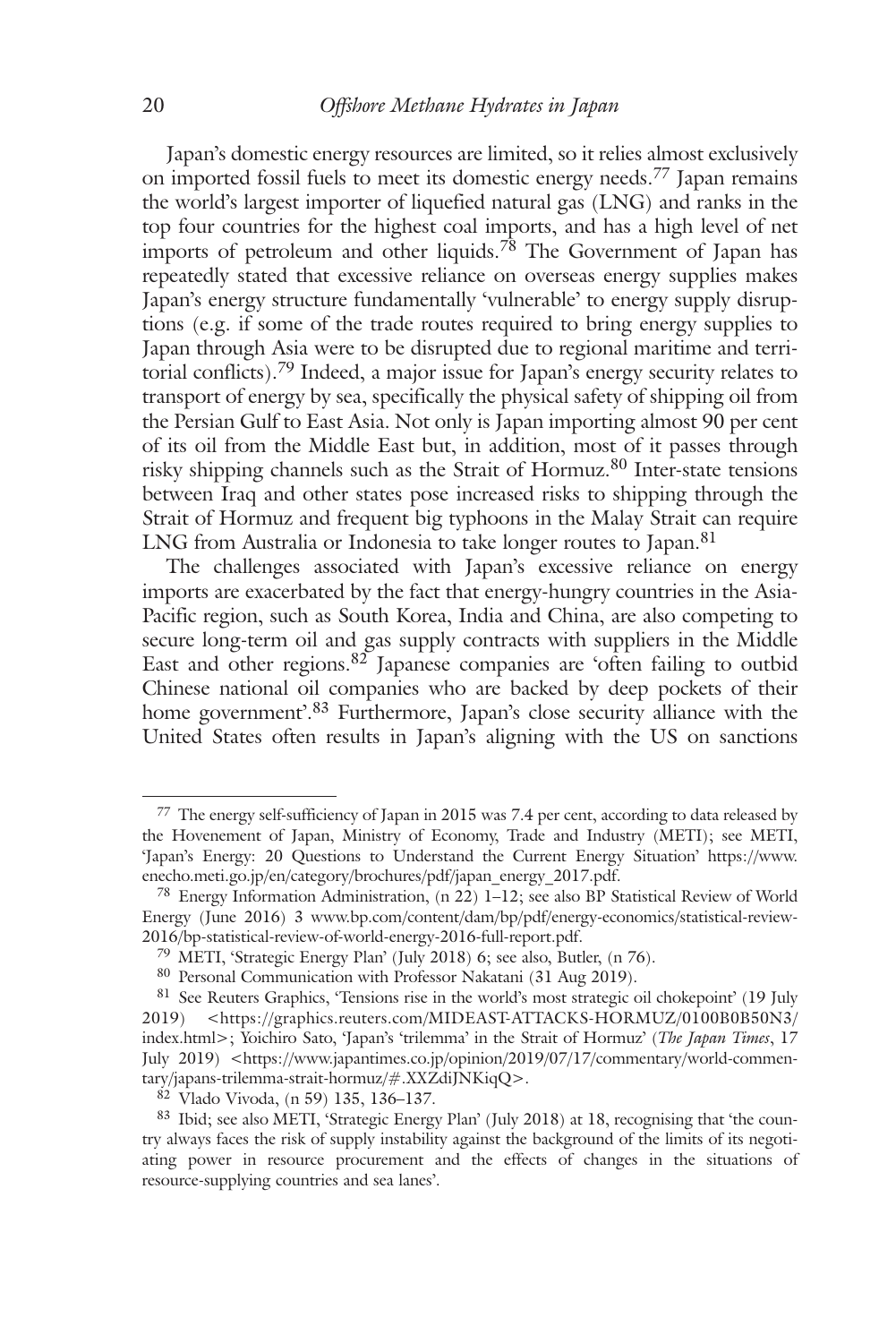Japan's domestic energy resources are limited, so it relies almost exclusively on imported fossil fuels to meet its domestic energy needs.[77] Japan remains the world's largest importer of liquefied natural gas (LNG) and ranks in the top four countries for the highest coal imports, and has a high level of net imports of petroleum and other liquids.[78] The Government of Japan has repeatedly stated that excessive reliance on overseas energy supplies makes Japan's energy structure fundamentally 'vulnerable' to energy supply disruptions (e.g. if some of the trade routes required to bring energy supplies to Japan through Asia were to be disrupted due to regional maritime and territorial conflicts).[79] Indeed, a major issue for Japan's energy security relates to transport of energy by sea, specifically the physical safety of shipping oil from the Persian Gulf to East Asia. Not only is Japan importing almost 90 per cent of its oil from the Middle East but, in addition, most of it passes through risky shipping channels such as the Strait of Hormuz.[80] Inter-state tensions between Iraq and other states pose increased risks to shipping through the Strait of Hormuz and frequent big typhoons in the Malay Strait can require LNG from Australia or Indonesia to take longer routes to Japan.[81]

The challenges associated with Japan's excessive reliance on energy imports are exacerbated by the fact that energy-hungry countries in the Asia-Pacific region, such as South Korea, India and China, are also competing to secure long-term oil and gas supply contracts with suppliers in the Middle East and other regions.[82] Japanese companies are 'often failing to outbid Chinese national oil companies who are backed by deep pockets of their home government'.[83] Furthermore, Japan's close security alliance with the United States often results in Japan's aligning with the US on sanctions

---

[77] The energy self-sufficiency of Japan in 2015 was 7.4 per cent, according to data released by the Hovenement of Japan, Ministry of Economy, Trade and Industry (METI); see METI, 'Japan's Energy: 20 Questions to Understand the Current Energy Situation' https://www.enecho.meti.go.jp/en/category/brochures/pdf/japan_energy_2017.pdf.

[78] Energy Information Administration, (n 22) 1–12; see also BP Statistical Review of World Energy (June 2016) 3 www.bp.com/content/dam/bp/pdf/energy-economics/statistical-review-2016/bp-statistical-review-of-world-energy-2016-full-report.pdf.

[79] METI, 'Strategic Energy Plan' (July 2018) 6; see also, Butler, (n 76).

[80] Personal Communication with Professor Nakatani (31 Aug 2019).

[81] See Reuters Graphics, 'Tensions rise in the world's most strategic oil chokepoint' (19 July 2019) <https://graphics.reuters.com/MIDEAST-ATTACKS-HORMUZ/0100B0B50N3/index.html>; Yoichiro Sato, 'Japan's 'trilemma' in the Strait of Hormuz' (*The Japan Times*, 17 July 2019) <https://www.japantimes.co.jp/opinion/2019/07/17/commentary/world-commentary/japans-trilemma-strait-hormuz/#.XXZdiJNKiqQ>.

[82] Vlado Vivoda, (n 59) 135, 136–137.

[83] Ibid; see also METI, 'Strategic Energy Plan' (July 2018) at 18, recognising that 'the country always faces the risk of supply instability against the background of the limits of its negotiating power in resource procurement and the effects of changes in the situations of resource-supplying countries and sea lanes'.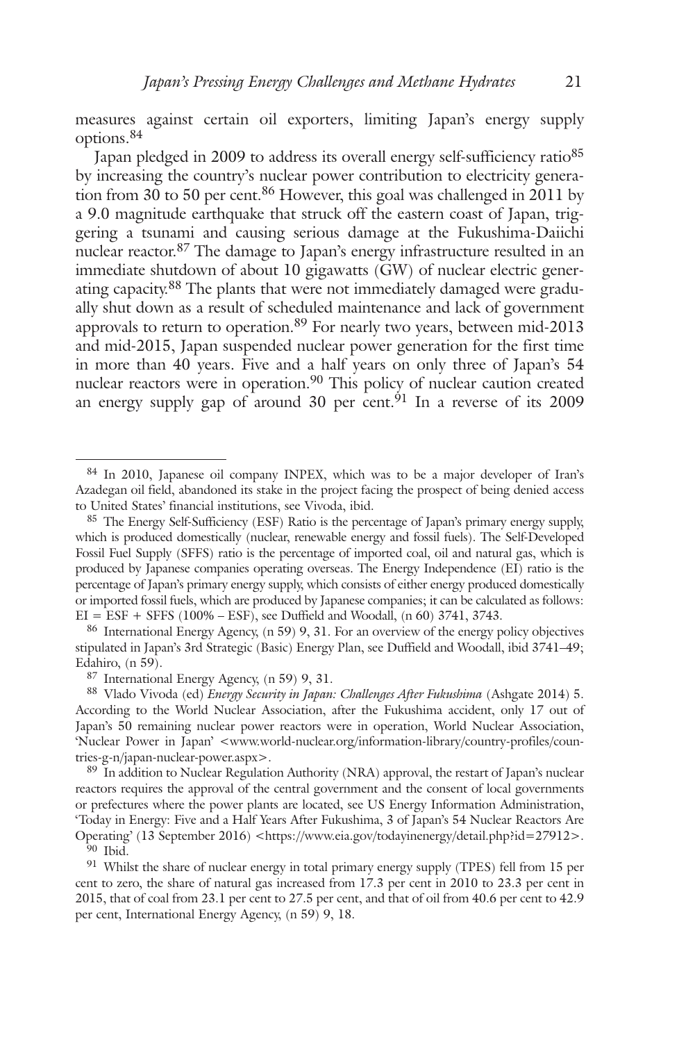measures against certain oil exporters, limiting Japan's energy supply options.[84]

Japan pledged in 2009 to address its overall energy self-sufficiency ratio[85] by increasing the country's nuclear power contribution to electricity generation from 30 to 50 per cent.[86] However, this goal was challenged in 2011 by a 9.0 magnitude earthquake that struck off the eastern coast of Japan, triggering a tsunami and causing serious damage at the Fukushima-Daiichi nuclear reactor.[87] The damage to Japan's energy infrastructure resulted in an immediate shutdown of about 10 gigawatts (GW) of nuclear electric generating capacity.[88] The plants that were not immediately damaged were gradually shut down as a result of scheduled maintenance and lack of government approvals to return to operation.[89] For nearly two years, between mid-2013 and mid-2015, Japan suspended nuclear power generation for the first time in more than 40 years. Five and a half years on only three of Japan's 54 nuclear reactors were in operation.[90] This policy of nuclear caution created an energy supply gap of around 30 per cent.[91] In a reverse of its 2009

---

[84] In 2010, Japanese oil company INPEX, which was to be a major developer of Iran's Azadegan oil field, abandoned its stake in the project facing the prospect of being denied access to United States' financial institutions, see Vivoda, ibid.

[85] The Energy Self-Sufficiency (ESF) Ratio is the percentage of Japan's primary energy supply, which is produced domestically (nuclear, renewable energy and fossil fuels). The Self-Developed Fossil Fuel Supply (SFFS) ratio is the percentage of imported coal, oil and natural gas, which is produced by Japanese companies operating overseas. The Energy Independence (EI) ratio is the percentage of Japan's primary energy supply, which consists of either energy produced domestically or imported fossil fuels, which are produced by Japanese companies; it can be calculated as follows: $EI = ESF + SFFS (100\% - ESF)$, see Duffield and Woodall, (n 60) 3741, 3743.

[86] International Energy Agency, (n 59) 9, 31. For an overview of the energy policy objectives stipulated in Japan's 3rd Strategic (Basic) Energy Plan, see Duffield and Woodall, ibid 3741–49; Edahiro, (n 59).

[87] International Energy Agency, (n 59) 9, 31.

[88] Vlado Vivoda (ed) *Energy Security in Japan: Challenges After Fukushima* (Ashgate 2014) 5. According to the World Nuclear Association, after the Fukushima accident, only 17 out of Japan's 50 remaining nuclear power reactors were in operation, World Nuclear Association, 'Nuclear Power in Japan' <www.world-nuclear.org/information-library/country-profiles/countries-g-n/japan-nuclear-power.aspx>.

[89] In addition to Nuclear Regulation Authority (NRA) approval, the restart of Japan's nuclear reactors requires the approval of the central government and the consent of local governments or prefectures where the power plants are located, see US Energy Information Administration, 'Today in Energy: Five and a Half Years After Fukushima, 3 of Japan's 54 Nuclear Reactors Are Operating' (13 September 2016) <https://www.eia.gov/todayinenergy/detail.php?id=27912>.

[90] Ibid.

[91] Whilst the share of nuclear energy in total primary energy supply (TPES) fell from 15 per cent to zero, the share of natural gas increased from 17.3 per cent in 2010 to 23.3 per cent in 2015, that of coal from 23.1 per cent to 27.5 per cent, and that of oil from 40.6 per cent to 42.9 per cent, International Energy Agency, (n 59) 9, 18.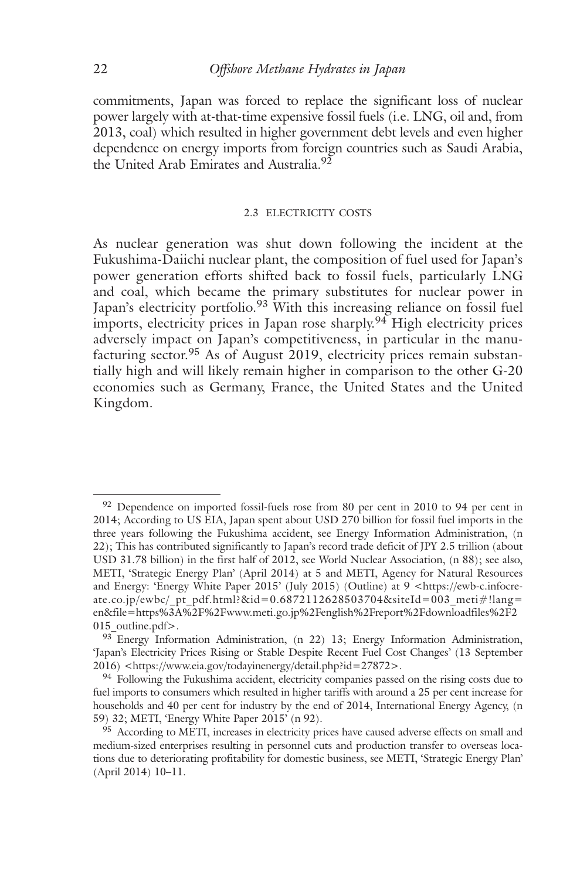commitments, Japan was forced to replace the significant loss of nuclear power largely with at-that-time expensive fossil fuels (i.e. LNG, oil and, from 2013, coal) which resulted in higher government debt levels and even higher dependence on energy imports from foreign countries such as Saudi Arabia, the United Arab Emirates and Australia.[92]

### 2.3 ELECTRICITY COSTS

As nuclear generation was shut down following the incident at the Fukushima-Daiichi nuclear plant, the composition of fuel used for Japan's power generation efforts shifted back to fossil fuels, particularly LNG and coal, which became the primary substitutes for nuclear power in Japan's electricity portfolio.[93] With this increasing reliance on fossil fuel imports, electricity prices in Japan rose sharply.[94] High electricity prices adversely impact on Japan's competitiveness, in particular in the manufacturing sector.[95] As of August 2019, electricity prices remain substantially high and will likely remain higher in comparison to the other G-20 economies such as Germany, France, the United States and the United Kingdom.

---

[92] Dependence on imported fossil-fuels rose from 80 per cent in 2010 to 94 per cent in 2014; According to US EIA, Japan spent about USD 270 billion for fossil fuel imports in the three years following the Fukushima accident, see Energy Information Administration, (n 22); This has contributed significantly to Japan's record trade deficit of JPY 2.5 trillion (about USD 31.78 billion) in the first half of 2012, see World Nuclear Association, (n 88); see also, METI, 'Strategic Energy Plan' (April 2014) at 5 and METI, Agency for Natural Resources and Energy: 'Energy White Paper 2015' (July 2015) (Outline) at 9 <https://ewb-c.infocreate.co.jp/ewbc/_pt_pdf.html?&id=0.6872112628503704&siteId=003_meti#!lang=en&file=https%3A%2F%2Fwww.meti.go.jp%2Fenglish%2Freport%2Fdownloadfiles%2F2015_outline.pdf>.

[93] Energy Information Administration, (n 22) 13; Energy Information Administration, 'Japan's Electricity Prices Rising or Stable Despite Recent Fuel Cost Changes' (13 September 2016) <https://www.eia.gov/todayinenergy/detail.php?id=27872>.

[94] Following the Fukushima accident, electricity companies passed on the rising costs due to fuel imports to consumers which resulted in higher tariffs with around a 25 per cent increase for households and 40 per cent for industry by the end of 2014, International Energy Agency, (n 59) 32; METI, 'Energy White Paper 2015' (n 92).

[95] According to METI, increases in electricity prices have caused adverse effects on small and medium-sized enterprises resulting in personnel cuts and production transfer to overseas locations due to deteriorating profitability for domestic business, see METI, 'Strategic Energy Plan' (April 2014) 10–11.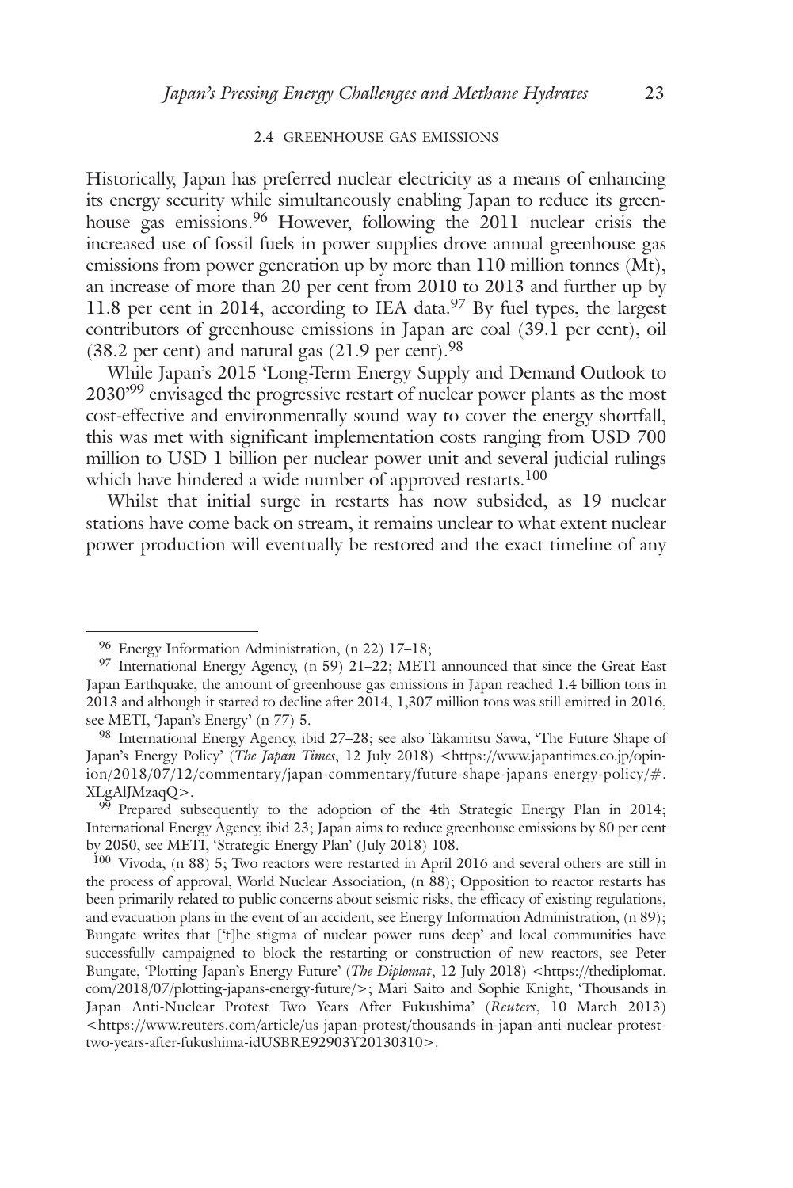## 2.4 Greenhouse Gas Emissions

Historically, Japan has preferred nuclear electricity as a means of enhancing its energy security while simultaneously enabling Japan to reduce its greenhouse gas emissions.[96] However, following the 2011 nuclear crisis the increased use of fossil fuels in power supplies drove annual greenhouse gas emissions from power generation up by more than 110 million tonnes (Mt), an increase of more than 20 per cent from 2010 to 2013 and further up by 11.8 per cent in 2014, according to IEA data.[97] By fuel types, the largest contributors of greenhouse emissions in Japan are coal (39.1 per cent), oil (38.2 per cent) and natural gas (21.9 per cent).[98]

While Japan's 2015 'Long-Term Energy Supply and Demand Outlook to 2030'[99] envisaged the progressive restart of nuclear power plants as the most cost-effective and environmentally sound way to cover the energy shortfall, this was met with significant implementation costs ranging from USD 700 million to USD 1 billion per nuclear power unit and several judicial rulings which have hindered a wide number of approved restarts.[100]

Whilst that initial surge in restarts has now subsided, as 19 nuclear stations have come back on stream, it remains unclear to what extent nuclear power production will eventually be restored and the exact timeline of any

---

[96] Energy Information Administration, (n 22) 17–18;

[97] International Energy Agency, (n 59) 21–22; METI announced that since the Great East Japan Earthquake, the amount of greenhouse gas emissions in Japan reached 1.4 billion tons in 2013 and although it started to decline after 2014, 1,307 million tons was still emitted in 2016, see METI, 'Japan's Energy' (n 77) 5.

[98] International Energy Agency, ibid 27–28; see also Takamitsu Sawa, 'The Future Shape of Japan's Energy Policy' (*The Japan Times*, 12 July 2018) <https://www.japantimes.co.jp/opinion/2018/07/12/commentary/japan-commentary/future-shape-japans-energy-policy/#.XLgAlJMzaqQ>.

[99] Prepared subsequently to the adoption of the 4th Strategic Energy Plan in 2014; International Energy Agency, ibid 23; Japan aims to reduce greenhouse emissions by 80 per cent by 2050, see METI, 'Strategic Energy Plan' (July 2018) 108.

[100] Vivoda, (n 88) 5; Two reactors were restarted in April 2016 and several others are still in the process of approval, World Nuclear Association, (n 88); Opposition to reactor restarts has been primarily related to public concerns about seismic risks, the efficacy of existing regulations, and evacuation plans in the event of an accident, see Energy Information Administration, (n 89); Bungate writes that ['t]he stigma of nuclear power runs deep' and local communities have successfully campaigned to block the restarting or construction of new reactors, see Peter Bungate, 'Plotting Japan's Energy Future' (*The Diplomat*, 12 July 2018) <https://thediplomat.com/2018/07/plotting-japans-energy-future/>; Mari Saito and Sophie Knight, 'Thousands in Japan Anti-Nuclear Protest Two Years After Fukushima' (*Reuters*, 10 March 2013) <https://www.reuters.com/article/us-japan-protest/thousands-in-japan-anti-nuclear-protest-two-years-after-fukushima-idUSBRE92903Y20130310>.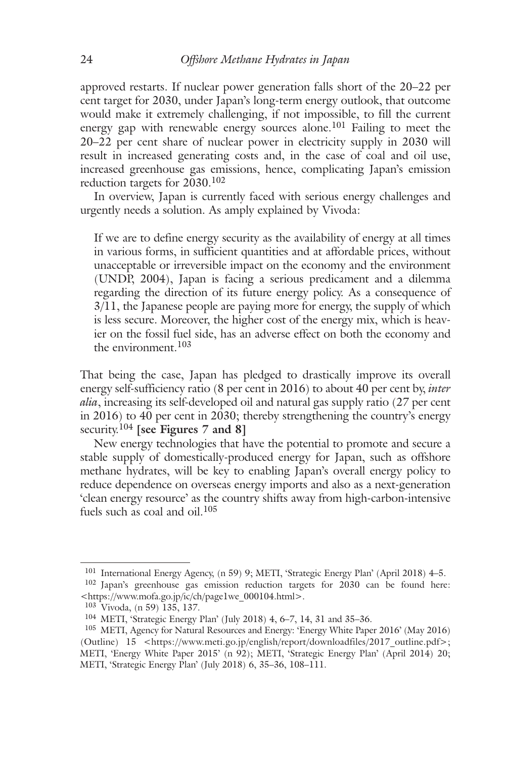approved restarts. If nuclear power generation falls short of the 20–22 per cent target for 2030, under Japan's long-term energy outlook, that outcome would make it extremely challenging, if not impossible, to fill the current energy gap with renewable energy sources alone.[101] Failing to meet the 20–22 per cent share of nuclear power in electricity supply in 2030 will result in increased generating costs and, in the case of coal and oil use, increased greenhouse gas emissions, hence, complicating Japan's emission reduction targets for 2030.[102]

In overview, Japan is currently faced with serious energy challenges and urgently needs a solution. As amply explained by Vivoda:

> If we are to define energy security as the availability of energy at all times in various forms, in sufficient quantities and at affordable prices, without unacceptable or irreversible impact on the economy and the environment (UNDP, 2004), Japan is facing a serious predicament and a dilemma regarding the direction of its future energy policy. As a consequence of 3/11, the Japanese people are paying more for energy, the supply of which is less secure. Moreover, the higher cost of the energy mix, which is heavier on the fossil fuel side, has an adverse effect on both the economy and the environment.[103]

That being the case, Japan has pledged to drastically improve its overall energy self-sufficiency ratio (8 per cent in 2016) to about 40 per cent by, *inter alia*, increasing its self-developed oil and natural gas supply ratio (27 per cent in 2016) to 40 per cent in 2030; thereby strengthening the country's energy security.[104] **[see Figures 7 and 8]**

New energy technologies that have the potential to promote and secure a stable supply of domestically-produced energy for Japan, such as offshore methane hydrates, will be key to enabling Japan's overall energy policy to reduce dependence on overseas energy imports and also as a next-generation 'clean energy resource' as the country shifts away from high-carbon-intensive fuels such as coal and oil.[105]

---

[101] International Energy Agency, (n 59) 9; METI, 'Strategic Energy Plan' (April 2018) 4–5.

[102] Japan's greenhouse gas emission reduction targets for 2030 can be found here: <https://www.mofa.go.jp/ic/ch/page1we_000104.html>.

[103] Vivoda, (n 59) 135, 137.

[104] METI, 'Strategic Energy Plan' (July 2018) 4, 6–7, 14, 31 and 35–36.

[105] METI, Agency for Natural Resources and Energy: 'Energy White Paper 2016' (May 2016) (Outline) 15 <https://www.meti.go.jp/english/report/downloadfiles/2017_outline.pdf>; METI, 'Energy White Paper 2015' (n 92); METI, 'Strategic Energy Plan' (April 2014) 20; METI, 'Strategic Energy Plan' (July 2018) 6, 35–36, 108–111.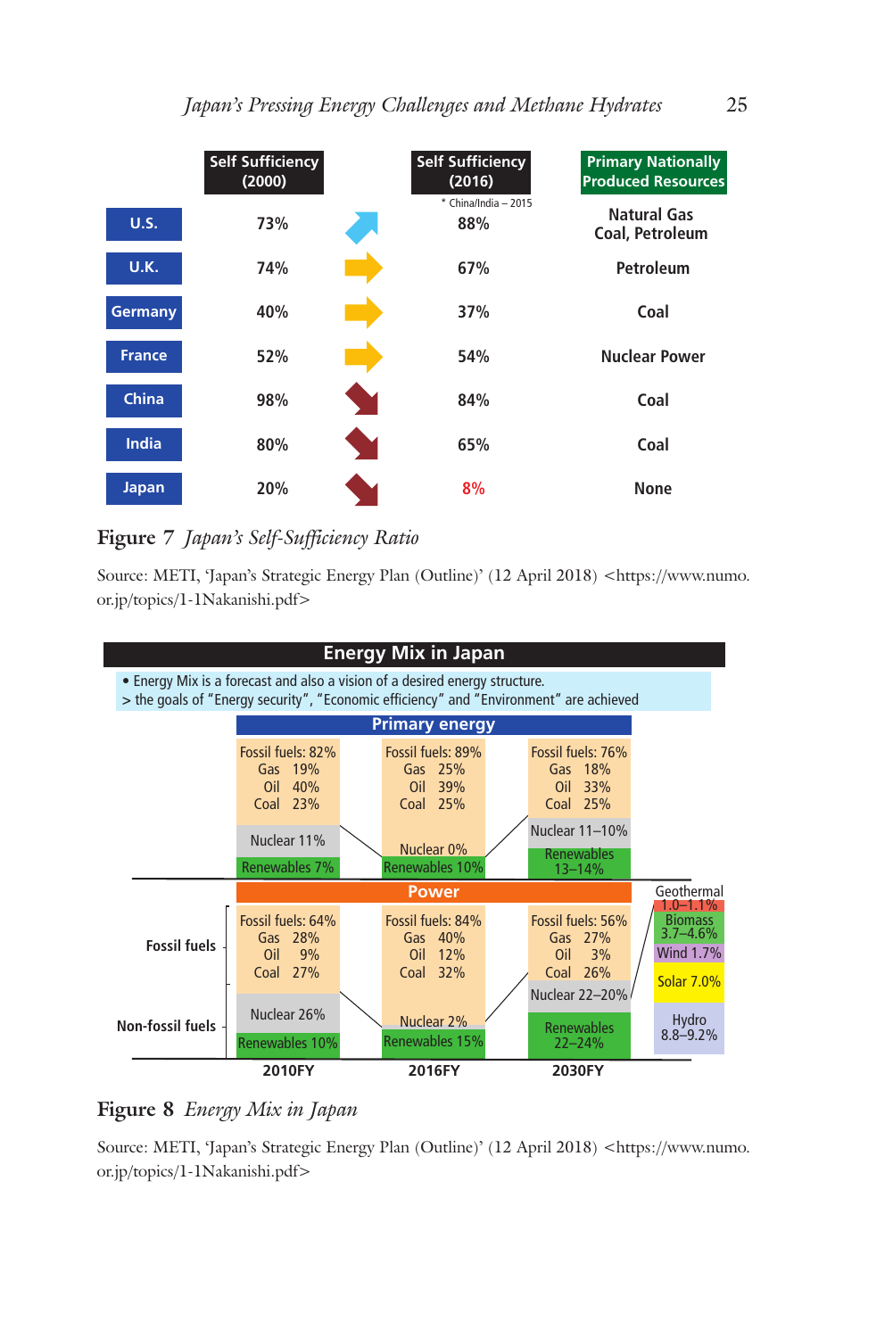| | Self Sufficiency (2000) | | Self Sufficiency (2016) * China/India – 2015 | Primary Nationally Produced Resources |
|---|---|---|---|---|
| U.S. | 73% | ↗ | 88% | Natural Gas Coal, Petroleum |
| U.K. | 74% | → | 67% | Petroleum |
| Germany | 40% | → | 37% | Coal |
| France | 52% | → | 54% | Nuclear Power |
| China | 98% | ↘ | 84% | Coal |
| India | 80% | ↘ | 65% | Coal |
| Japan | 20% | ↘ | 8% | None |

**Figure 7** *Japan's Self-Sufficiency Ratio*

Source: METI, 'Japan's Strategic Energy Plan (Outline)' (12 April 2018) <https://www.numo.or.jp/topics/1-1Nakanishi.pdf>

**Energy Mix in Japan**

- Energy Mix is a forecast and also a vision of a desired energy structure.

> the goals of "Energy security", "Economic efficiency" and "Environment" are achieved

**Primary energy**

| | 2010FY | 2016FY | 2030FY |
|---|---|---|---|
| Fossil fuels | 82% | 89% | 76% |
| Gas | 19% | 25% | 18% |
| Oil | 40% | 39% | 33% |
| Coal | 23% | 25% | 25% |
| Nuclear | 11% | 0% | 11–10% |
| Renewables | 7% | 10% | 13–14% |

**Power**

| | | 2010FY | 2016FY | 2030FY |
|---|---|---|---|---|
| Fossil fuels | Fossil fuels | 64% | 84% | 56% |
| | Gas | 28% | 40% | 27% |
| | Oil | 9% | 12% | 3% |
| | Coal | 27% | 32% | 26% |
| Non-fossil fuels | Nuclear | 26% | 2% | 22–20% |
| | Renewables | 10% | 15% | 22–24% |

2030FY renewables breakdown: Geothermal 1.0–1.1%; Biomass 3.7–4.6%; Wind 1.7%; Solar 7.0%; Hydro 8.8–9.2%

**Figure 8** *Energy Mix in Japan*

Source: METI, 'Japan's Strategic Energy Plan (Outline)' (12 April 2018) <https://www.numo.or.jp/topics/1-1Nakanishi.pdf>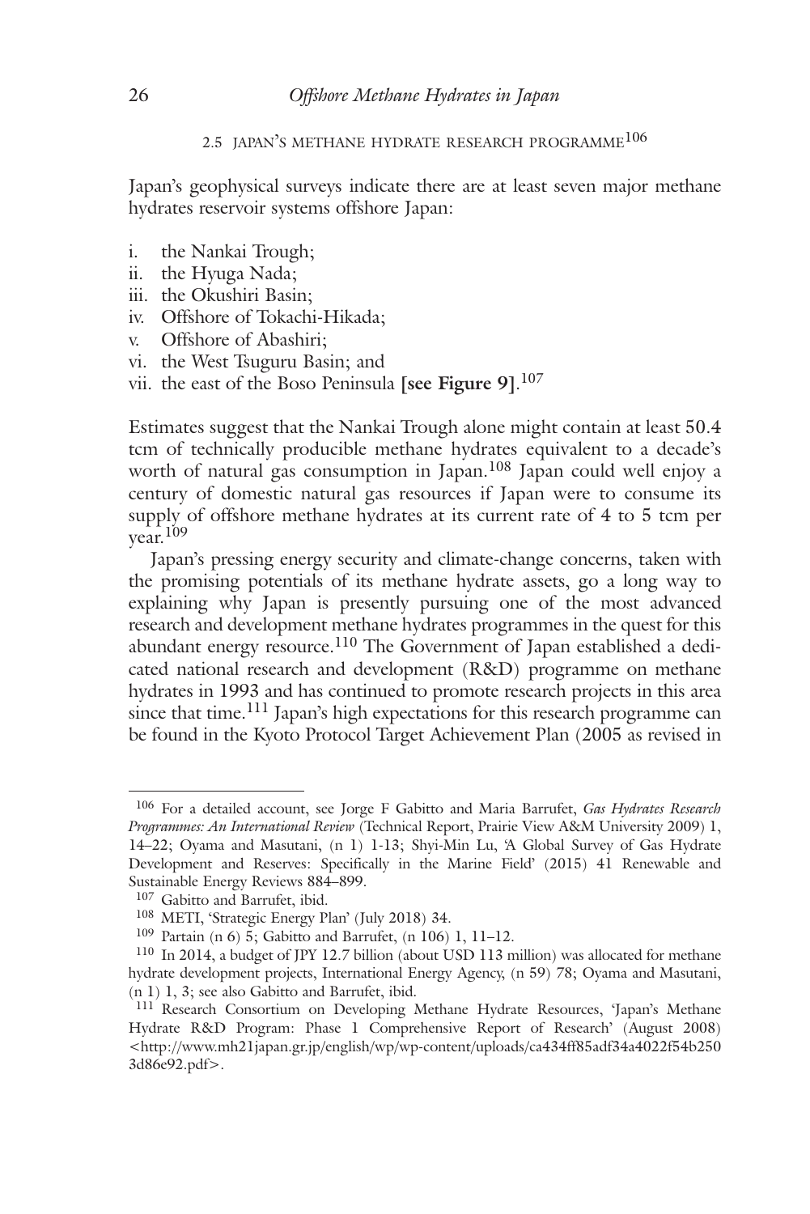## 2.5 JAPAN'S METHANE HYDRATE RESEARCH PROGRAMME[106]

Japan's geophysical surveys indicate there are at least seven major methane hydrates reservoir systems offshore Japan:

i. the Nankai Trough;
ii. the Hyuga Nada;
iii. the Okushiri Basin;
iv. Offshore of Tokachi-Hikada;
v. Offshore of Abashiri;
vi. the West Tsuguru Basin; and
vii. the east of the Boso Peninsula **[see Figure 9]**.[107]

Estimates suggest that the Nankai Trough alone might contain at least 50.4 tcm of technically producible methane hydrates equivalent to a decade's worth of natural gas consumption in Japan.[108] Japan could well enjoy a century of domestic natural gas resources if Japan were to consume its supply of offshore methane hydrates at its current rate of 4 to 5 tcm per year.[109]

Japan's pressing energy security and climate-change concerns, taken with the promising potentials of its methane hydrate assets, go a long way to explaining why Japan is presently pursuing one of the most advanced research and development methane hydrates programmes in the quest for this abundant energy resource.[110] The Government of Japan established a dedicated national research and development (R&D) programme on methane hydrates in 1993 and has continued to promote research projects in this area since that time.[111] Japan's high expectations for this research programme can be found in the Kyoto Protocol Target Achievement Plan (2005 as revised in

---

[106] For a detailed account, see Jorge F Gabitto and Maria Barrufet, *Gas Hydrates Research Programmes: An International Review* (Technical Report, Prairie View A&M University 2009) 1, 14–22; Oyama and Masutani, (n 1) 1-13; Shyi-Min Lu, 'A Global Survey of Gas Hydrate Development and Reserves: Specifically in the Marine Field' (2015) 41 Renewable and Sustainable Energy Reviews 884–899.

[107] Gabitto and Barrufet, ibid.

[108] METI, 'Strategic Energy Plan' (July 2018) 34.

[109] Partain (n 6) 5; Gabitto and Barrufet, (n 106) 1, 11–12.

[110] In 2014, a budget of JPY 12.7 billion (about USD 113 million) was allocated for methane hydrate development projects, International Energy Agency, (n 59) 78; Oyama and Masutani, (n 1) 1, 3; see also Gabitto and Barrufet, ibid.

[111] Research Consortium on Developing Methane Hydrate Resources, 'Japan's Methane Hydrate R&D Program: Phase 1 Comprehensive Report of Research' (August 2008) <http://www.mh21japan.gr.jp/english/wp/wp-content/uploads/ca434ff85adf34a4022f54b2503d86e92.pdf>.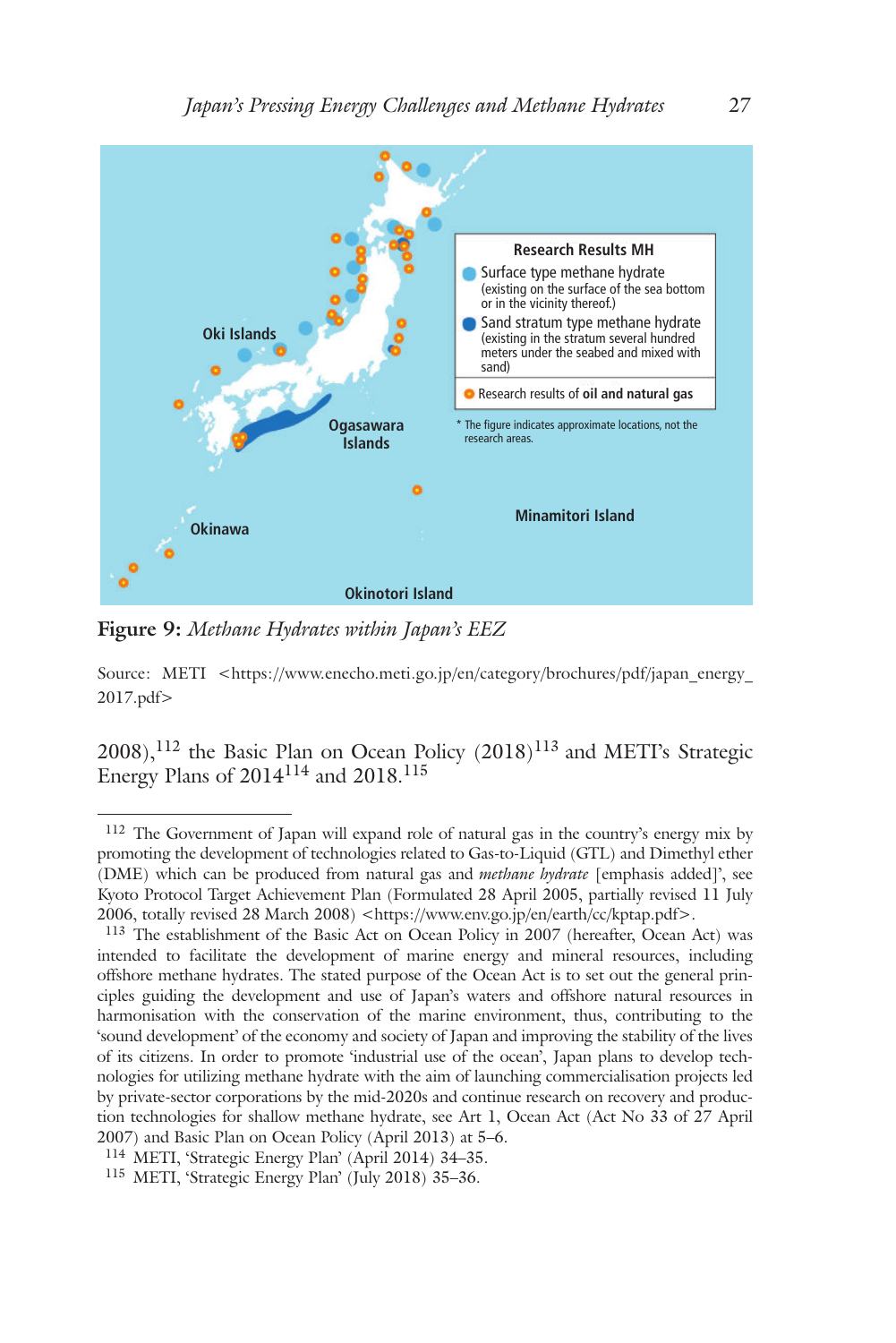**Figure 9:** *Methane Hydrates within Japan's EEZ*

Source: METI <https://www.enecho.meti.go.jp/en/category/brochures/pdf/japan_energy_2017.pdf>

2008),[112] the Basic Plan on Ocean Policy (2018)[113] and METI's Strategic Energy Plans of 2014[114] and 2018.[115]

---

[112] The Government of Japan will expand role of natural gas in the country's energy mix by promoting the development of technologies related to Gas-to-Liquid (GTL) and Dimethyl ether (DME) which can be produced from natural gas and *methane hydrate* [emphasis added]', see Kyoto Protocol Target Achievement Plan (Formulated 28 April 2005, partially revised 11 July 2006, totally revised 28 March 2008) <https://www.env.go.jp/en/earth/cc/kptap.pdf>.

[113] The establishment of the Basic Act on Ocean Policy in 2007 (hereafter, Ocean Act) was intended to facilitate the development of marine energy and mineral resources, including offshore methane hydrates. The stated purpose of the Ocean Act is to set out the general principles guiding the development and use of Japan's waters and offshore natural resources in harmonisation with the conservation of the marine environment, thus, contributing to the 'sound development' of the economy and society of Japan and improving the stability of the lives of its citizens. In order to promote 'industrial use of the ocean', Japan plans to develop technologies for utilizing methane hydrate with the aim of launching commercialisation projects led by private-sector corporations by the mid-2020s and continue research on recovery and production technologies for shallow methane hydrate, see Art 1, Ocean Act (Act No 33 of 27 April 2007) and Basic Plan on Ocean Policy (April 2013) at 5–6.

[114] METI, 'Strategic Energy Plan' (April 2014) 34–35.

[115] METI, 'Strategic Energy Plan' (July 2018) 35–36.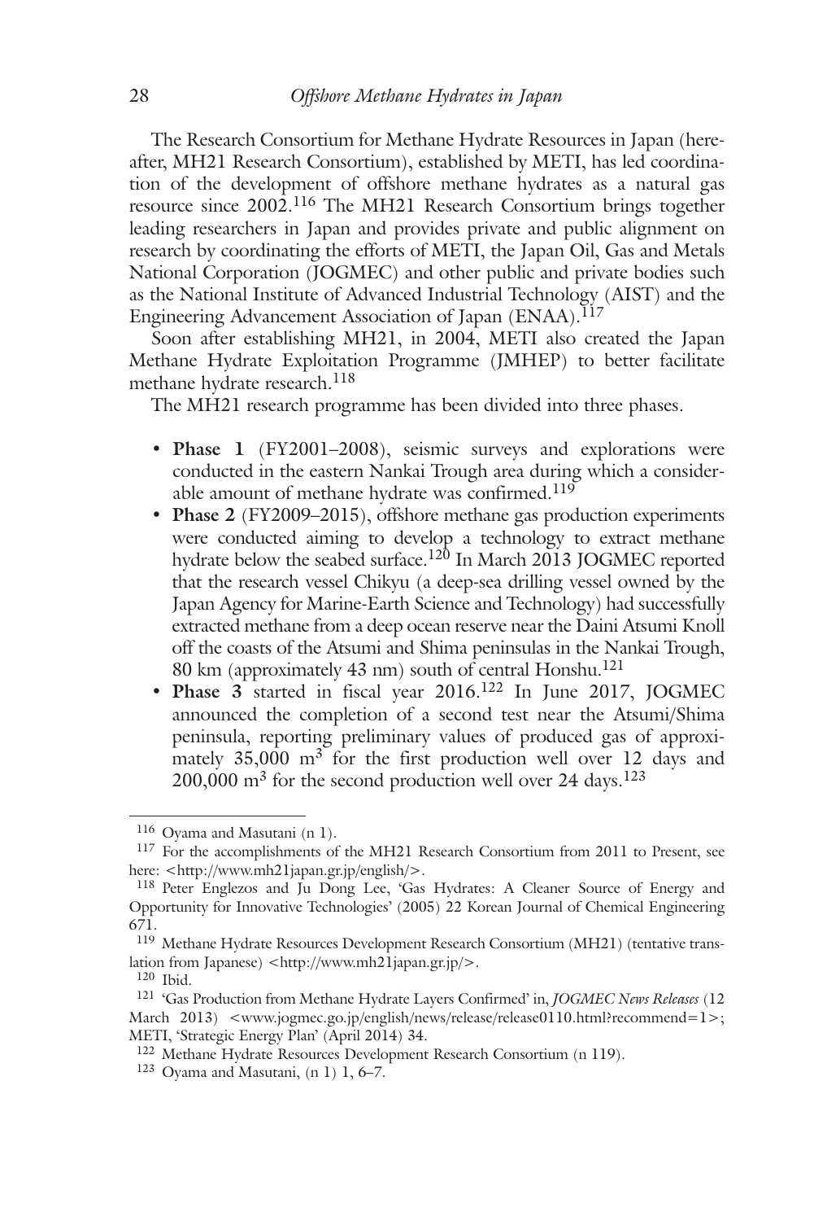The Research Consortium for Methane Hydrate Resources in Japan (hereafter, MH21 Research Consortium), established by METI, has led coordination of the development of offshore methane hydrates as a natural gas resource since 2002.[116] The MH21 Research Consortium brings together leading researchers in Japan and provides private and public alignment on research by coordinating the efforts of METI, the Japan Oil, Gas and Metals National Corporation (JOGMEC) and other public and private bodies such as the National Institute of Advanced Industrial Technology (AIST) and the Engineering Advancement Association of Japan (ENAA).[117]

Soon after establishing MH21, in 2004, METI also created the Japan Methane Hydrate Exploitation Programme (JMHEP) to better facilitate methane hydrate research.[118]

The MH21 research programme has been divided into three phases.

- **Phase 1** (FY2001–2008), seismic surveys and explorations were conducted in the eastern Nankai Trough area during which a considerable amount of methane hydrate was confirmed.[119]
- **Phase 2** (FY2009–2015), offshore methane gas production experiments were conducted aiming to develop a technology to extract methane hydrate below the seabed surface.[120] In March 2013 JOGMEC reported that the research vessel Chikyu (a deep-sea drilling vessel owned by the Japan Agency for Marine-Earth Science and Technology) had successfully extracted methane from a deep ocean reserve near the Daini Atsumi Knoll off the coasts of the Atsumi and Shima peninsulas in the Nankai Trough, 80 km (approximately 43 nm) south of central Honshu.[121]
- **Phase 3** started in fiscal year 2016.[122] In June 2017, JOGMEC announced the completion of a second test near the Atsumi/Shima peninsula, reporting preliminary values of produced gas of approximately 35,000 $m^3$ for the first production well over 12 days and 200,000 $m^3$ for the second production well over 24 days.[123]

---

[116] Oyama and Masutani (n 1).

[117] For the accomplishments of the MH21 Research Consortium from 2011 to Present, see here: <http://www.mh21japan.gr.jp/english/>.

[118] Peter Englezos and Ju Dong Lee, 'Gas Hydrates: A Cleaner Source of Energy and Opportunity for Innovative Technologies' (2005) 22 Korean Journal of Chemical Engineering 671.

[119] Methane Hydrate Resources Development Research Consortium (MH21) (tentative translation from Japanese) <http://www.mh21japan.gr.jp/>.

[120] Ibid.

[121] 'Gas Production from Methane Hydrate Layers Confirmed' in, *JOGMEC News Releases* (12 March 2013) <www.jogmec.go.jp/english/news/release/release0110.html?recommend=1>; METI, 'Strategic Energy Plan' (April 2014) 34.

[122] Methane Hydrate Resources Development Research Consortium (n 119).

[123] Oyama and Masutani, (n 1) 1, 6–7.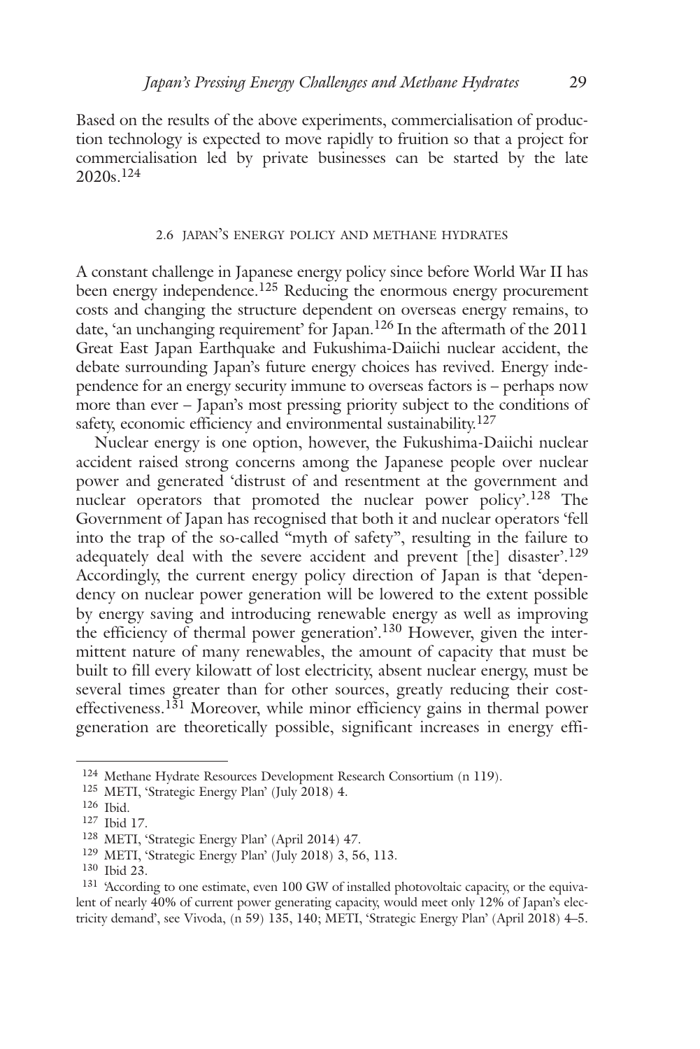Based on the results of the above experiments, commercialisation of production technology is expected to move rapidly to fruition so that a project for commercialisation led by private businesses can be started by the late 2020s.[124]

## 2.6 JAPAN'S ENERGY POLICY AND METHANE HYDRATES

A constant challenge in Japanese energy policy since before World War II has been energy independence.[125] Reducing the enormous energy procurement costs and changing the structure dependent on overseas energy remains, to date, 'an unchanging requirement' for Japan.[126] In the aftermath of the 2011 Great East Japan Earthquake and Fukushima-Daiichi nuclear accident, the debate surrounding Japan's future energy choices has revived. Energy independence for an energy security immune to overseas factors is – perhaps now more than ever – Japan's most pressing priority subject to the conditions of safety, economic efficiency and environmental sustainability.[127]

Nuclear energy is one option, however, the Fukushima-Daiichi nuclear accident raised strong concerns among the Japanese people over nuclear power and generated 'distrust of and resentment at the government and nuclear operators that promoted the nuclear power policy'.[128] The Government of Japan has recognised that both it and nuclear operators 'fell into the trap of the so-called "myth of safety", resulting in the failure to adequately deal with the severe accident and prevent [the] disaster'.[129] Accordingly, the current energy policy direction of Japan is that 'dependency on nuclear power generation will be lowered to the extent possible by energy saving and introducing renewable energy as well as improving the efficiency of thermal power generation'.[130] However, given the intermittent nature of many renewables, the amount of capacity that must be built to fill every kilowatt of lost electricity, absent nuclear energy, must be several times greater than for other sources, greatly reducing their cost-effectiveness.[131] Moreover, while minor efficiency gains in thermal power generation are theoretically possible, significant increases in energy effi-

---

[124] Methane Hydrate Resources Development Research Consortium (n 119).

[125] METI, 'Strategic Energy Plan' (July 2018) 4.

[126] Ibid.

[127] Ibid 17.

[128] METI, 'Strategic Energy Plan' (April 2014) 47.

[129] METI, 'Strategic Energy Plan' (July 2018) 3, 56, 113.

[130] Ibid 23.

[131] 'According to one estimate, even 100 GW of installed photovoltaic capacity, or the equivalent of nearly 40% of current power generating capacity, would meet only 12% of Japan's electricity demand', see Vivoda, (n 59) 135, 140; METI, 'Strategic Energy Plan' (April 2018) 4–5.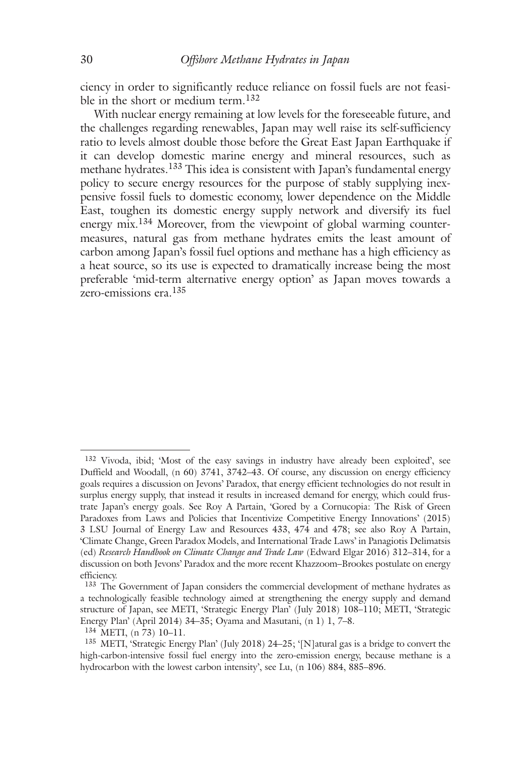ciency in order to significantly reduce reliance on fossil fuels are not feasible in the short or medium term.[132]

With nuclear energy remaining at low levels for the foreseeable future, and the challenges regarding renewables, Japan may well raise its self-sufficiency ratio to levels almost double those before the Great East Japan Earthquake if it can develop domestic marine energy and mineral resources, such as methane hydrates.[133] This idea is consistent with Japan's fundamental energy policy to secure energy resources for the purpose of stably supplying inexpensive fossil fuels to domestic economy, lower dependence on the Middle East, toughen its domestic energy supply network and diversify its fuel energy mix.[134] Moreover, from the viewpoint of global warming countermeasures, natural gas from methane hydrates emits the least amount of carbon among Japan's fossil fuel options and methane has a high efficiency as a heat source, so its use is expected to dramatically increase being the most preferable 'mid-term alternative energy option' as Japan moves towards a zero-emissions era.[135]

---

[132] Vivoda, ibid; 'Most of the easy savings in industry have already been exploited', see Duffield and Woodall, (n 60) 3741, 3742–43. Of course, any discussion on energy efficiency goals requires a discussion on Jevons' Paradox, that energy efficient technologies do not result in surplus energy supply, that instead it results in increased demand for energy, which could frustrate Japan's energy goals. See Roy A Partain, 'Gored by a Cornucopia: The Risk of Green Paradoxes from Laws and Policies that Incentivize Competitive Energy Innovations' (2015) 3 LSU Journal of Energy Law and Resources 433, 474 and 478; see also Roy A Partain, 'Climate Change, Green Paradox Models, and International Trade Laws' in Panagiotis Delimatsis (ed) *Research Handbook on Climate Change and Trade Law* (Edward Elgar 2016) 312–314, for a discussion on both Jevons' Paradox and the more recent Khazzoom–Brookes postulate on energy efficiency.

[133] The Government of Japan considers the commercial development of methane hydrates as a technologically feasible technology aimed at strengthening the energy supply and demand structure of Japan, see METI, 'Strategic Energy Plan' (July 2018) 108–110; METI, 'Strategic Energy Plan' (April 2014) 34–35; Oyama and Masutani, (n 1) 1, 7–8.

[134] METI, (n 73) 10–11.

[135] METI, 'Strategic Energy Plan' (July 2018) 24–25; '[N]atural gas is a bridge to convert the high-carbon-intensive fossil fuel energy into the zero-emission energy, because methane is a hydrocarbon with the lowest carbon intensity', see Lu, (n 106) 884, 885–896.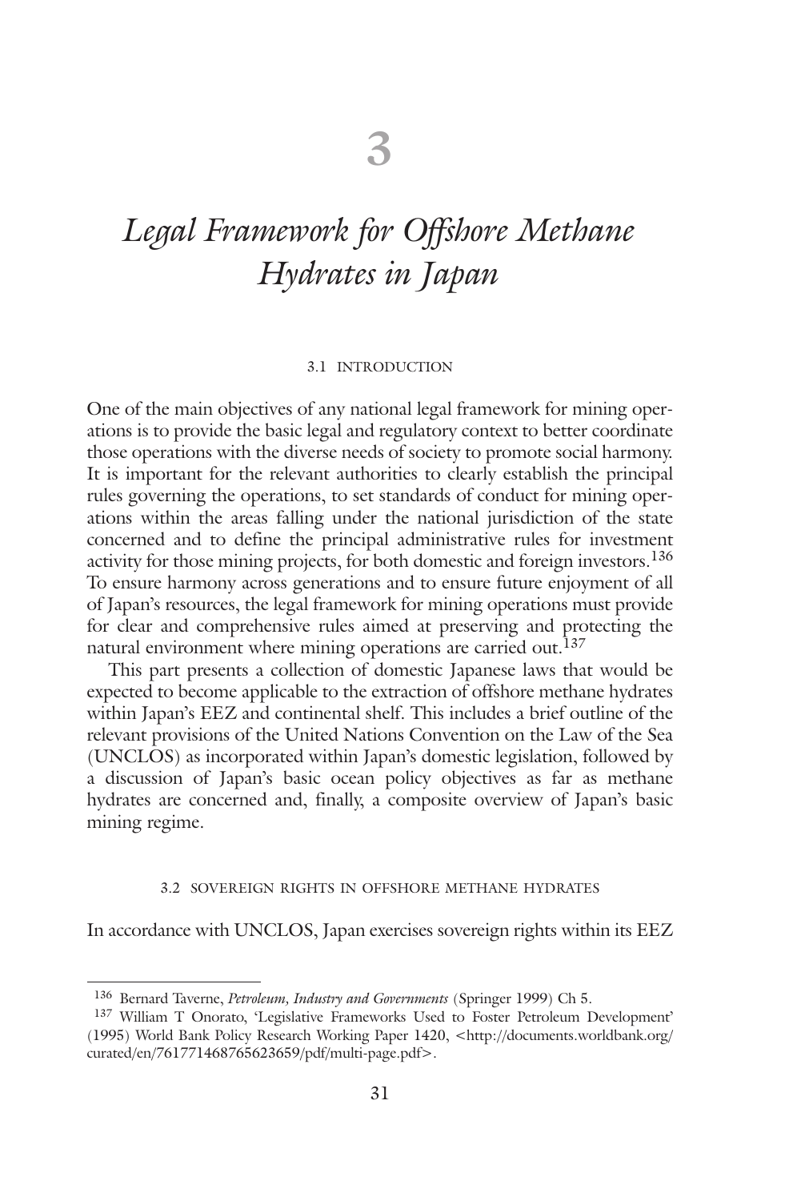# 3

# *Legal Framework for Offshore Methane Hydrates in Japan*

## 3.1 INTRODUCTION

One of the main objectives of any national legal framework for mining operations is to provide the basic legal and regulatory context to better coordinate those operations with the diverse needs of society to promote social harmony. It is important for the relevant authorities to clearly establish the principal rules governing the operations, to set standards of conduct for mining operations within the areas falling under the national jurisdiction of the state concerned and to define the principal administrative rules for investment activity for those mining projects, for both domestic and foreign investors.[136] To ensure harmony across generations and to ensure future enjoyment of all of Japan's resources, the legal framework for mining operations must provide for clear and comprehensive rules aimed at preserving and protecting the natural environment where mining operations are carried out.[137]

This part presents a collection of domestic Japanese laws that would be expected to become applicable to the extraction of offshore methane hydrates within Japan's EEZ and continental shelf. This includes a brief outline of the relevant provisions of the United Nations Convention on the Law of the Sea (UNCLOS) as incorporated within Japan's domestic legislation, followed by a discussion of Japan's basic ocean policy objectives as far as methane hydrates are concerned and, finally, a composite overview of Japan's basic mining regime.

## 3.2 SOVEREIGN RIGHTS IN OFFSHORE METHANE HYDRATES

In accordance with UNCLOS, Japan exercises sovereign rights within its EEZ

---

[136] Bernard Taverne, *Petroleum, Industry and Governments* (Springer 1999) Ch 5.

[137] William T Onorato, 'Legislative Frameworks Used to Foster Petroleum Development' (1995) World Bank Policy Research Working Paper 1420, <http://documents.worldbank.org/curated/en/761771468765623659/pdf/multi-page.pdf>.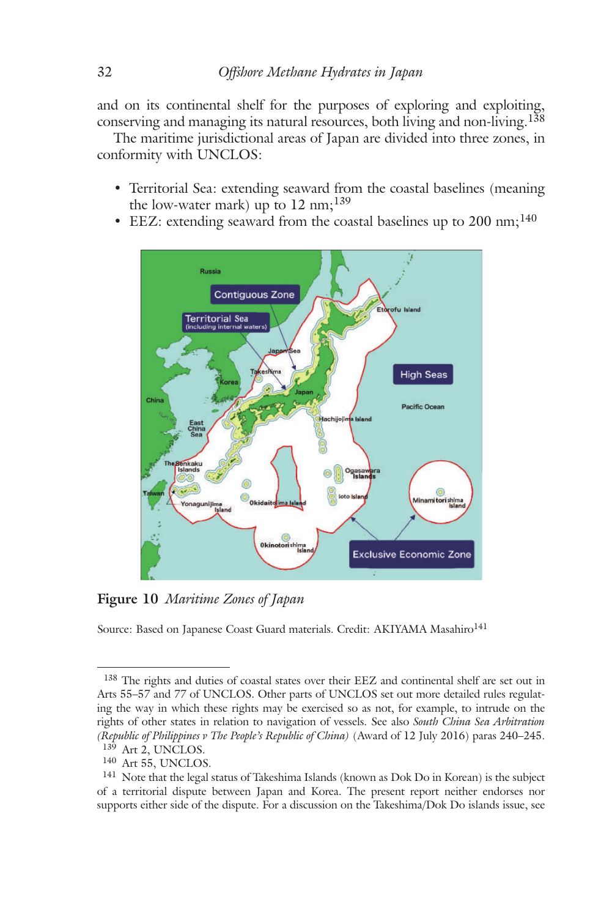and on its continental shelf for the purposes of exploring and exploiting, conserving and managing its natural resources, both living and non-living.[138]

The maritime jurisdictional areas of Japan are divided into three zones, in conformity with UNCLOS:

- Territorial Sea: extending seaward from the coastal baselines (meaning the low-water mark) up to 12 nm;[139]
- EEZ: extending seaward from the coastal baselines up to 200 nm;[140]

**Figure 10** *Maritime Zones of Japan*

Source: Based on Japanese Coast Guard materials. Credit: AKIYAMA Masahiro[141]

---

[138] The rights and duties of coastal states over their EEZ and continental shelf are set out in Arts 55–57 and 77 of UNCLOS. Other parts of UNCLOS set out more detailed rules regulating the way in which these rights may be exercised so as not, for example, to intrude on the rights of other states in relation to navigation of vessels. See also *South China Sea Arbitration (Republic of Philippines v The People's Republic of China)* (Award of 12 July 2016) paras 240–245.

[139] Art 2, UNCLOS.

[140] Art 55, UNCLOS.

[141] Note that the legal status of Takeshima Islands (known as Dok Do in Korean) is the subject of a territorial dispute between Japan and Korea. The present report neither endorses nor supports either side of the dispute. For a discussion on the Takeshima/Dok Do islands issue, see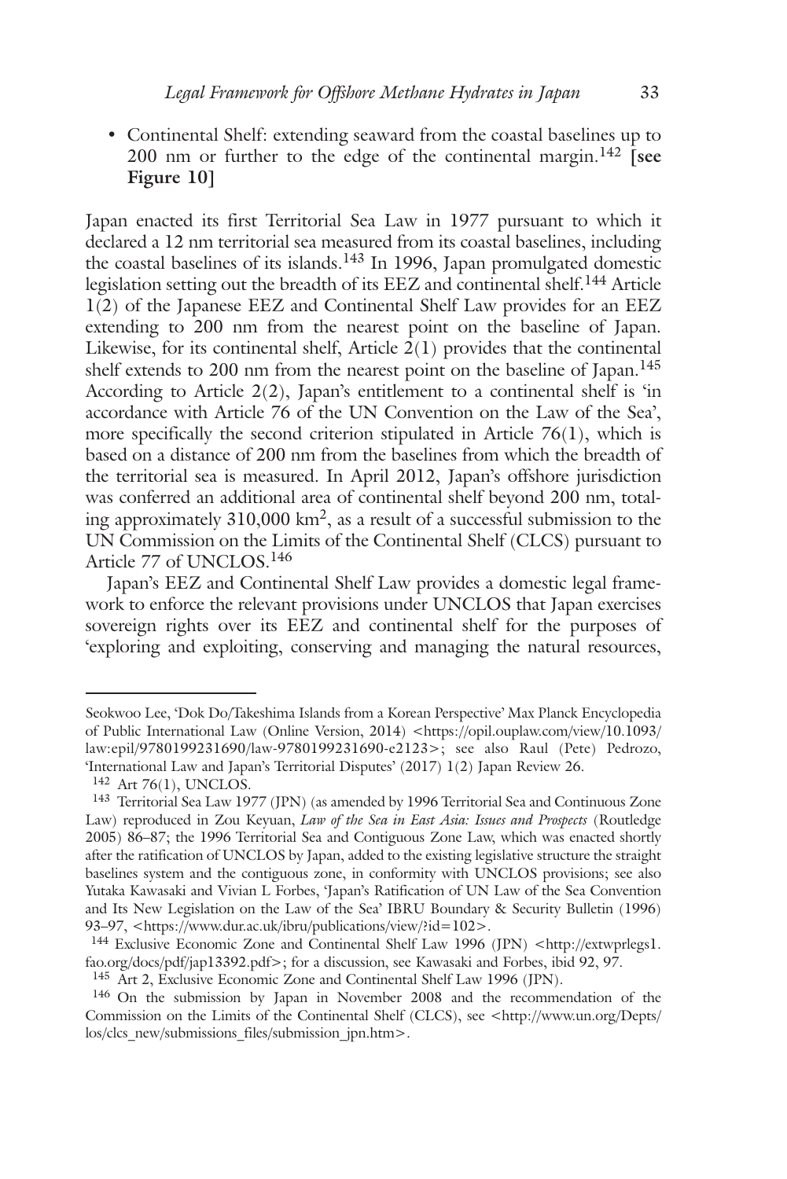- Continental Shelf: extending seaward from the coastal baselines up to 200 nm or further to the edge of the continental margin.[142] **[see Figure 10]**

Japan enacted its first Territorial Sea Law in 1977 pursuant to which it declared a 12 nm territorial sea measured from its coastal baselines, including the coastal baselines of its islands.[143] In 1996, Japan promulgated domestic legislation setting out the breadth of its EEZ and continental shelf.[144] Article 1(2) of the Japanese EEZ and Continental Shelf Law provides for an EEZ extending to 200 nm from the nearest point on the baseline of Japan. Likewise, for its continental shelf, Article 2(1) provides that the continental shelf extends to 200 nm from the nearest point on the baseline of Japan.[145] According to Article 2(2), Japan's entitlement to a continental shelf is 'in accordance with Article 76 of the UN Convention on the Law of the Sea', more specifically the second criterion stipulated in Article 76(1), which is based on a distance of 200 nm from the baselines from which the breadth of the territorial sea is measured. In April 2012, Japan's offshore jurisdiction was conferred an additional area of continental shelf beyond 200 nm, totaling approximately 310,000 km$^2$, as a result of a successful submission to the UN Commission on the Limits of the Continental Shelf (CLCS) pursuant to Article 77 of UNCLOS.[146]

Japan's EEZ and Continental Shelf Law provides a domestic legal framework to enforce the relevant provisions under UNCLOS that Japan exercises sovereign rights over its EEZ and continental shelf for the purposes of 'exploring and exploiting, conserving and managing the natural resources,

---

Seokwoo Lee, 'Dok Do/Takeshima Islands from a Korean Perspective' Max Planck Encyclopedia of Public International Law (Online Version, 2014) <https://opil.ouplaw.com/view/10.1093/law:epil/9780199231690/law-9780199231690-e2123>; see also Raul (Pete) Pedrozo, 'International Law and Japan's Territorial Disputes' (2017) 1(2) Japan Review 26.

[142] Art 76(1), UNCLOS.

[143] Territorial Sea Law 1977 (JPN) (as amended by 1996 Territorial Sea and Continuous Zone Law) reproduced in Zou Keyuan, *Law of the Sea in East Asia: Issues and Prospects* (Routledge 2005) 86–87; the 1996 Territorial Sea and Contiguous Zone Law, which was enacted shortly after the ratification of UNCLOS by Japan, added to the existing legislative structure the straight baselines system and the contiguous zone, in conformity with UNCLOS provisions; see also Yutaka Kawasaki and Vivian L Forbes, 'Japan's Ratification of UN Law of the Sea Convention and Its New Legislation on the Law of the Sea' IBRU Boundary & Security Bulletin (1996) 93–97, <https://www.dur.ac.uk/ibru/publications/view/?id=102>.

[144] Exclusive Economic Zone and Continental Shelf Law 1996 (JPN) <http://extwprlegs1.fao.org/docs/pdf/jap13392.pdf>; for a discussion, see Kawasaki and Forbes, ibid 92, 97.

[145] Art 2, Exclusive Economic Zone and Continental Shelf Law 1996 (JPN).

[146] On the submission by Japan in November 2008 and the recommendation of the Commission on the Limits of the Continental Shelf (CLCS), see <http://www.un.org/Depts/los/clcs_new/submissions_files/submission_jpn.htm>.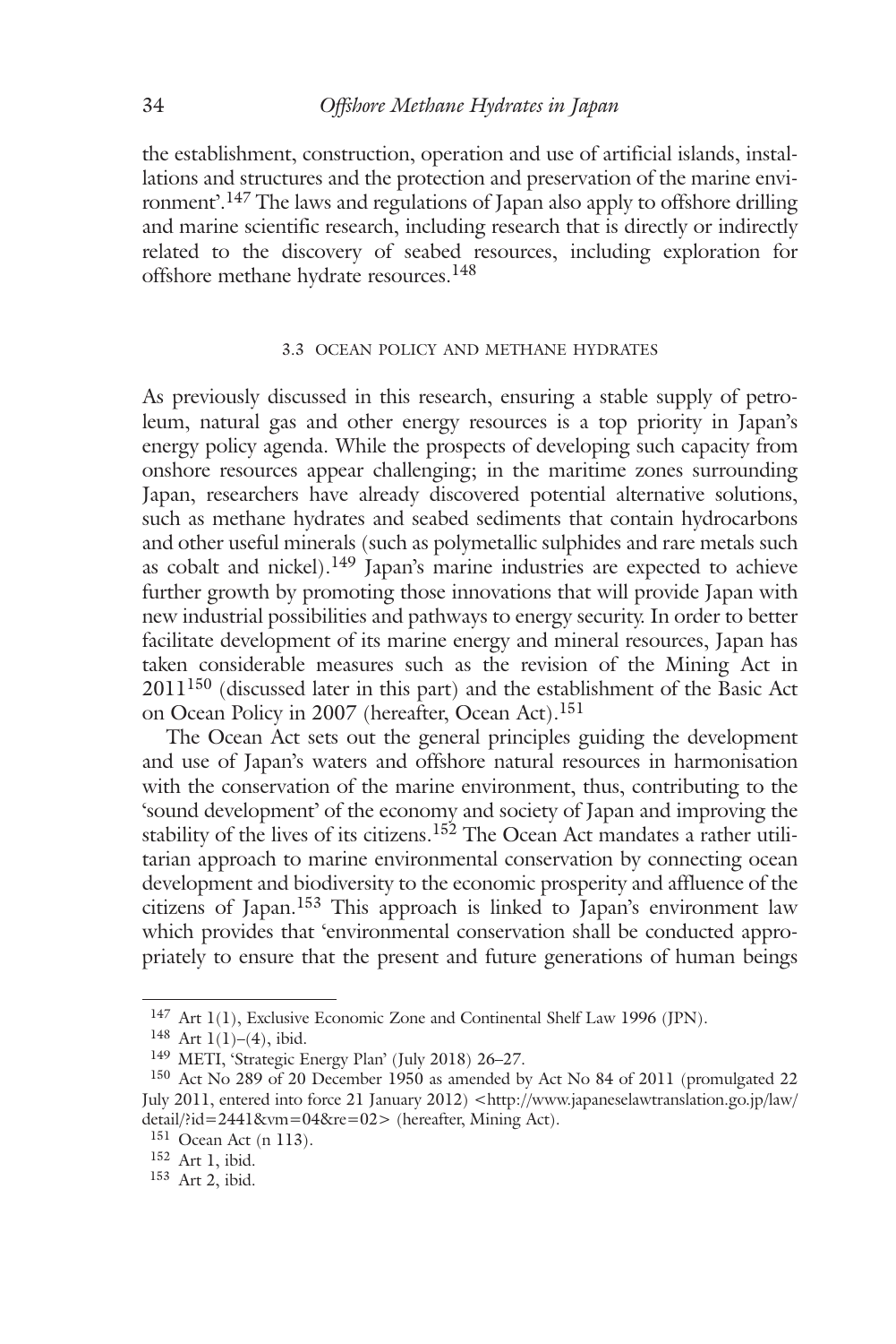the establishment, construction, operation and use of artificial islands, installations and structures and the protection and preservation of the marine environment'.[147] The laws and regulations of Japan also apply to offshore drilling and marine scientific research, including research that is directly or indirectly related to the discovery of seabed resources, including exploration for offshore methane hydrate resources.[148]

### 3.3 OCEAN POLICY AND METHANE HYDRATES

As previously discussed in this research, ensuring a stable supply of petroleum, natural gas and other energy resources is a top priority in Japan's energy policy agenda. While the prospects of developing such capacity from onshore resources appear challenging; in the maritime zones surrounding Japan, researchers have already discovered potential alternative solutions, such as methane hydrates and seabed sediments that contain hydrocarbons and other useful minerals (such as polymetallic sulphides and rare metals such as cobalt and nickel).[149] Japan's marine industries are expected to achieve further growth by promoting those innovations that will provide Japan with new industrial possibilities and pathways to energy security. In order to better facilitate development of its marine energy and mineral resources, Japan has taken considerable measures such as the revision of the Mining Act in 2011[150] (discussed later in this part) and the establishment of the Basic Act on Ocean Policy in 2007 (hereafter, Ocean Act).[151]

The Ocean Act sets out the general principles guiding the development and use of Japan's waters and offshore natural resources in harmonisation with the conservation of the marine environment, thus, contributing to the 'sound development' of the economy and society of Japan and improving the stability of the lives of its citizens.[152] The Ocean Act mandates a rather utilitarian approach to marine environmental conservation by connecting ocean development and biodiversity to the economic prosperity and affluence of the citizens of Japan.[153] This approach is linked to Japan's environment law which provides that 'environmental conservation shall be conducted appropriately to ensure that the present and future generations of human beings

---

[147] Art 1(1), Exclusive Economic Zone and Continental Shelf Law 1996 (JPN).

[148] Art 1(1)–(4), ibid.

[149] METI, 'Strategic Energy Plan' (July 2018) 26–27.

[150] Act No 289 of 20 December 1950 as amended by Act No 84 of 2011 (promulgated 22 July 2011, entered into force 21 January 2012) <http://www.japaneselawtranslation.go.jp/law/detail/?id=2441&vm=04&re=02> (hereafter, Mining Act).

[151] Ocean Act (n 113).

[152] Art 1, ibid.

[153] Art 2, ibid.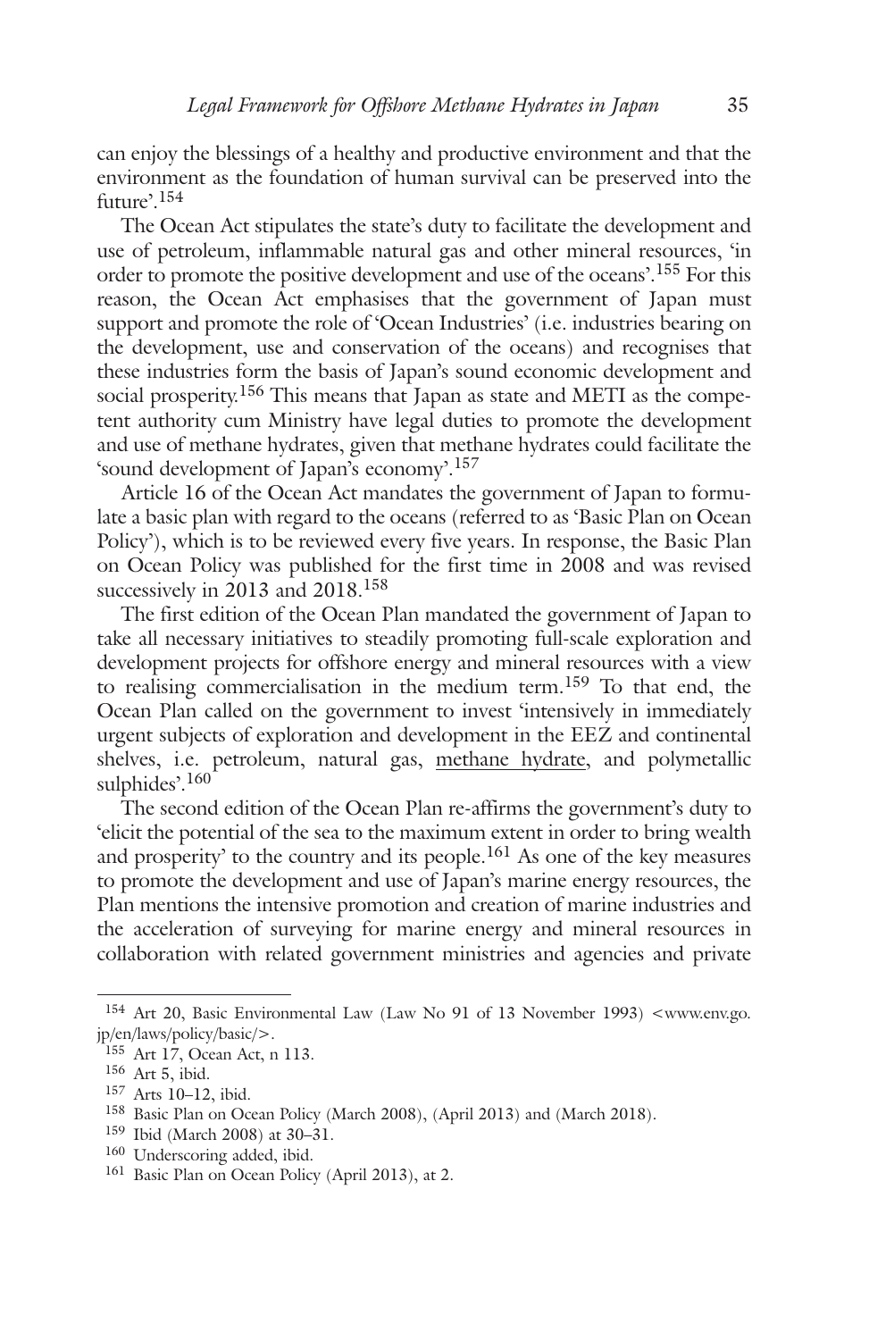can enjoy the blessings of a healthy and productive environment and that the environment as the foundation of human survival can be preserved into the future'.[154]

The Ocean Act stipulates the state's duty to facilitate the development and use of petroleum, inflammable natural gas and other mineral resources, 'in order to promote the positive development and use of the oceans'.[155] For this reason, the Ocean Act emphasises that the government of Japan must support and promote the role of 'Ocean Industries' (i.e. industries bearing on the development, use and conservation of the oceans) and recognises that these industries form the basis of Japan's sound economic development and social prosperity.[156] This means that Japan as state and METI as the competent authority cum Ministry have legal duties to promote the development and use of methane hydrates, given that methane hydrates could facilitate the 'sound development of Japan's economy'.[157]

Article 16 of the Ocean Act mandates the government of Japan to formulate a basic plan with regard to the oceans (referred to as 'Basic Plan on Ocean Policy'), which is to be reviewed every five years. In response, the Basic Plan on Ocean Policy was published for the first time in 2008 and was revised successively in 2013 and 2018.[158]

The first edition of the Ocean Plan mandated the government of Japan to take all necessary initiatives to steadily promoting full-scale exploration and development projects for offshore energy and mineral resources with a view to realising commercialisation in the medium term.[159] To that end, the Ocean Plan called on the government to invest 'intensively in immediately urgent subjects of exploration and development in the EEZ and continental shelves, i.e. petroleum, natural gas, <u>methane hydrate</u>, and polymetallic sulphides'.[160]

The second edition of the Ocean Plan re-affirms the government's duty to 'elicit the potential of the sea to the maximum extent in order to bring wealth and prosperity' to the country and its people.[161] As one of the key measures to promote the development and use of Japan's marine energy resources, the Plan mentions the intensive promotion and creation of marine industries and the acceleration of surveying for marine energy and mineral resources in collaboration with related government ministries and agencies and private

---

[154] Art 20, Basic Environmental Law (Law No 91 of 13 November 1993) <www.env.go.jp/en/laws/policy/basic/>.

[155] Art 17, Ocean Act, n 113.

[156] Art 5, ibid.

[157] Arts 10–12, ibid.

[158] Basic Plan on Ocean Policy (March 2008), (April 2013) and (March 2018).

[159] Ibid (March 2008) at 30–31.

[160] Underscoring added, ibid.

[161] Basic Plan on Ocean Policy (April 2013), at 2.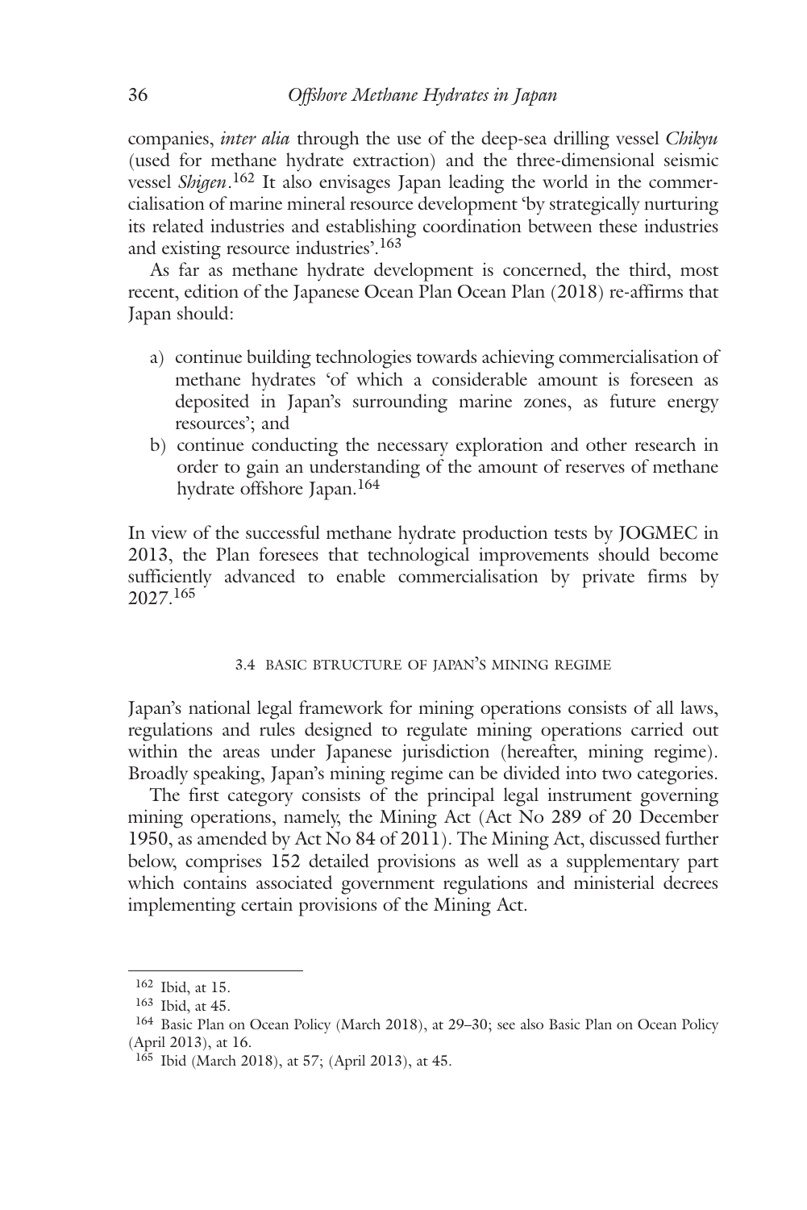companies, *inter alia* through the use of the deep-sea drilling vessel *Chikyu* (used for methane hydrate extraction) and the three-dimensional seismic vessel *Shigen*.[162] It also envisages Japan leading the world in the commercialisation of marine mineral resource development 'by strategically nurturing its related industries and establishing coordination between these industries and existing resource industries'.[163]

As far as methane hydrate development is concerned, the third, most recent, edition of the Japanese Ocean Plan Ocean Plan (2018) re-affirms that Japan should:

a) continue building technologies towards achieving commercialisation of methane hydrates 'of which a considerable amount is foreseen as deposited in Japan's surrounding marine zones, as future energy resources'; and
b) continue conducting the necessary exploration and other research in order to gain an understanding of the amount of reserves of methane hydrate offshore Japan.[164]

In view of the successful methane hydrate production tests by JOGMEC in 2013, the Plan foresees that technological improvements should become sufficiently advanced to enable commercialisation by private firms by 2027.[165]

### 3.4 BASIC BTRUCTURE OF JAPAN'S MINING REGIME

Japan's national legal framework for mining operations consists of all laws, regulations and rules designed to regulate mining operations carried out within the areas under Japanese jurisdiction (hereafter, mining regime). Broadly speaking, Japan's mining regime can be divided into two categories.

The first category consists of the principal legal instrument governing mining operations, namely, the Mining Act (Act No 289 of 20 December 1950, as amended by Act No 84 of 2011). The Mining Act, discussed further below, comprises 152 detailed provisions as well as a supplementary part which contains associated government regulations and ministerial decrees implementing certain provisions of the Mining Act.

---

[162] Ibid, at 15.

[163] Ibid, at 45.

[164] Basic Plan on Ocean Policy (March 2018), at 29–30; see also Basic Plan on Ocean Policy (April 2013), at 16.

[165] Ibid (March 2018), at 57; (April 2013), at 45.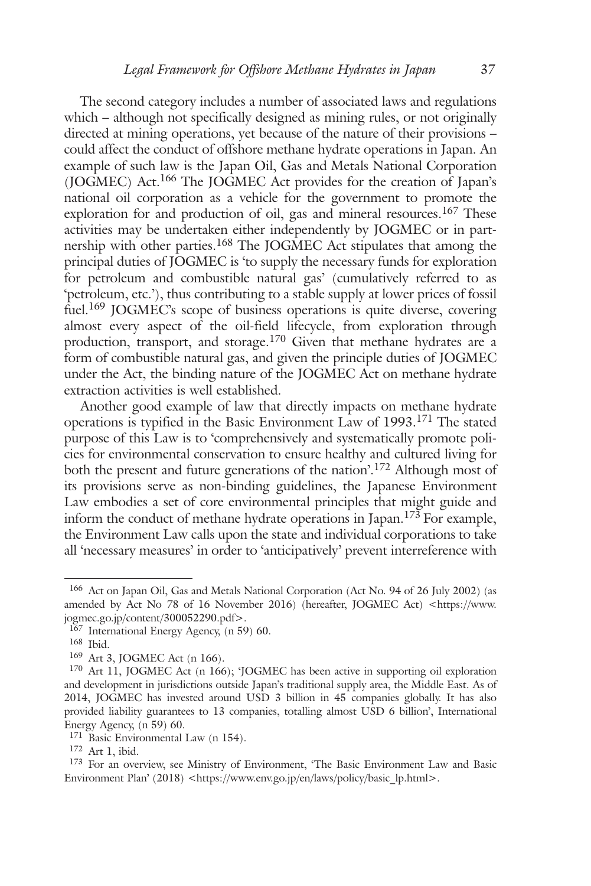The second category includes a number of associated laws and regulations which – although not specifically designed as mining rules, or not originally directed at mining operations, yet because of the nature of their provisions – could affect the conduct of offshore methane hydrate operations in Japan. An example of such law is the Japan Oil, Gas and Metals National Corporation (JOGMEC) Act.[166] The JOGMEC Act provides for the creation of Japan's national oil corporation as a vehicle for the government to promote the exploration for and production of oil, gas and mineral resources.[167] These activities may be undertaken either independently by JOGMEC or in partnership with other parties.[168] The JOGMEC Act stipulates that among the principal duties of JOGMEC is 'to supply the necessary funds for exploration for petroleum and combustible natural gas' (cumulatively referred to as 'petroleum, etc.'), thus contributing to a stable supply at lower prices of fossil fuel.[169] JOGMEC's scope of business operations is quite diverse, covering almost every aspect of the oil-field lifecycle, from exploration through production, transport, and storage.[170] Given that methane hydrates are a form of combustible natural gas, and given the principle duties of JOGMEC under the Act, the binding nature of the JOGMEC Act on methane hydrate extraction activities is well established.

Another good example of law that directly impacts on methane hydrate operations is typified in the Basic Environment Law of 1993.[171] The stated purpose of this Law is to 'comprehensively and systematically promote policies for environmental conservation to ensure healthy and cultured living for both the present and future generations of the nation'.[172] Although most of its provisions serve as non-binding guidelines, the Japanese Environment Law embodies a set of core environmental principles that might guide and inform the conduct of methane hydrate operations in Japan.[173] For example, the Environment Law calls upon the state and individual corporations to take all 'necessary measures' in order to 'anticipatively' prevent interreference with

---

[166] Act on Japan Oil, Gas and Metals National Corporation (Act No. 94 of 26 July 2002) (as amended by Act No 78 of 16 November 2016) (hereafter, JOGMEC Act) <https://www.jogmec.go.jp/content/300052290.pdf>.

[167] International Energy Agency, (n 59) 60.

[168] Ibid.

[169] Art 3, JOGMEC Act (n 166).

[170] Art 11, JOGMEC Act (n 166); 'JOGMEC has been active in supporting oil exploration and development in jurisdictions outside Japan's traditional supply area, the Middle East. As of 2014, JOGMEC has invested around USD 3 billion in 45 companies globally. It has also provided liability guarantees to 13 companies, totalling almost USD 6 billion', International Energy Agency, (n 59) 60.

[171] Basic Environmental Law (n 154).

[172] Art 1, ibid.

[173] For an overview, see Ministry of Environment, 'The Basic Environment Law and Basic Environment Plan' (2018) <https://www.env.go.jp/en/laws/policy/basic_lp.html>.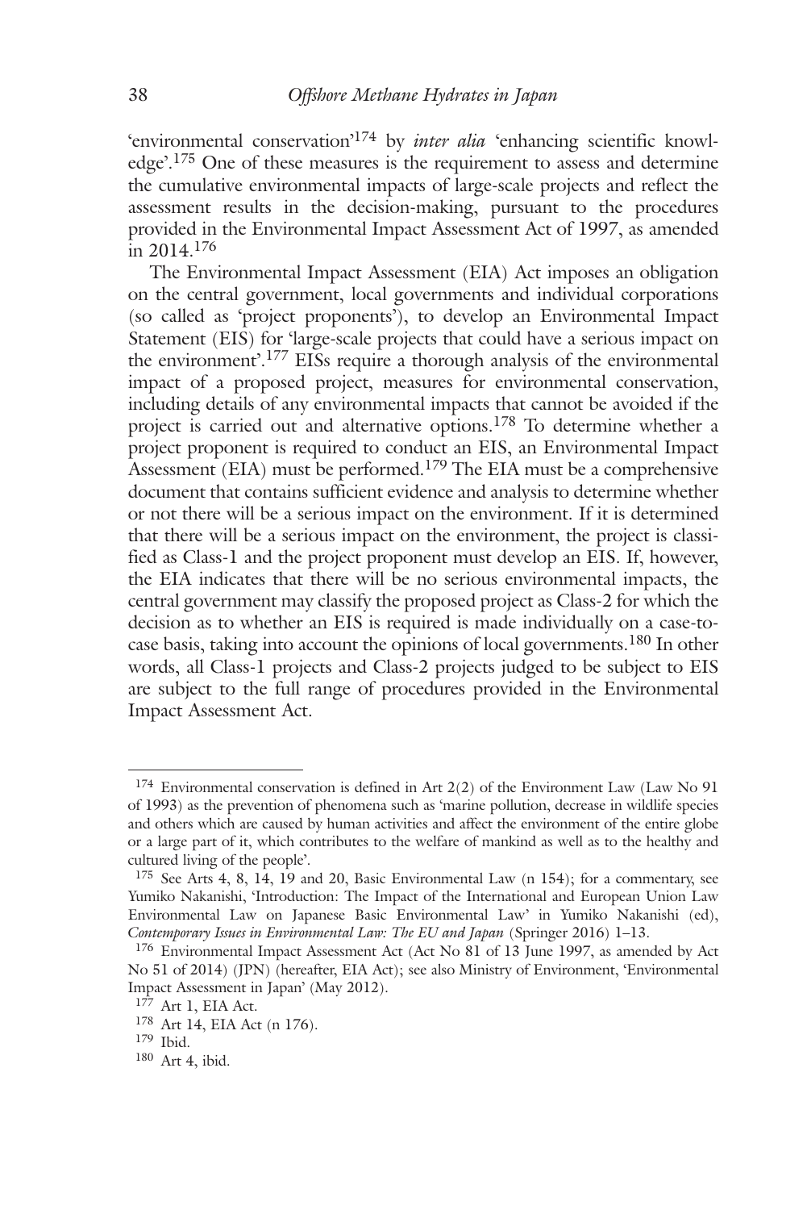'environmental conservation'[174] by *inter alia* 'enhancing scientific knowledge'.[175] One of these measures is the requirement to assess and determine the cumulative environmental impacts of large-scale projects and reflect the assessment results in the decision-making, pursuant to the procedures provided in the Environmental Impact Assessment Act of 1997, as amended in 2014.[176]

The Environmental Impact Assessment (EIA) Act imposes an obligation on the central government, local governments and individual corporations (so called as 'project proponents'), to develop an Environmental Impact Statement (EIS) for 'large-scale projects that could have a serious impact on the environment'.[177] EISs require a thorough analysis of the environmental impact of a proposed project, measures for environmental conservation, including details of any environmental impacts that cannot be avoided if the project is carried out and alternative options.[178] To determine whether a project proponent is required to conduct an EIS, an Environmental Impact Assessment (EIA) must be performed.[179] The EIA must be a comprehensive document that contains sufficient evidence and analysis to determine whether or not there will be a serious impact on the environment. If it is determined that there will be a serious impact on the environment, the project is classified as Class-1 and the project proponent must develop an EIS. If, however, the EIA indicates that there will be no serious environmental impacts, the central government may classify the proposed project as Class-2 for which the decision as to whether an EIS is required is made individually on a case-to-case basis, taking into account the opinions of local governments.[180] In other words, all Class-1 projects and Class-2 projects judged to be subject to EIS are subject to the full range of procedures provided in the Environmental Impact Assessment Act.

---

[174] Environmental conservation is defined in Art 2(2) of the Environment Law (Law No 91 of 1993) as the prevention of phenomena such as 'marine pollution, decrease in wildlife species and others which are caused by human activities and affect the environment of the entire globe or a large part of it, which contributes to the welfare of mankind as well as to the healthy and cultured living of the people'.

[175] See Arts 4, 8, 14, 19 and 20, Basic Environmental Law (n 154); for a commentary, see Yumiko Nakanishi, 'Introduction: The Impact of the International and European Union Law Environmental Law on Japanese Basic Environmental Law' in Yumiko Nakanishi (ed), *Contemporary Issues in Environmental Law: The EU and Japan* (Springer 2016) 1–13.

[176] Environmental Impact Assessment Act (Act No 81 of 13 June 1997, as amended by Act No 51 of 2014) (JPN) (hereafter, EIA Act); see also Ministry of Environment, 'Environmental Impact Assessment in Japan' (May 2012).

[177] Art 1, EIA Act.

[178] Art 14, EIA Act (n 176).

[179] Ibid.

[180] Art 4, ibid.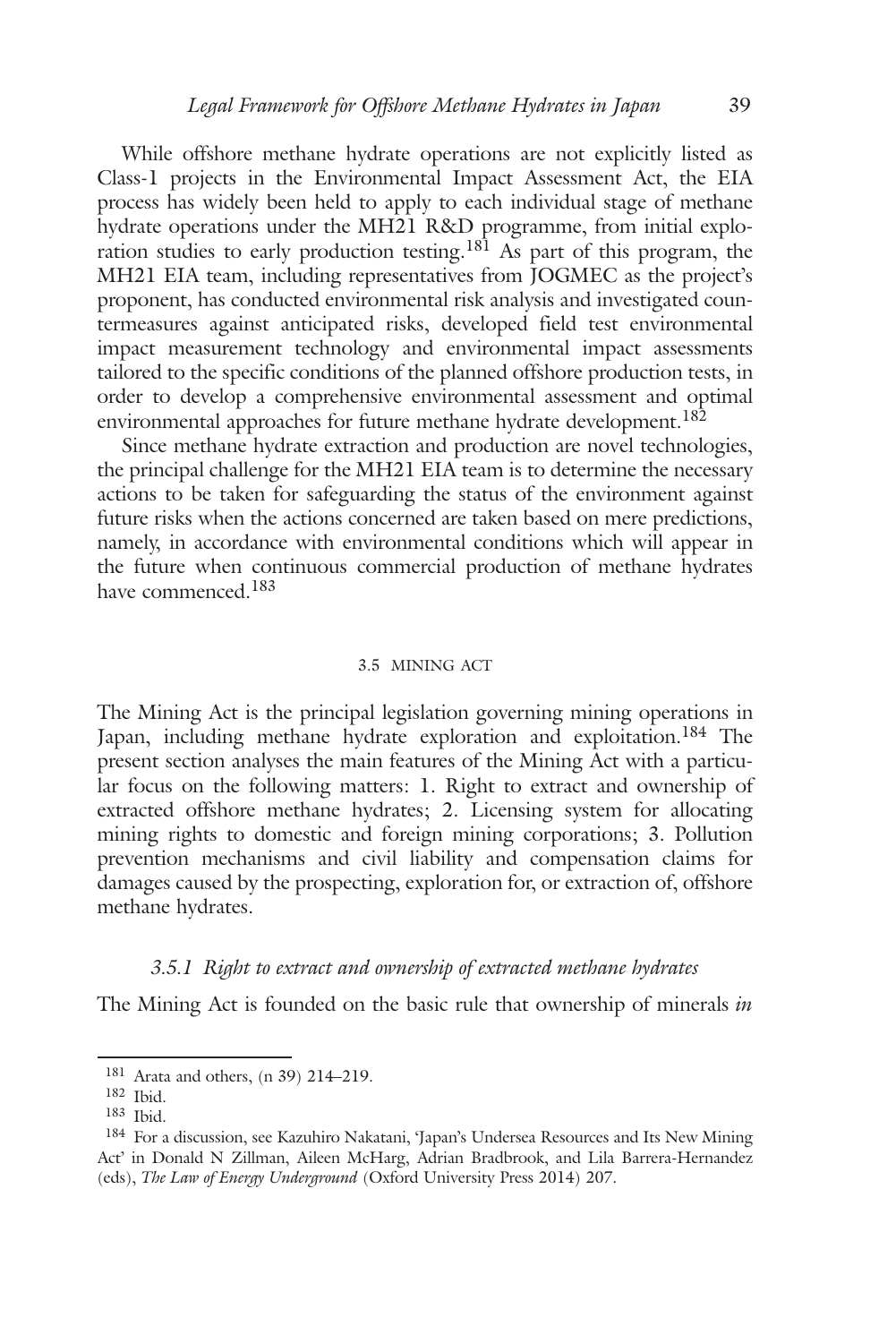While offshore methane hydrate operations are not explicitly listed as Class-1 projects in the Environmental Impact Assessment Act, the EIA process has widely been held to apply to each individual stage of methane hydrate operations under the MH21 R&D programme, from initial exploration studies to early production testing.[181] As part of this program, the MH21 EIA team, including representatives from JOGMEC as the project's proponent, has conducted environmental risk analysis and investigated countermeasures against anticipated risks, developed field test environmental impact measurement technology and environmental impact assessments tailored to the specific conditions of the planned offshore production tests, in order to develop a comprehensive environmental assessment and optimal environmental approaches for future methane hydrate development.[182]

Since methane hydrate extraction and production are novel technologies, the principal challenge for the MH21 EIA team is to determine the necessary actions to be taken for safeguarding the status of the environment against future risks when the actions concerned are taken based on mere predictions, namely, in accordance with environmental conditions which will appear in the future when continuous commercial production of methane hydrates have commenced.[183]

### 3.5 MINING ACT

The Mining Act is the principal legislation governing mining operations in Japan, including methane hydrate exploration and exploitation.[184] The present section analyses the main features of the Mining Act with a particular focus on the following matters: 1. Right to extract and ownership of extracted offshore methane hydrates; 2. Licensing system for allocating mining rights to domestic and foreign mining corporations; 3. Pollution prevention mechanisms and civil liability and compensation claims for damages caused by the prospecting, exploration for, or extraction of, offshore methane hydrates.

#### *3.5.1 Right to extract and ownership of extracted methane hydrates*

The Mining Act is founded on the basic rule that ownership of minerals *in*

---

[181] Arata and others, (n 39) 214–219.

[182] Ibid.

[183] Ibid.

[184] For a discussion, see Kazuhiro Nakatani, 'Japan's Undersea Resources and Its New Mining Act' in Donald N Zillman, Aileen McHarg, Adrian Bradbrook, and Lila Barrera-Hernandez (eds), *The Law of Energy Underground* (Oxford University Press 2014) 207.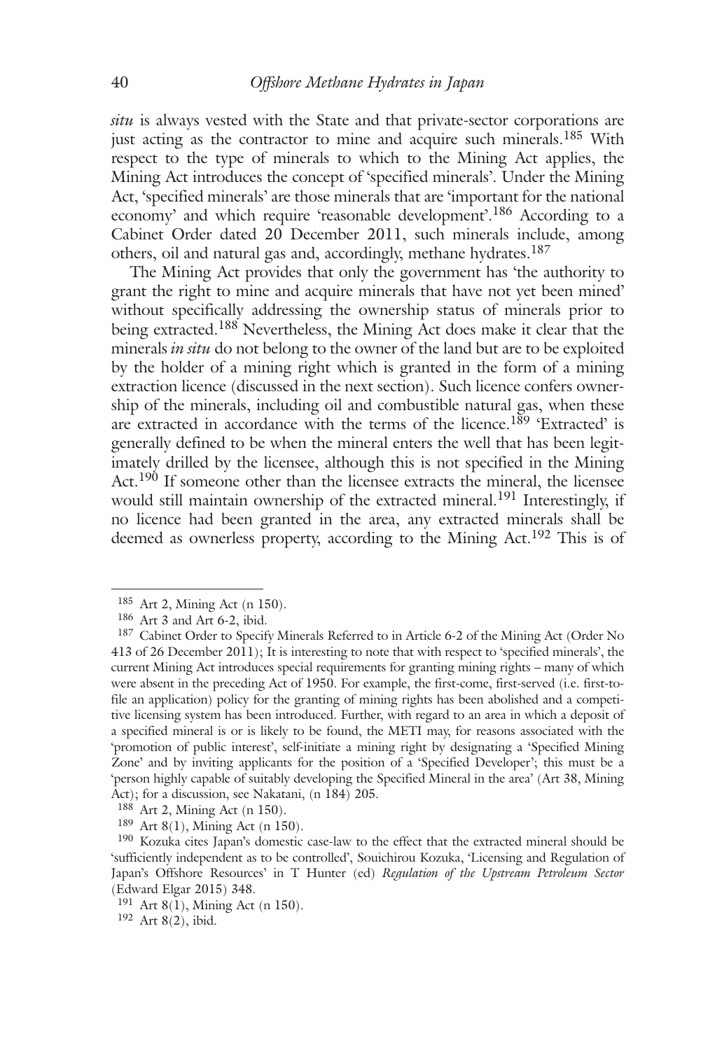*situ* is always vested with the State and that private-sector corporations are just acting as the contractor to mine and acquire such minerals.[185] With respect to the type of minerals to which to the Mining Act applies, the Mining Act introduces the concept of 'specified minerals'. Under the Mining Act, 'specified minerals' are those minerals that are 'important for the national economy' and which require 'reasonable development'.[186] According to a Cabinet Order dated 20 December 2011, such minerals include, among others, oil and natural gas and, accordingly, methane hydrates.[187]

The Mining Act provides that only the government has 'the authority to grant the right to mine and acquire minerals that have not yet been mined' without specifically addressing the ownership status of minerals prior to being extracted.[188] Nevertheless, the Mining Act does make it clear that the minerals *in situ* do not belong to the owner of the land but are to be exploited by the holder of a mining right which is granted in the form of a mining extraction licence (discussed in the next section). Such licence confers ownership of the minerals, including oil and combustible natural gas, when these are extracted in accordance with the terms of the licence.[189] 'Extracted' is generally defined to be when the mineral enters the well that has been legitimately drilled by the licensee, although this is not specified in the Mining Act.[190] If someone other than the licensee extracts the mineral, the licensee would still maintain ownership of the extracted mineral.[191] Interestingly, if no licence had been granted in the area, any extracted minerals shall be deemed as ownerless property, according to the Mining Act.[192] This is of

---

[185] Art 2, Mining Act (n 150).

[186] Art 3 and Art 6-2, ibid.

[187] Cabinet Order to Specify Minerals Referred to in Article 6-2 of the Mining Act (Order No 413 of 26 December 2011); It is interesting to note that with respect to 'specified minerals', the current Mining Act introduces special requirements for granting mining rights – many of which were absent in the preceding Act of 1950. For example, the first-come, first-served (i.e. first-to-file an application) policy for the granting of mining rights has been abolished and a competitive licensing system has been introduced. Further, with regard to an area in which a deposit of a specified mineral is or is likely to be found, the METI may, for reasons associated with the 'promotion of public interest', self-initiate a mining right by designating a 'Specified Mining Zone' and by inviting applicants for the position of a 'Specified Developer'; this must be a 'person highly capable of suitably developing the Specified Mineral in the area' (Art 38, Mining Act); for a discussion, see Nakatani, (n 184) 205.

[188] Art 2, Mining Act (n 150).

[189] Art 8(1), Mining Act (n 150).

[190] Kozuka cites Japan's domestic case-law to the effect that the extracted mineral should be 'sufficiently independent as to be controlled', Souichirou Kozuka, 'Licensing and Regulation of Japan's Offshore Resources' in T Hunter (ed) *Regulation of the Upstream Petroleum Sector* (Edward Elgar 2015) 348.

[191] Art 8(1), Mining Act (n 150).

[192] Art 8(2), ibid.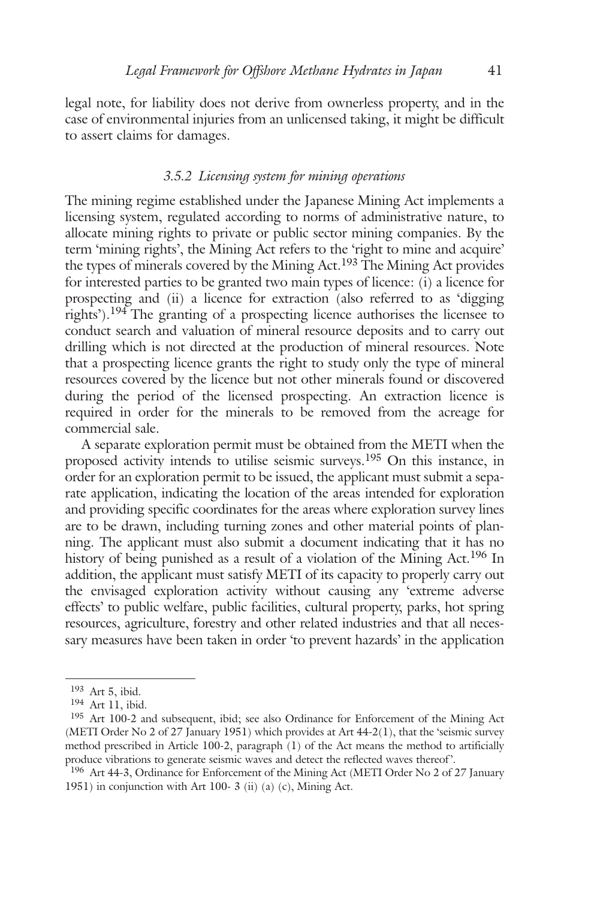legal note, for liability does not derive from ownerless property, and in the case of environmental injuries from an unlicensed taking, it might be difficult to assert claims for damages.

### *3.5.2 Licensing system for mining operations*

The mining regime established under the Japanese Mining Act implements a licensing system, regulated according to norms of administrative nature, to allocate mining rights to private or public sector mining companies. By the term 'mining rights', the Mining Act refers to the 'right to mine and acquire' the types of minerals covered by the Mining Act.[193] The Mining Act provides for interested parties to be granted two main types of licence: (i) a licence for prospecting and (ii) a licence for extraction (also referred to as 'digging rights').[194] The granting of a prospecting licence authorises the licensee to conduct search and valuation of mineral resource deposits and to carry out drilling which is not directed at the production of mineral resources. Note that a prospecting licence grants the right to study only the type of mineral resources covered by the licence but not other minerals found or discovered during the period of the licensed prospecting. An extraction licence is required in order for the minerals to be removed from the acreage for commercial sale.

A separate exploration permit must be obtained from the METI when the proposed activity intends to utilise seismic surveys.[195] On this instance, in order for an exploration permit to be issued, the applicant must submit a separate application, indicating the location of the areas intended for exploration and providing specific coordinates for the areas where exploration survey lines are to be drawn, including turning zones and other material points of planning. The applicant must also submit a document indicating that it has no history of being punished as a result of a violation of the Mining Act.[196] In addition, the applicant must satisfy METI of its capacity to properly carry out the envisaged exploration activity without causing any 'extreme adverse effects' to public welfare, public facilities, cultural property, parks, hot spring resources, agriculture, forestry and other related industries and that all necessary measures have been taken in order 'to prevent hazards' in the application

---

[193] Art 5, ibid.

[194] Art 11, ibid.

[195] Art 100-2 and subsequent, ibid; see also Ordinance for Enforcement of the Mining Act (METI Order No 2 of 27 January 1951) which provides at Art 44-2(1), that the 'seismic survey method prescribed in Article 100-2, paragraph (1) of the Act means the method to artificially produce vibrations to generate seismic waves and detect the reflected waves thereof'.

[196] Art 44-3, Ordinance for Enforcement of the Mining Act (METI Order No 2 of 27 January 1951) in conjunction with Art 100- 3 (ii) (a) (c), Mining Act.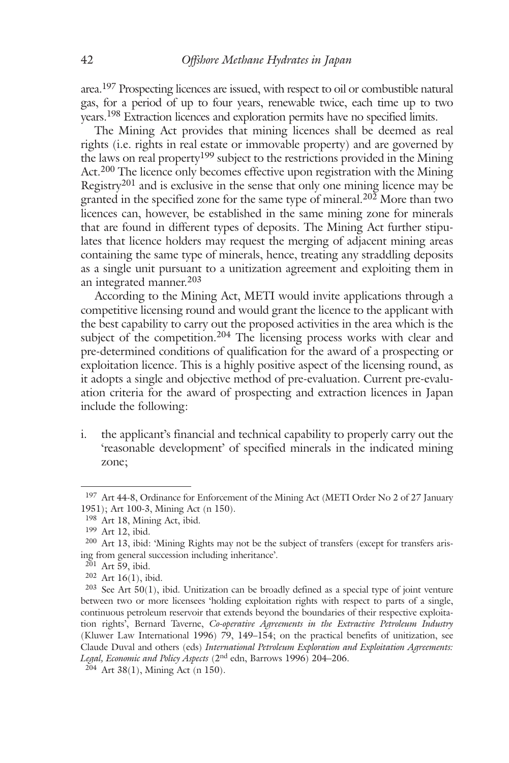area.[197] Prospecting licences are issued, with respect to oil or combustible natural gas, for a period of up to four years, renewable twice, each time up to two years.[198] Extraction licences and exploration permits have no specified limits.

The Mining Act provides that mining licences shall be deemed as real rights (i.e. rights in real estate or immovable property) and are governed by the laws on real property[199] subject to the restrictions provided in the Mining Act.[200] The licence only becomes effective upon registration with the Mining Registry[201] and is exclusive in the sense that only one mining licence may be granted in the specified zone for the same type of mineral.[202] More than two licences can, however, be established in the same mining zone for minerals that are found in different types of deposits. The Mining Act further stipulates that licence holders may request the merging of adjacent mining areas containing the same type of minerals, hence, treating any straddling deposits as a single unit pursuant to a unitization agreement and exploiting them in an integrated manner.[203]

According to the Mining Act, METI would invite applications through a competitive licensing round and would grant the licence to the applicant with the best capability to carry out the proposed activities in the area which is the subject of the competition.[204] The licensing process works with clear and pre-determined conditions of qualification for the award of a prospecting or exploitation licence. This is a highly positive aspect of the licensing round, as it adopts a single and objective method of pre-evaluation. Current pre-evaluation criteria for the award of prospecting and extraction licences in Japan include the following:

i. the applicant's financial and technical capability to properly carry out the 'reasonable development' of specified minerals in the indicated mining zone;

---

[197] Art 44-8, Ordinance for Enforcement of the Mining Act (METI Order No 2 of 27 January 1951); Art 100-3, Mining Act (n 150).

[198] Art 18, Mining Act, ibid.

[199] Art 12, ibid.

[200] Art 13, ibid: 'Mining Rights may not be the subject of transfers (except for transfers arising from general succession including inheritance'.

[201] Art 59, ibid.

[202] Art 16(1), ibid.

[203] See Art 50(1), ibid. Unitization can be broadly defined as a special type of joint venture between two or more licensees 'holding exploitation rights with respect to parts of a single, continuous petroleum reservoir that extends beyond the boundaries of their respective exploitation rights', Bernard Taverne, *Co-operative Agreements in the Extractive Petroleum Industry* (Kluwer Law International 1996) 79, 149–154; on the practical benefits of unitization, see Claude Duval and others (eds) *International Petroleum Exploration and Exploitation Agreements: Legal, Economic and Policy Aspects* (2nd edn, Barrows 1996) 204–206.

[204] Art 38(1), Mining Act (n 150).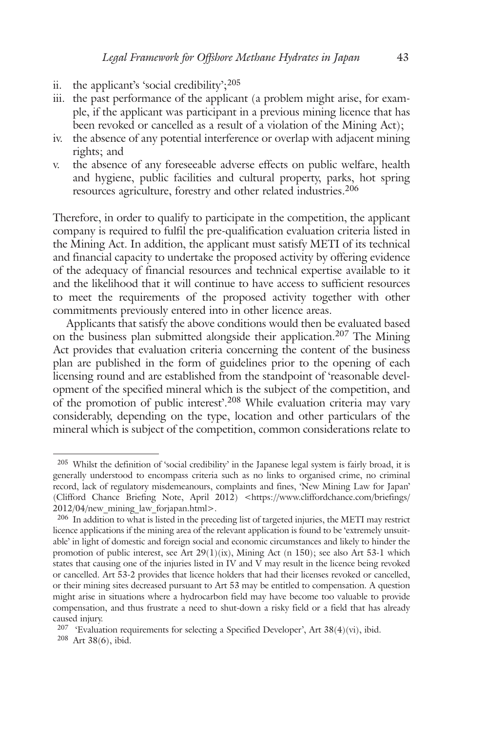ii. the applicant's 'social credibility';[205]

iii. the past performance of the applicant (a problem might arise, for example, if the applicant was participant in a previous mining licence that has been revoked or cancelled as a result of a violation of the Mining Act);

iv. the absence of any potential interference or overlap with adjacent mining rights; and

v. the absence of any foreseeable adverse effects on public welfare, health and hygiene, public facilities and cultural property, parks, hot spring resources agriculture, forestry and other related industries.[206]

Therefore, in order to qualify to participate in the competition, the applicant company is required to fulfil the pre-qualification evaluation criteria listed in the Mining Act. In addition, the applicant must satisfy METI of its technical and financial capacity to undertake the proposed activity by offering evidence of the adequacy of financial resources and technical expertise available to it and the likelihood that it will continue to have access to sufficient resources to meet the requirements of the proposed activity together with other commitments previously entered into in other licence areas.

Applicants that satisfy the above conditions would then be evaluated based on the business plan submitted alongside their application.[207] The Mining Act provides that evaluation criteria concerning the content of the business plan are published in the form of guidelines prior to the opening of each licensing round and are established from the standpoint of 'reasonable development of the specified mineral which is the subject of the competition, and of the promotion of public interest'.[208] While evaluation criteria may vary considerably, depending on the type, location and other particulars of the mineral which is subject of the competition, common considerations relate to

---

[205] Whilst the definition of 'social credibility' in the Japanese legal system is fairly broad, it is generally understood to encompass criteria such as no links to organised crime, no criminal record, lack of regulatory misdemeanours, complaints and fines, 'New Mining Law for Japan' (Clifford Chance Briefing Note, April 2012) <https://www.cliffordchance.com/briefings/2012/04/new_mining_law_forjapan.html>.

[206] In addition to what is listed in the preceding list of targeted injuries, the METI may restrict licence applications if the mining area of the relevant application is found to be 'extremely unsuitable' in light of domestic and foreign social and economic circumstances and likely to hinder the promotion of public interest, see Art 29(1)(ix), Mining Act (n 150); see also Art 53-1 which states that causing one of the injuries listed in IV and V may result in the licence being revoked or cancelled. Art 53-2 provides that licence holders that had their licenses revoked or cancelled, or their mining sites decreased pursuant to Art 53 may be entitled to compensation. A question might arise in situations where a hydrocarbon field may have become too valuable to provide compensation, and thus frustrate a need to shut-down a risky field or a field that has already caused injury.

[207] 'Evaluation requirements for selecting a Specified Developer', Art 38(4)(vi), ibid.

[208] Art 38(6), ibid.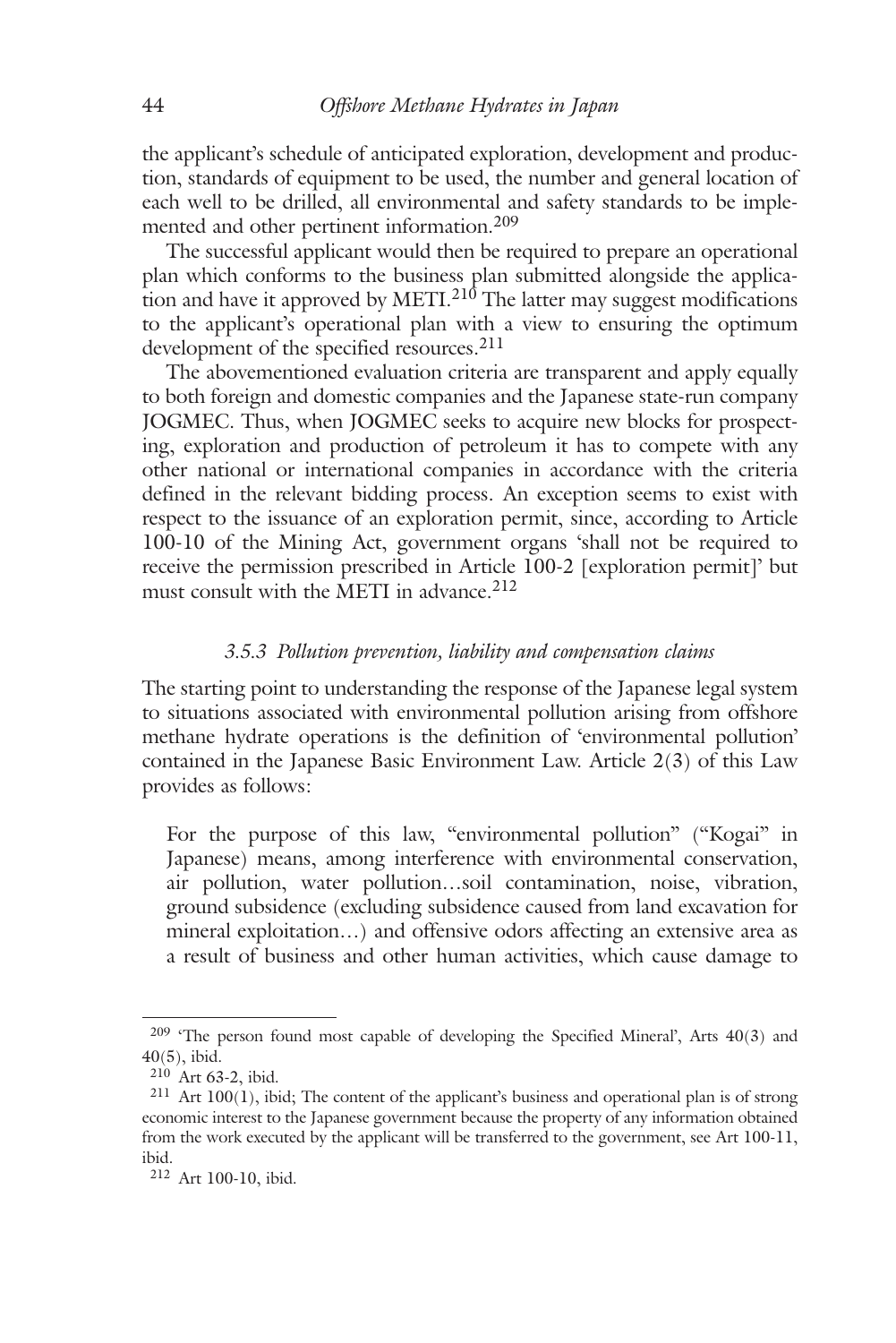the applicant's schedule of anticipated exploration, development and production, standards of equipment to be used, the number and general location of each well to be drilled, all environmental and safety standards to be implemented and other pertinent information.[209]

The successful applicant would then be required to prepare an operational plan which conforms to the business plan submitted alongside the application and have it approved by METI.[210] The latter may suggest modifications to the applicant's operational plan with a view to ensuring the optimum development of the specified resources.[211]

The abovementioned evaluation criteria are transparent and apply equally to both foreign and domestic companies and the Japanese state-run company JOGMEC. Thus, when JOGMEC seeks to acquire new blocks for prospecting, exploration and production of petroleum it has to compete with any other national or international companies in accordance with the criteria defined in the relevant bidding process. An exception seems to exist with respect to the issuance of an exploration permit, since, according to Article 100-10 of the Mining Act, government organs 'shall not be required to receive the permission prescribed in Article 100-2 [exploration permit]' but must consult with the METI in advance.[212]

### *3.5.3 Pollution prevention, liability and compensation claims*

The starting point to understanding the response of the Japanese legal system to situations associated with environmental pollution arising from offshore methane hydrate operations is the definition of 'environmental pollution' contained in the Japanese Basic Environment Law. Article 2(3) of this Law provides as follows:

> For the purpose of this law, "environmental pollution" ("Kogai" in Japanese) means, among interference with environmental conservation, air pollution, water pollution…soil contamination, noise, vibration, ground subsidence (excluding subsidence caused from land excavation for mineral exploitation…) and offensive odors affecting an extensive area as a result of business and other human activities, which cause damage to

---

[209] 'The person found most capable of developing the Specified Mineral', Arts 40(3) and 40(5), ibid.

[210] Art 63-2, ibid.

[211] Art 100(1), ibid; The content of the applicant's business and operational plan is of strong economic interest to the Japanese government because the property of any information obtained from the work executed by the applicant will be transferred to the government, see Art 100-11, ibid.

[212] Art 100-10, ibid.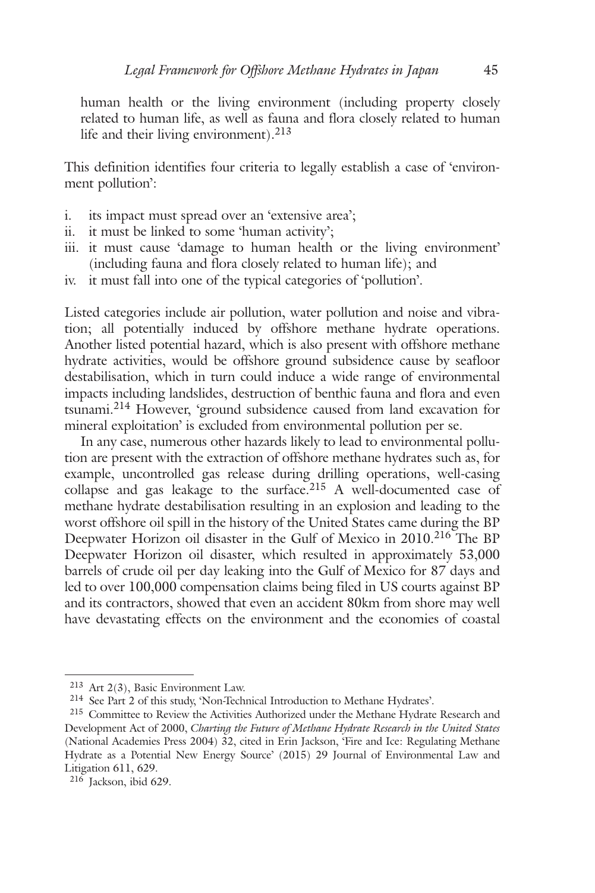human health or the living environment (including property closely related to human life, as well as fauna and flora closely related to human life and their living environment).[213]

This definition identifies four criteria to legally establish a case of 'environment pollution':

i. its impact must spread over an 'extensive area';
ii. it must be linked to some 'human activity';
iii. it must cause 'damage to human health or the living environment' (including fauna and flora closely related to human life); and
iv. it must fall into one of the typical categories of 'pollution'.

Listed categories include air pollution, water pollution and noise and vibration; all potentially induced by offshore methane hydrate operations. Another listed potential hazard, which is also present with offshore methane hydrate activities, would be offshore ground subsidence cause by seafloor destabilisation, which in turn could induce a wide range of environmental impacts including landslides, destruction of benthic fauna and flora and even tsunami.[214] However, 'ground subsidence caused from land excavation for mineral exploitation' is excluded from environmental pollution per se.

In any case, numerous other hazards likely to lead to environmental pollution are present with the extraction of offshore methane hydrates such as, for example, uncontrolled gas release during drilling operations, well-casing collapse and gas leakage to the surface.[215] A well-documented case of methane hydrate destabilisation resulting in an explosion and leading to the worst offshore oil spill in the history of the United States came during the BP Deepwater Horizon oil disaster in the Gulf of Mexico in 2010.[216] The BP Deepwater Horizon oil disaster, which resulted in approximately 53,000 barrels of crude oil per day leaking into the Gulf of Mexico for 87 days and led to over 100,000 compensation claims being filed in US courts against BP and its contractors, showed that even an accident 80km from shore may well have devastating effects on the environment and the economies of coastal

---

[213] Art 2(3), Basic Environment Law.

[214] See Part 2 of this study, 'Non-Technical Introduction to Methane Hydrates'.

[215] Committee to Review the Activities Authorized under the Methane Hydrate Research and Development Act of 2000, *Charting the Future of Methane Hydrate Research in the United States* (National Academies Press 2004) 32, cited in Erin Jackson, 'Fire and Ice: Regulating Methane Hydrate as a Potential New Energy Source' (2015) 29 Journal of Environmental Law and Litigation 611, 629.

[216] Jackson, ibid 629.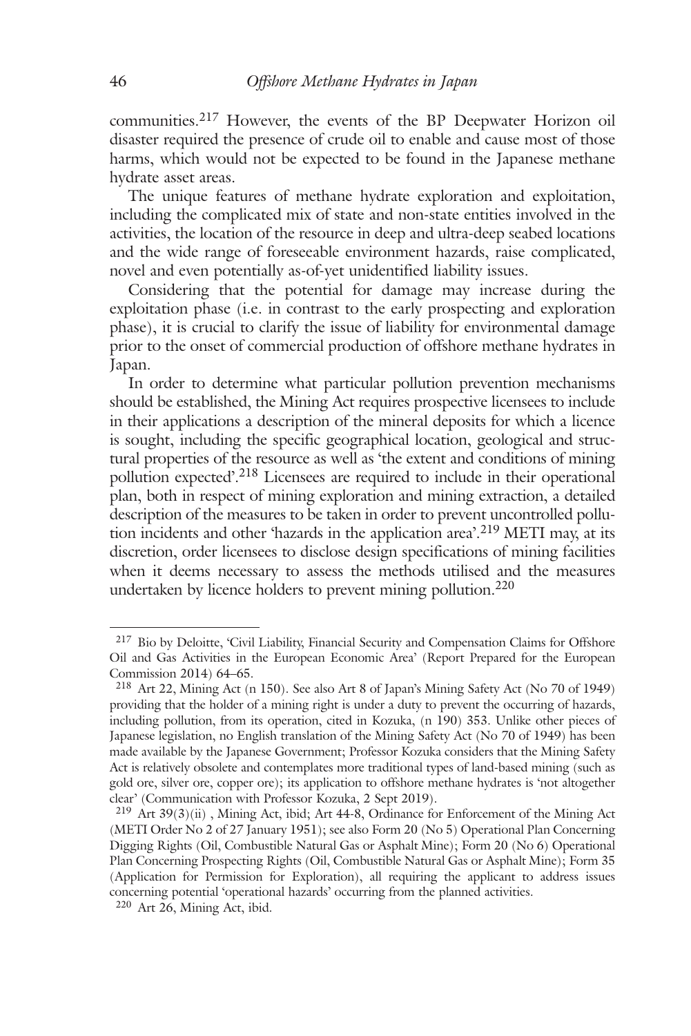communities.[217] However, the events of the BP Deepwater Horizon oil disaster required the presence of crude oil to enable and cause most of those harms, which would not be expected to be found in the Japanese methane hydrate asset areas.

The unique features of methane hydrate exploration and exploitation, including the complicated mix of state and non-state entities involved in the activities, the location of the resource in deep and ultra-deep seabed locations and the wide range of foreseeable environment hazards, raise complicated, novel and even potentially as-of-yet unidentified liability issues.

Considering that the potential for damage may increase during the exploitation phase (i.e. in contrast to the early prospecting and exploration phase), it is crucial to clarify the issue of liability for environmental damage prior to the onset of commercial production of offshore methane hydrates in Japan.

In order to determine what particular pollution prevention mechanisms should be established, the Mining Act requires prospective licensees to include in their applications a description of the mineral deposits for which a licence is sought, including the specific geographical location, geological and structural properties of the resource as well as 'the extent and conditions of mining pollution expected'.[218] Licensees are required to include in their operational plan, both in respect of mining exploration and mining extraction, a detailed description of the measures to be taken in order to prevent uncontrolled pollution incidents and other 'hazards in the application area'.[219] METI may, at its discretion, order licensees to disclose design specifications of mining facilities when it deems necessary to assess the methods utilised and the measures undertaken by licence holders to prevent mining pollution.[220]

---

[217] Bio by Deloitte, 'Civil Liability, Financial Security and Compensation Claims for Offshore Oil and Gas Activities in the European Economic Area' (Report Prepared for the European Commission 2014) 64–65.

[218] Art 22, Mining Act (n 150). See also Art 8 of Japan's Mining Safety Act (No 70 of 1949) providing that the holder of a mining right is under a duty to prevent the occurring of hazards, including pollution, from its operation, cited in Kozuka, (n 190) 353. Unlike other pieces of Japanese legislation, no English translation of the Mining Safety Act (No 70 of 1949) has been made available by the Japanese Government; Professor Kozuka considers that the Mining Safety Act is relatively obsolete and contemplates more traditional types of land-based mining (such as gold ore, silver ore, copper ore); its application to offshore methane hydrates is 'not altogether clear' (Communication with Professor Kozuka, 2 Sept 2019).

[219] Art 39(3)(ii) , Mining Act, ibid; Art 44-8, Ordinance for Enforcement of the Mining Act (METI Order No 2 of 27 January 1951); see also Form 20 (No 5) Operational Plan Concerning Digging Rights (Oil, Combustible Natural Gas or Asphalt Mine); Form 20 (No 6) Operational Plan Concerning Prospecting Rights (Oil, Combustible Natural Gas or Asphalt Mine); Form 35 (Application for Permission for Exploration), all requiring the applicant to address issues concerning potential 'operational hazards' occurring from the planned activities.

[220] Art 26, Mining Act, ibid.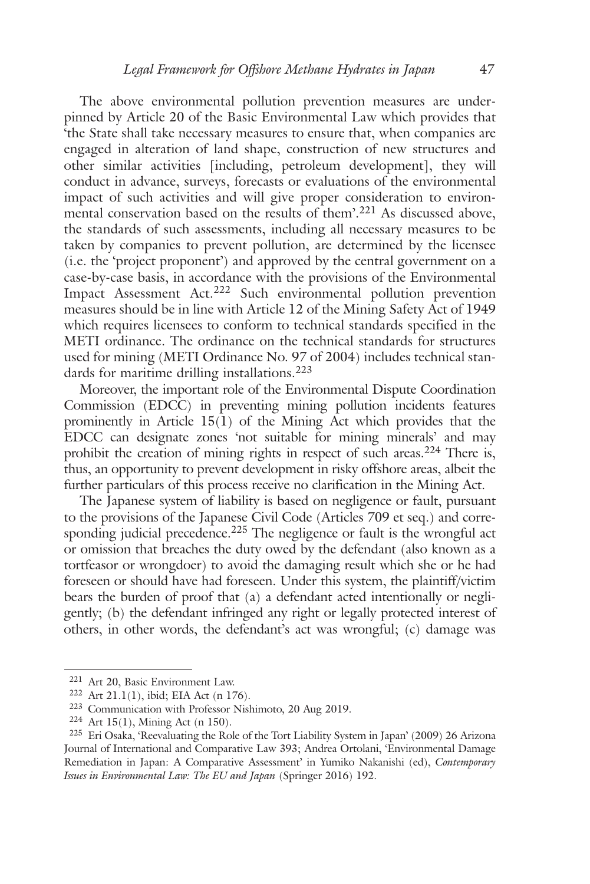The above environmental pollution prevention measures are underpinned by Article 20 of the Basic Environmental Law which provides that 'the State shall take necessary measures to ensure that, when companies are engaged in alteration of land shape, construction of new structures and other similar activities [including, petroleum development], they will conduct in advance, surveys, forecasts or evaluations of the environmental impact of such activities and will give proper consideration to environmental conservation based on the results of them'.[221] As discussed above, the standards of such assessments, including all necessary measures to be taken by companies to prevent pollution, are determined by the licensee (i.e. the 'project proponent') and approved by the central government on a case-by-case basis, in accordance with the provisions of the Environmental Impact Assessment Act.[222] Such environmental pollution prevention measures should be in line with Article 12 of the Mining Safety Act of 1949 which requires licensees to conform to technical standards specified in the METI ordinance. The ordinance on the technical standards for structures used for mining (METI Ordinance No. 97 of 2004) includes technical standards for maritime drilling installations.[223]

Moreover, the important role of the Environmental Dispute Coordination Commission (EDCC) in preventing mining pollution incidents features prominently in Article 15(1) of the Mining Act which provides that the EDCC can designate zones 'not suitable for mining minerals' and may prohibit the creation of mining rights in respect of such areas.[224] There is, thus, an opportunity to prevent development in risky offshore areas, albeit the further particulars of this process receive no clarification in the Mining Act.

The Japanese system of liability is based on negligence or fault, pursuant to the provisions of the Japanese Civil Code (Articles 709 et seq.) and corresponding judicial precedence.[225] The negligence or fault is the wrongful act or omission that breaches the duty owed by the defendant (also known as a tortfeasor or wrongdoer) to avoid the damaging result which she or he had foreseen or should have had foreseen. Under this system, the plaintiff/victim bears the burden of proof that (a) a defendant acted intentionally or negligently; (b) the defendant infringed any right or legally protected interest of others, in other words, the defendant's act was wrongful; (c) damage was

---

[221] Art 20, Basic Environment Law.

[222] Art 21.1(1), ibid; EIA Act (n 176).

[223] Communication with Professor Nishimoto, 20 Aug 2019.

[224] Art 15(1), Mining Act (n 150).

[225] Eri Osaka, 'Reevaluating the Role of the Tort Liability System in Japan' (2009) 26 Arizona Journal of International and Comparative Law 393; Andrea Ortolani, 'Environmental Damage Remediation in Japan: A Comparative Assessment' in Yumiko Nakanishi (ed), *Contemporary Issues in Environmental Law: The EU and Japan* (Springer 2016) 192.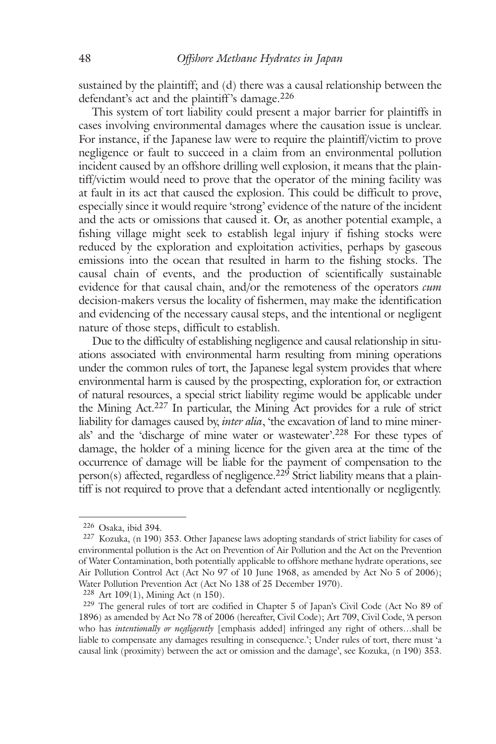sustained by the plaintiff; and (d) there was a causal relationship between the defendant's act and the plaintiff's damage.[226]

This system of tort liability could present a major barrier for plaintiffs in cases involving environmental damages where the causation issue is unclear. For instance, if the Japanese law were to require the plaintiff/victim to prove negligence or fault to succeed in a claim from an environmental pollution incident caused by an offshore drilling well explosion, it means that the plaintiff/victim would need to prove that the operator of the mining facility was at fault in its act that caused the explosion. This could be difficult to prove, especially since it would require 'strong' evidence of the nature of the incident and the acts or omissions that caused it. Or, as another potential example, a fishing village might seek to establish legal injury if fishing stocks were reduced by the exploration and exploitation activities, perhaps by gaseous emissions into the ocean that resulted in harm to the fishing stocks. The causal chain of events, and the production of scientifically sustainable evidence for that causal chain, and/or the remoteness of the operators *cum* decision-makers versus the locality of fishermen, may make the identification and evidencing of the necessary causal steps, and the intentional or negligent nature of those steps, difficult to establish.

Due to the difficulty of establishing negligence and causal relationship in situations associated with environmental harm resulting from mining operations under the common rules of tort, the Japanese legal system provides that where environmental harm is caused by the prospecting, exploration for, or extraction of natural resources, a special strict liability regime would be applicable under the Mining Act.[227] In particular, the Mining Act provides for a rule of strict liability for damages caused by, *inter alia*, 'the excavation of land to mine minerals' and the 'discharge of mine water or wastewater'.[228] For these types of damage, the holder of a mining licence for the given area at the time of the occurrence of damage will be liable for the payment of compensation to the person(s) affected, regardless of negligence.[229] Strict liability means that a plaintiff is not required to prove that a defendant acted intentionally or negligently.

---

[226] Osaka, ibid 394.

[227] Kozuka, (n 190) 353. Other Japanese laws adopting standards of strict liability for cases of environmental pollution is the Act on Prevention of Air Pollution and the Act on the Prevention of Water Contamination, both potentially applicable to offshore methane hydrate operations, see Air Pollution Control Act (Act No 97 of 10 June 1968, as amended by Act No 5 of 2006); Water Pollution Prevention Act (Act No 138 of 25 December 1970).

[228] Art 109(1), Mining Act (n 150).

[229] The general rules of tort are codified in Chapter 5 of Japan's Civil Code (Act No 89 of 1896) as amended by Act No 78 of 2006 (hereafter, Civil Code); Art 709, Civil Code, 'A person who has *intentionally or negligently* [emphasis added] infringed any right of others…shall be liable to compensate any damages resulting in consequence.'; Under rules of tort, there must 'a causal link (proximity) between the act or omission and the damage', see Kozuka, (n 190) 353.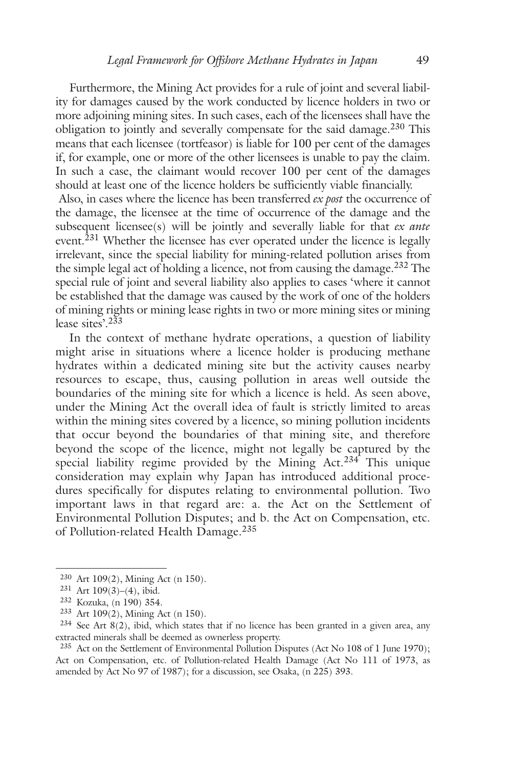Furthermore, the Mining Act provides for a rule of joint and several liability for damages caused by the work conducted by licence holders in two or more adjoining mining sites. In such cases, each of the licensees shall have the obligation to jointly and severally compensate for the said damage.[230] This means that each licensee (tortfeasor) is liable for 100 per cent of the damages if, for example, one or more of the other licensees is unable to pay the claim. In such a case, the claimant would recover 100 per cent of the damages should at least one of the licence holders be sufficiently viable financially.

Also, in cases where the licence has been transferred *ex post* the occurrence of the damage, the licensee at the time of occurrence of the damage and the subsequent licensee(s) will be jointly and severally liable for that *ex ante* event.[231] Whether the licensee has ever operated under the licence is legally irrelevant, since the special liability for mining-related pollution arises from the simple legal act of holding a licence, not from causing the damage.[232] The special rule of joint and several liability also applies to cases 'where it cannot be established that the damage was caused by the work of one of the holders of mining rights or mining lease rights in two or more mining sites or mining lease sites'.[233]

In the context of methane hydrate operations, a question of liability might arise in situations where a licence holder is producing methane hydrates within a dedicated mining site but the activity causes nearby resources to escape, thus, causing pollution in areas well outside the boundaries of the mining site for which a licence is held. As seen above, under the Mining Act the overall idea of fault is strictly limited to areas within the mining sites covered by a licence, so mining pollution incidents that occur beyond the boundaries of that mining site, and therefore beyond the scope of the licence, might not legally be captured by the special liability regime provided by the Mining Act.[234] This unique consideration may explain why Japan has introduced additional procedures specifically for disputes relating to environmental pollution. Two important laws in that regard are: a. the Act on the Settlement of Environmental Pollution Disputes; and b. the Act on Compensation, etc. of Pollution-related Health Damage.[235]

---

[230] Art 109(2), Mining Act (n 150).

[231] Art 109(3)–(4), ibid.

[232] Kozuka, (n 190) 354.

[233] Art 109(2), Mining Act (n 150).

[234] See Art 8(2), ibid, which states that if no licence has been granted in a given area, any extracted minerals shall be deemed as ownerless property.

[235] Act on the Settlement of Environmental Pollution Disputes (Act No 108 of 1 June 1970); Act on Compensation, etc. of Pollution-related Health Damage (Act No 111 of 1973, as amended by Act No 97 of 1987); for a discussion, see Osaka, (n 225) 393.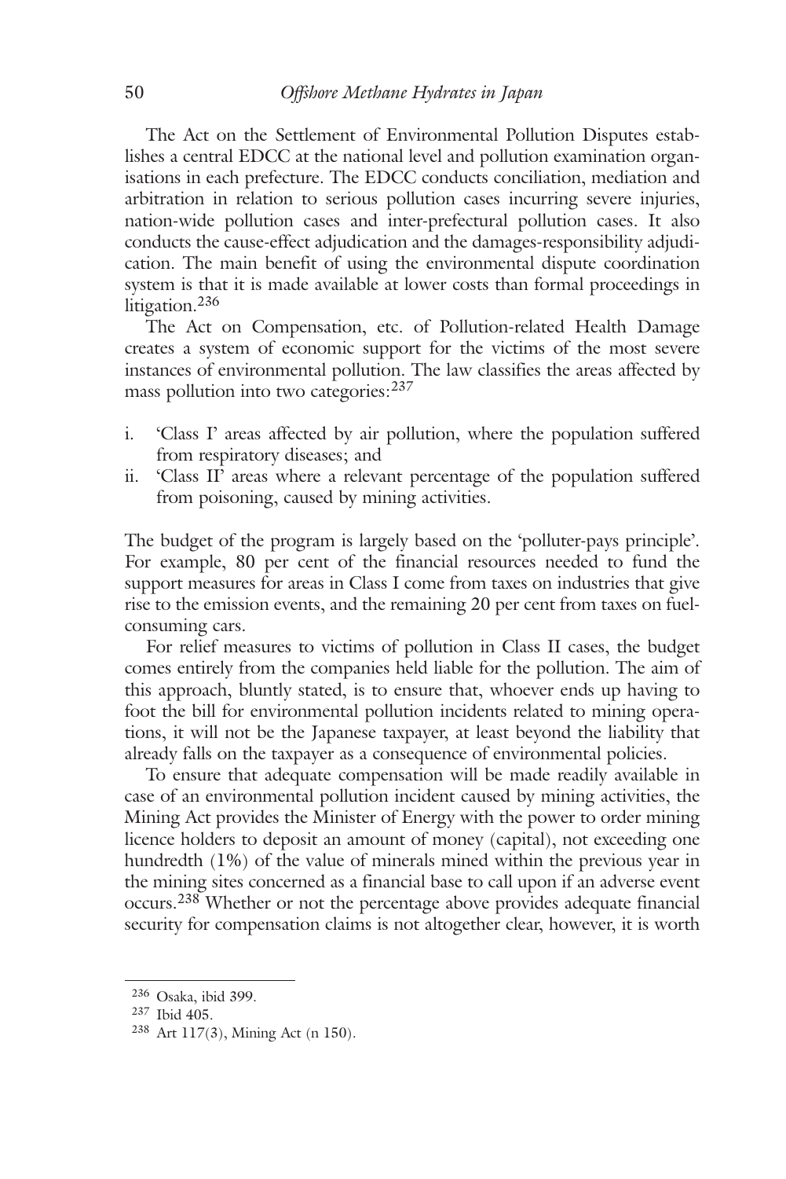The Act on the Settlement of Environmental Pollution Disputes establishes a central EDCC at the national level and pollution examination organisations in each prefecture. The EDCC conducts conciliation, mediation and arbitration in relation to serious pollution cases incurring severe injuries, nation-wide pollution cases and inter-prefectural pollution cases. It also conducts the cause-effect adjudication and the damages-responsibility adjudication. The main benefit of using the environmental dispute coordination system is that it is made available at lower costs than formal proceedings in litigation.[236]

The Act on Compensation, etc. of Pollution-related Health Damage creates a system of economic support for the victims of the most severe instances of environmental pollution. The law classifies the areas affected by mass pollution into two categories:[237]

i. 'Class I' areas affected by air pollution, where the population suffered from respiratory diseases; and
ii. 'Class II' areas where a relevant percentage of the population suffered from poisoning, caused by mining activities.

The budget of the program is largely based on the 'polluter-pays principle'. For example, 80 per cent of the financial resources needed to fund the support measures for areas in Class I come from taxes on industries that give rise to the emission events, and the remaining 20 per cent from taxes on fuel-consuming cars.

For relief measures to victims of pollution in Class II cases, the budget comes entirely from the companies held liable for the pollution. The aim of this approach, bluntly stated, is to ensure that, whoever ends up having to foot the bill for environmental pollution incidents related to mining operations, it will not be the Japanese taxpayer, at least beyond the liability that already falls on the taxpayer as a consequence of environmental policies.

To ensure that adequate compensation will be made readily available in case of an environmental pollution incident caused by mining activities, the Mining Act provides the Minister of Energy with the power to order mining licence holders to deposit an amount of money (capital), not exceeding one hundredth (1%) of the value of minerals mined within the previous year in the mining sites concerned as a financial base to call upon if an adverse event occurs.[238] Whether or not the percentage above provides adequate financial security for compensation claims is not altogether clear, however, it is worth

---

[236] Osaka, ibid 399.

[237] Ibid 405.

[238] Art 117(3), Mining Act (n 150).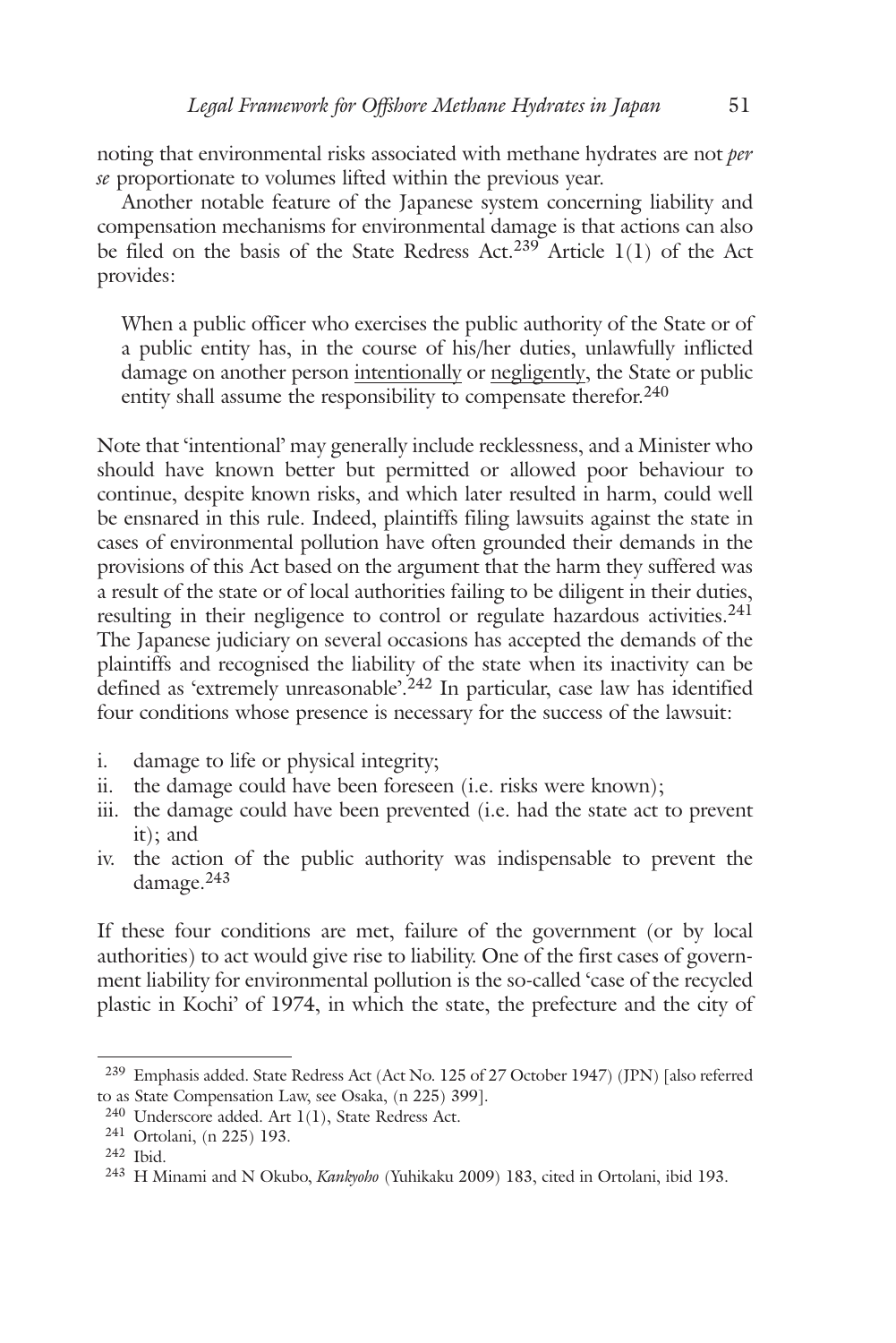noting that environmental risks associated with methane hydrates are not *per se* proportionate to volumes lifted within the previous year.

Another notable feature of the Japanese system concerning liability and compensation mechanisms for environmental damage is that actions can also be filed on the basis of the State Redress Act.[239] Article 1(1) of the Act provides:

> When a public officer who exercises the public authority of the State or of a public entity has, in the course of his/her duties, unlawfully inflicted damage on another person <u>intentionally</u> or <u>negligently</u>, the State or public entity shall assume the responsibility to compensate therefor.[240]

Note that 'intentional' may generally include recklessness, and a Minister who should have known better but permitted or allowed poor behaviour to continue, despite known risks, and which later resulted in harm, could well be ensnared in this rule. Indeed, plaintiffs filing lawsuits against the state in cases of environmental pollution have often grounded their demands in the provisions of this Act based on the argument that the harm they suffered was a result of the state or of local authorities failing to be diligent in their duties, resulting in their negligence to control or regulate hazardous activities.[241] The Japanese judiciary on several occasions has accepted the demands of the plaintiffs and recognised the liability of the state when its inactivity can be defined as 'extremely unreasonable'.[242] In particular, case law has identified four conditions whose presence is necessary for the success of the lawsuit:

i. damage to life or physical integrity;
ii. the damage could have been foreseen (i.e. risks were known);
iii. the damage could have been prevented (i.e. had the state act to prevent it); and
iv. the action of the public authority was indispensable to prevent the damage.[243]

If these four conditions are met, failure of the government (or by local authorities) to act would give rise to liability. One of the first cases of government liability for environmental pollution is the so-called 'case of the recycled plastic in Kochi' of 1974, in which the state, the prefecture and the city of

---

[239] Emphasis added. State Redress Act (Act No. 125 of 27 October 1947) (JPN) [also referred to as State Compensation Law, see Osaka, (n 225) 399].

[240] Underscore added. Art 1(1), State Redress Act.

[241] Ortolani, (n 225) 193.

[242] Ibid.

[243] H Minami and N Okubo, *Kankyoho* (Yuhikaku 2009) 183, cited in Ortolani, ibid 193.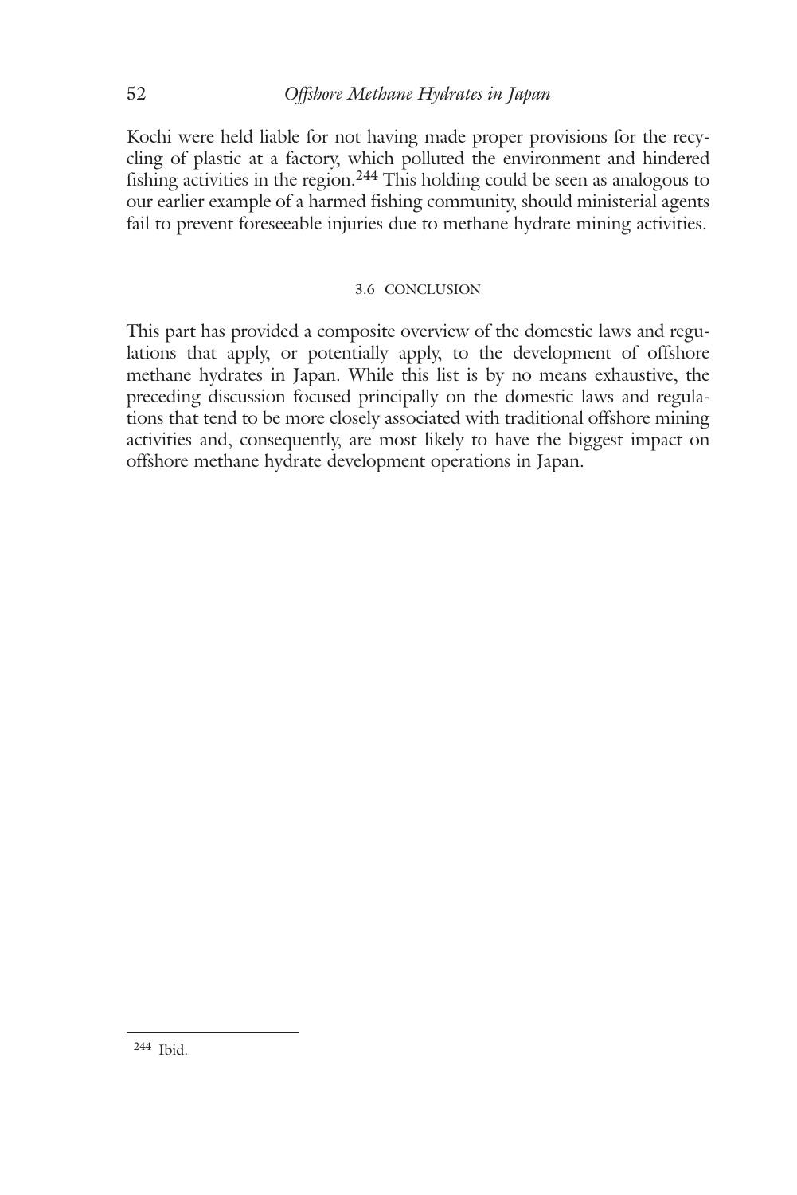Kochi were held liable for not having made proper provisions for the recycling of plastic at a factory, which polluted the environment and hindered fishing activities in the region.[244] This holding could be seen as analogous to our earlier example of a harmed fishing community, should ministerial agents fail to prevent foreseeable injuries due to methane hydrate mining activities.

### 3.6 CONCLUSION

This part has provided a composite overview of the domestic laws and regulations that apply, or potentially apply, to the development of offshore methane hydrates in Japan. While this list is by no means exhaustive, the preceding discussion focused principally on the domestic laws and regulations that tend to be more closely associated with traditional offshore mining activities and, consequently, are most likely to have the biggest impact on offshore methane hydrate development operations in Japan.

---

[244] Ibid.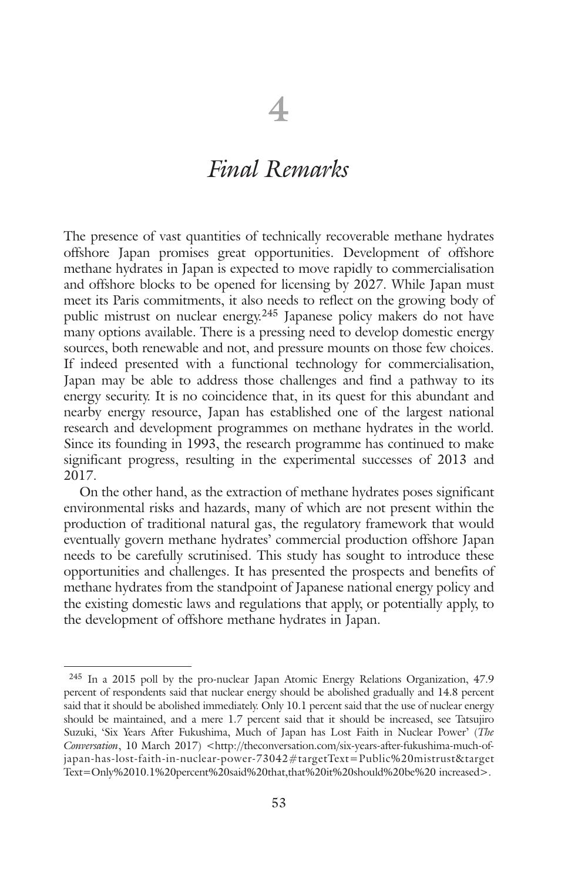# 4

# *Final Remarks*

The presence of vast quantities of technically recoverable methane hydrates offshore Japan promises great opportunities. Development of offshore methane hydrates in Japan is expected to move rapidly to commercialisation and offshore blocks to be opened for licensing by 2027. While Japan must meet its Paris commitments, it also needs to reflect on the growing body of public mistrust on nuclear energy.[245] Japanese policy makers do not have many options available. There is a pressing need to develop domestic energy sources, both renewable and not, and pressure mounts on those few choices. If indeed presented with a functional technology for commercialisation, Japan may be able to address those challenges and find a pathway to its energy security. It is no coincidence that, in its quest for this abundant and nearby energy resource, Japan has established one of the largest national research and development programmes on methane hydrates in the world. Since its founding in 1993, the research programme has continued to make significant progress, resulting in the experimental successes of 2013 and 2017.

On the other hand, as the extraction of methane hydrates poses significant environmental risks and hazards, many of which are not present within the production of traditional natural gas, the regulatory framework that would eventually govern methane hydrates' commercial production offshore Japan needs to be carefully scrutinised. This study has sought to introduce these opportunities and challenges. It has presented the prospects and benefits of methane hydrates from the standpoint of Japanese national energy policy and the existing domestic laws and regulations that apply, or potentially apply, to the development of offshore methane hydrates in Japan.

---

[245] In a 2015 poll by the pro-nuclear Japan Atomic Energy Relations Organization, 47.9 percent of respondents said that nuclear energy should be abolished gradually and 14.8 percent said that it should be abolished immediately. Only 10.1 percent said that the use of nuclear energy should be maintained, and a mere 1.7 percent said that it should be increased, see Tatsujiro Suzuki, 'Six Years After Fukushima, Much of Japan has Lost Faith in Nuclear Power' (*The Conversation*, 10 March 2017) <http://theconversation.com/six-years-after-fukushima-much-of-japan-has-lost-faith-in-nuclear-power-73042#targetText=Public%20mistrust&targetText=Only%2010.1%20percent%20said%20that,that%20it%20should%20be%20 increased>.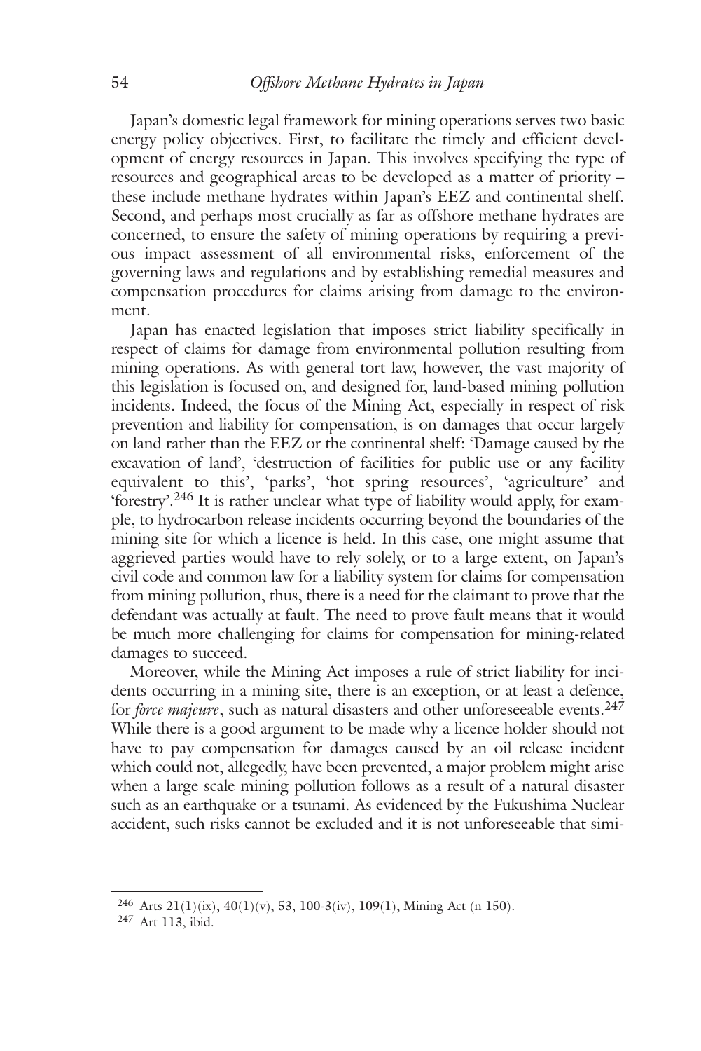Japan's domestic legal framework for mining operations serves two basic energy policy objectives. First, to facilitate the timely and efficient development of energy resources in Japan. This involves specifying the type of resources and geographical areas to be developed as a matter of priority – these include methane hydrates within Japan's EEZ and continental shelf. Second, and perhaps most crucially as far as offshore methane hydrates are concerned, to ensure the safety of mining operations by requiring a previous impact assessment of all environmental risks, enforcement of the governing laws and regulations and by establishing remedial measures and compensation procedures for claims arising from damage to the environment.

Japan has enacted legislation that imposes strict liability specifically in respect of claims for damage from environmental pollution resulting from mining operations. As with general tort law, however, the vast majority of this legislation is focused on, and designed for, land-based mining pollution incidents. Indeed, the focus of the Mining Act, especially in respect of risk prevention and liability for compensation, is on damages that occur largely on land rather than the EEZ or the continental shelf: 'Damage caused by the excavation of land', 'destruction of facilities for public use or any facility equivalent to this', 'parks', 'hot spring resources', 'agriculture' and 'forestry'.[246] It is rather unclear what type of liability would apply, for example, to hydrocarbon release incidents occurring beyond the boundaries of the mining site for which a licence is held. In this case, one might assume that aggrieved parties would have to rely solely, or to a large extent, on Japan's civil code and common law for a liability system for claims for compensation from mining pollution, thus, there is a need for the claimant to prove that the defendant was actually at fault. The need to prove fault means that it would be much more challenging for claims for compensation for mining-related damages to succeed.

Moreover, while the Mining Act imposes a rule of strict liability for incidents occurring in a mining site, there is an exception, or at least a defence, for *force majeure*, such as natural disasters and other unforeseeable events.[247] While there is a good argument to be made why a licence holder should not have to pay compensation for damages caused by an oil release incident which could not, allegedly, have been prevented, a major problem might arise when a large scale mining pollution follows as a result of a natural disaster such as an earthquake or a tsunami. As evidenced by the Fukushima Nuclear accident, such risks cannot be excluded and it is not unforeseeable that simi-

---

[246] Arts 21(1)(ix), 40(1)(v), 53, 100-3(iv), 109(1), Mining Act (n 150).

[247] Art 113, ibid.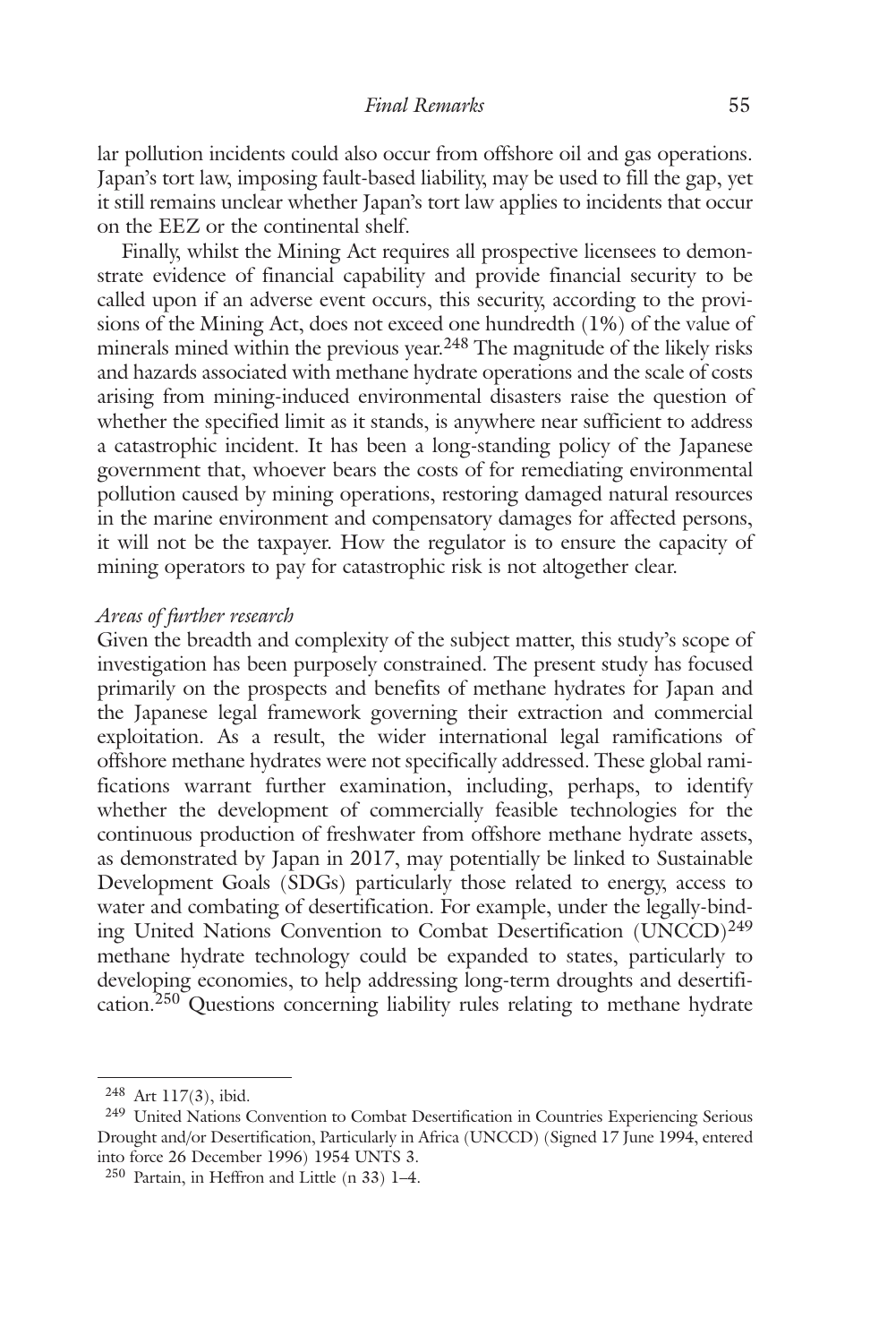lar pollution incidents could also occur from offshore oil and gas operations. Japan's tort law, imposing fault-based liability, may be used to fill the gap, yet it still remains unclear whether Japan's tort law applies to incidents that occur on the EEZ or the continental shelf.

Finally, whilst the Mining Act requires all prospective licensees to demonstrate evidence of financial capability and provide financial security to be called upon if an adverse event occurs, this security, according to the provisions of the Mining Act, does not exceed one hundredth (1%) of the value of minerals mined within the previous year.[248] The magnitude of the likely risks and hazards associated with methane hydrate operations and the scale of costs arising from mining-induced environmental disasters raise the question of whether the specified limit as it stands, is anywhere near sufficient to address a catastrophic incident. It has been a long-standing policy of the Japanese government that, whoever bears the costs of for remediating environmental pollution caused by mining operations, restoring damaged natural resources in the marine environment and compensatory damages for affected persons, it will not be the taxpayer. How the regulator is to ensure the capacity of mining operators to pay for catastrophic risk is not altogether clear.

*Areas of further research*

Given the breadth and complexity of the subject matter, this study's scope of investigation has been purposely constrained. The present study has focused primarily on the prospects and benefits of methane hydrates for Japan and the Japanese legal framework governing their extraction and commercial exploitation. As a result, the wider international legal ramifications of offshore methane hydrates were not specifically addressed. These global ramifications warrant further examination, including, perhaps, to identify whether the development of commercially feasible technologies for the continuous production of freshwater from offshore methane hydrate assets, as demonstrated by Japan in 2017, may potentially be linked to Sustainable Development Goals (SDGs) particularly those related to energy, access to water and combating of desertification. For example, under the legally-binding United Nations Convention to Combat Desertification (UNCCD)[249] methane hydrate technology could be expanded to states, particularly to developing economies, to help addressing long-term droughts and desertification.[250] Questions concerning liability rules relating to methane hydrate

---

[248] Art 117(3), ibid.

[249] United Nations Convention to Combat Desertification in Countries Experiencing Serious Drought and/or Desertification, Particularly in Africa (UNCCD) (Signed 17 June 1994, entered into force 26 December 1996) 1954 UNTS 3.

[250] Partain, in Heffron and Little (n 33) 1–4.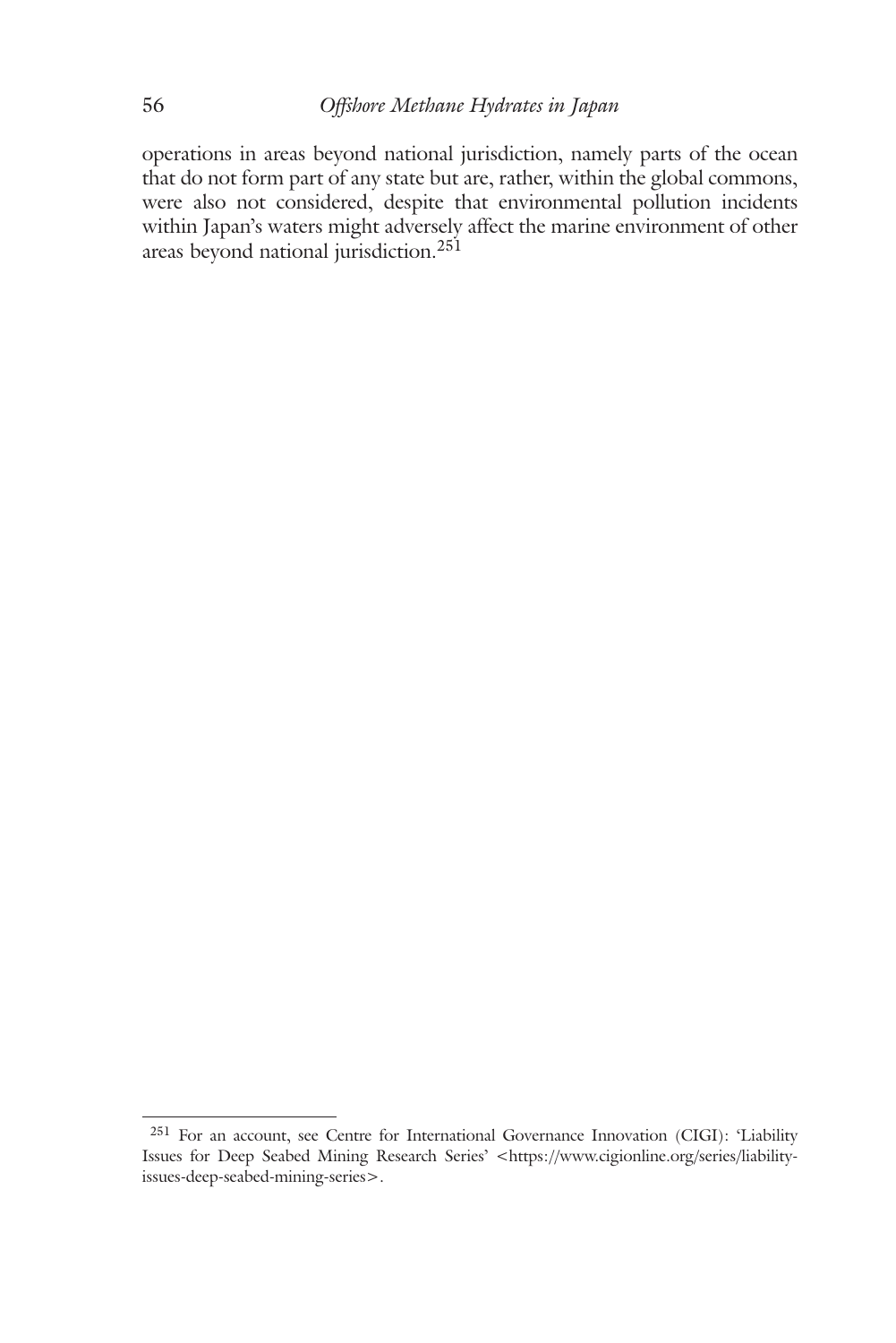operations in areas beyond national jurisdiction, namely parts of the ocean that do not form part of any state but are, rather, within the global commons, were also not considered, despite that environmental pollution incidents within Japan's waters might adversely affect the marine environment of other areas beyond national jurisdiction.[251]

---

[251] For an account, see Centre for International Governance Innovation (CIGI): 'Liability Issues for Deep Seabed Mining Research Series' <https://www.cigionline.org/series/liability-issues-deep-seabed-mining-series>.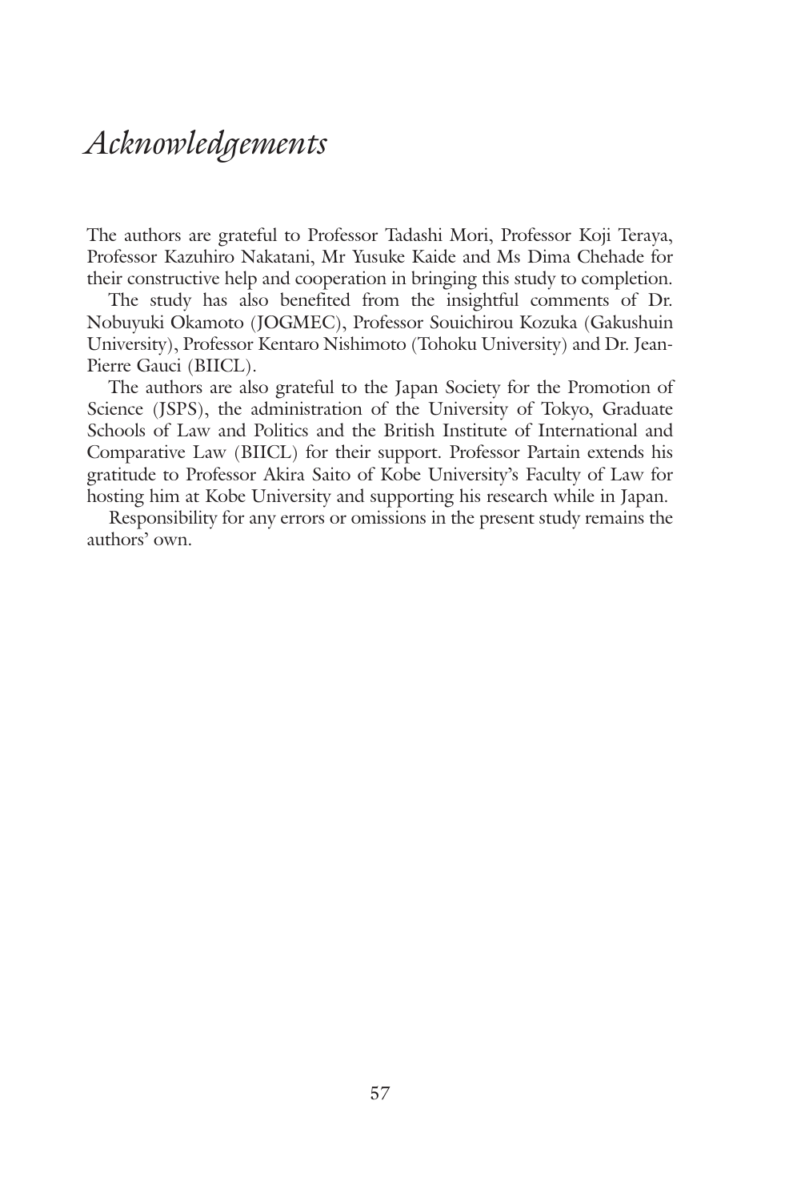# *Acknowledgements*

The authors are grateful to Professor Tadashi Mori, Professor Koji Teraya, Professor Kazuhiro Nakatani, Mr Yusuke Kaide and Ms Dima Chehade for their constructive help and cooperation in bringing this study to completion.

The study has also benefited from the insightful comments of Dr. Nobuyuki Okamoto (JOGMEC), Professor Souichirou Kozuka (Gakushuin University), Professor Kentaro Nishimoto (Tohoku University) and Dr. Jean-Pierre Gauci (BIICL).

The authors are also grateful to the Japan Society for the Promotion of Science (JSPS), the administration of the University of Tokyo, Graduate Schools of Law and Politics and the British Institute of International and Comparative Law (BIICL) for their support. Professor Partain extends his gratitude to Professor Akira Saito of Kobe University's Faculty of Law for hosting him at Kobe University and supporting his research while in Japan.

Responsibility for any errors or omissions in the present study remains the authors' own.